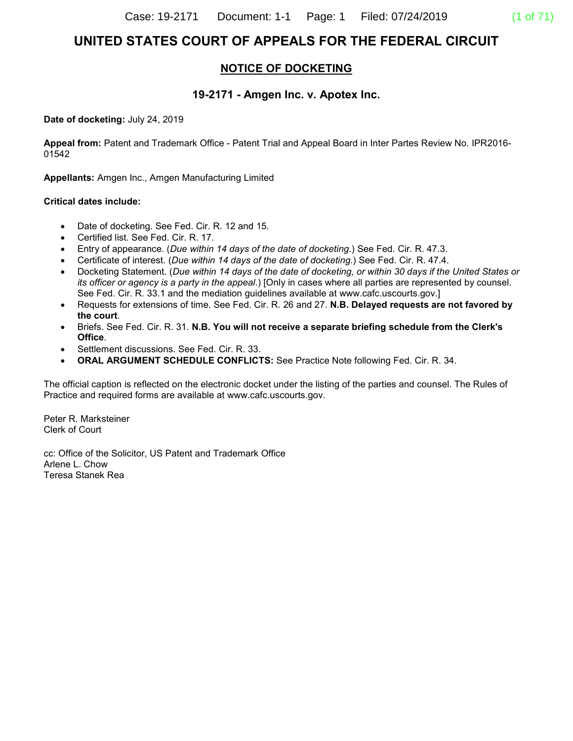# UNITED STATES COURT OF APPEALS FOR THE FEDERAL CIRCUIT

## NOTICE OF DOCKETING

### 19-2171 - Amgen Inc. v. Apotex Inc.

**Date of docketing:** July 24, 2019

**Appeal from:** Patent and Trademark Office - Patent Trial and Appeal Board in Inter Partes Review No. IPR2016-01542

**Appellants:** Amgen Inc., Amgen Manufacturing Limited

**Critical dates include:**

- Date of docketing. See Fed. Cir. R. 12 and 15.
- Certified list. See Fed. Cir. R. 17.
- Entry of appearance. (*Due within 14 days of the date of docketing*.) See Fed. Cir. R. 47.3.
- Certificate of interest. (*Due within 14 days of the date of docketing.*) See Fed. Cir. R. 47.4.
- Docketing Statement. (*Due within 14 days of the date of docketing, or within 30 days if the United States or its officer or agency is a party in the appeal*.) [Only in cases where all parties are represented by counsel. See Fed. Cir. R. 33.1 and the mediation guidelines available at www.cafc.uscourts.gov.]
- Requests for extensions of time. See Fed. Cir. R. 26 and 27. **N.B. Delayed requests are not favored by the court**.
- Briefs. See Fed. Cir. R. 31. **N.B. You will not receive a separate briefing schedule from the Clerk's Office**.
- Settlement discussions. See Fed. Cir. R. 33.
- **ORAL ARGUMENT SCHEDULE CONFLICTS:** See Practice Note following Fed. Cir. R. 34.

The official caption is reflected on the electronic docket under the listing of the parties and counsel. The Rules of Practice and required forms are available at www.cafc.uscourts.gov.

Peter R. Marksteiner
Clerk of Court

cc: Office of the Solicitor, US Patent and Trademark Office
Arlene L. Chow
Teresa Stanek Rea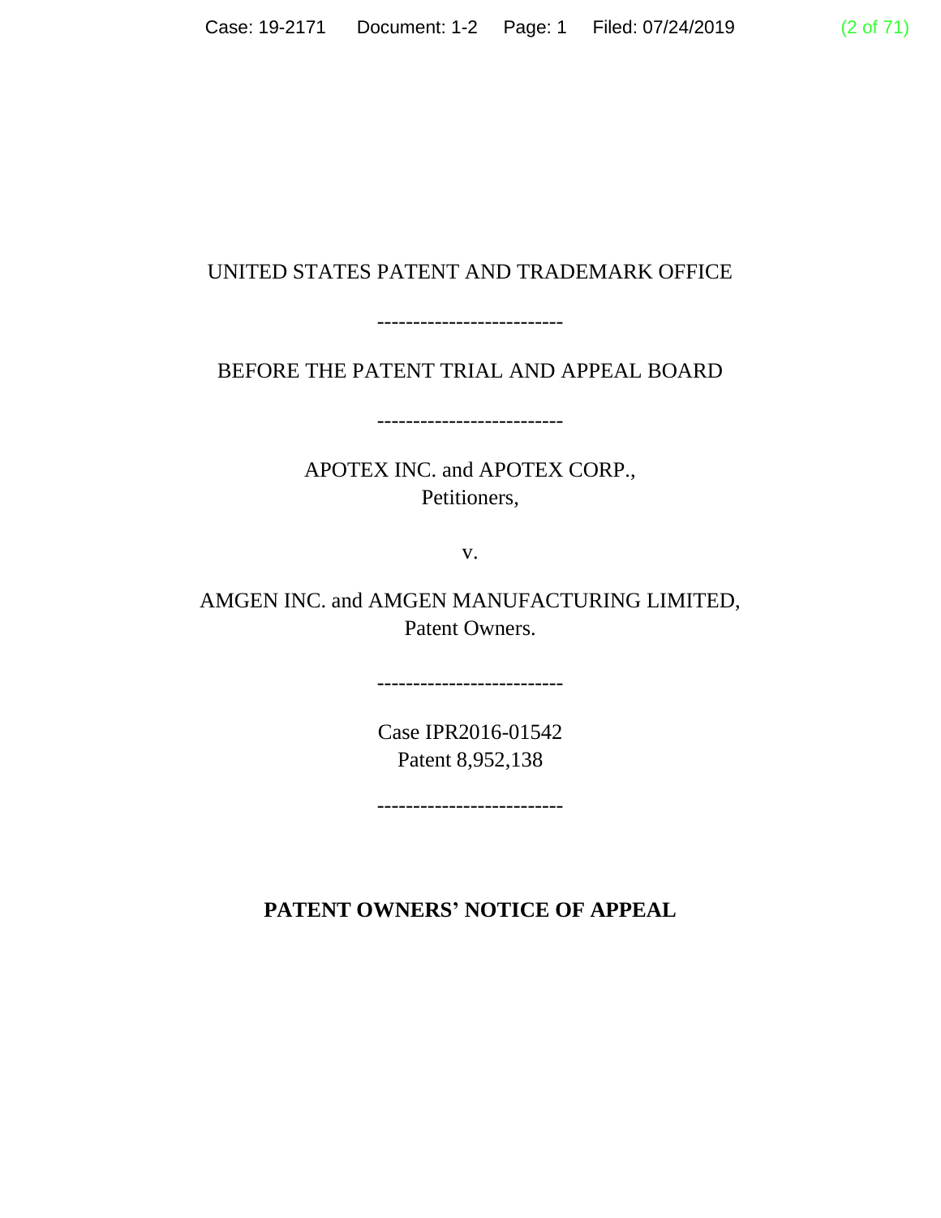UNITED STATES PATENT AND TRADEMARK OFFICE

--------------------------

BEFORE THE PATENT TRIAL AND APPEAL BOARD

--------------------------

APOTEX INC. and APOTEX CORP.,
Petitioners,

v.

AMGEN INC. and AMGEN MANUFACTURING LIMITED,
Patent Owners.

--------------------------

Case IPR2016-01542
Patent 8,952,138

--------------------------

**PATENT OWNERS' NOTICE OF APPEAL**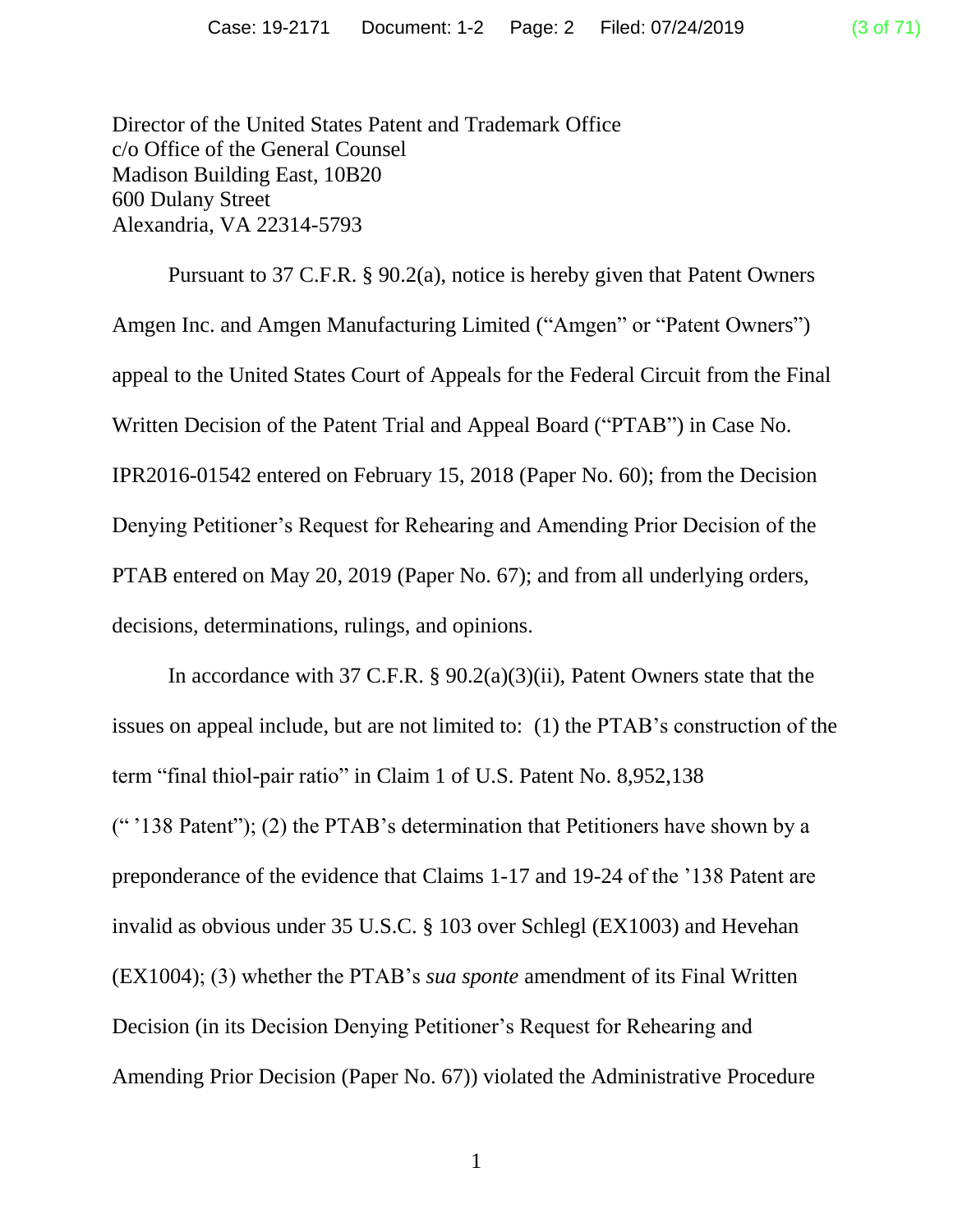Director of the United States Patent and Trademark Office
c/o Office of the General Counsel
Madison Building East, 10B20
600 Dulany Street
Alexandria, VA 22314-5793

Pursuant to 37 C.F.R. § 90.2(a), notice is hereby given that Patent Owners Amgen Inc. and Amgen Manufacturing Limited ("Amgen" or "Patent Owners") appeal to the United States Court of Appeals for the Federal Circuit from the Final Written Decision of the Patent Trial and Appeal Board ("PTAB") in Case No. IPR2016-01542 entered on February 15, 2018 (Paper No. 60); from the Decision Denying Petitioner's Request for Rehearing and Amending Prior Decision of the PTAB entered on May 20, 2019 (Paper No. 67); and from all underlying orders, decisions, determinations, rulings, and opinions.

In accordance with 37 C.F.R. § 90.2(a)(3)(ii), Patent Owners state that the issues on appeal include, but are not limited to: (1) the PTAB's construction of the term "final thiol-pair ratio" in Claim 1 of U.S. Patent No. 8,952,138 (" '138 Patent"); (2) the PTAB's determination that Petitioners have shown by a preponderance of the evidence that Claims 1-17 and 19-24 of the '138 Patent are invalid as obvious under 35 U.S.C. § 103 over Schlegl (EX1003) and Hevehan (EX1004); (3) whether the PTAB's *sua sponte* amendment of its Final Written Decision (in its Decision Denying Petitioner's Request for Rehearing and Amending Prior Decision (Paper No. 67)) violated the Administrative Procedure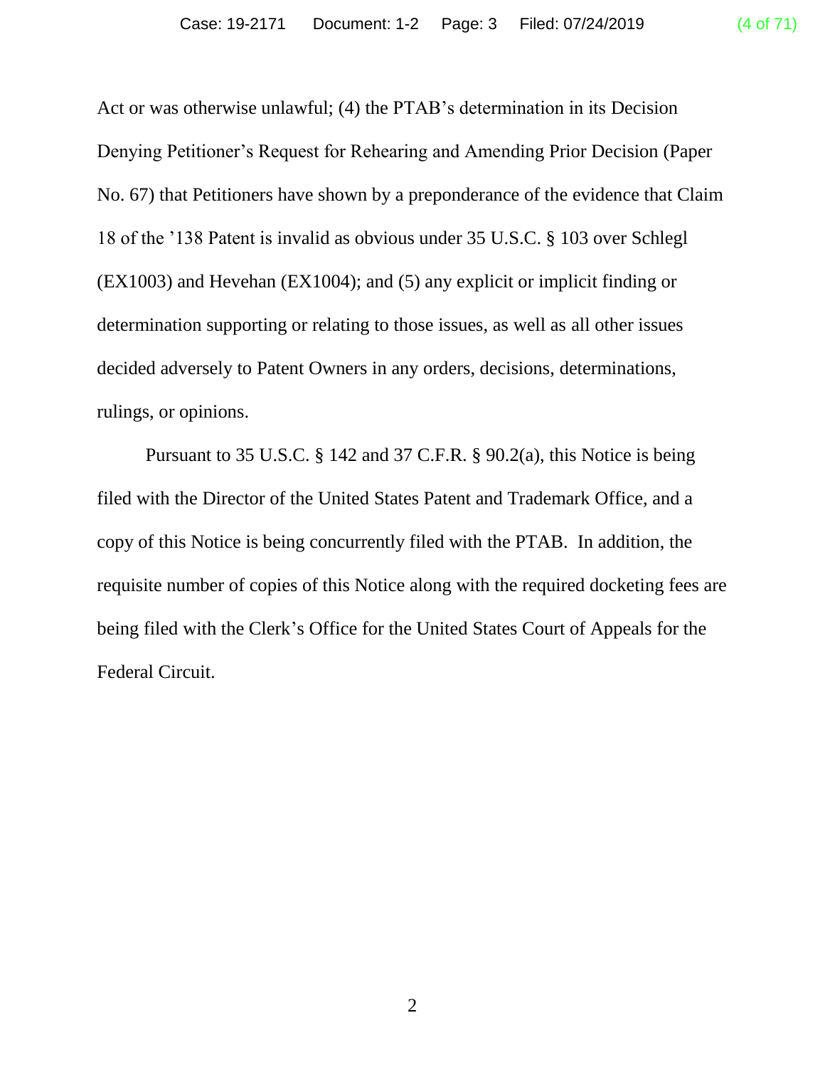Act or was otherwise unlawful; (4) the PTAB's determination in its Decision Denying Petitioner's Request for Rehearing and Amending Prior Decision (Paper No. 67) that Petitioners have shown by a preponderance of the evidence that Claim 18 of the '138 Patent is invalid as obvious under 35 U.S.C. § 103 over Schlegl (EX1003) and Hevehan (EX1004); and (5) any explicit or implicit finding or determination supporting or relating to those issues, as well as all other issues decided adversely to Patent Owners in any orders, decisions, determinations, rulings, or opinions.

Pursuant to 35 U.S.C. § 142 and 37 C.F.R. § 90.2(a), this Notice is being filed with the Director of the United States Patent and Trademark Office, and a copy of this Notice is being concurrently filed with the PTAB. In addition, the requisite number of copies of this Notice along with the required docketing fees are being filed with the Clerk's Office for the United States Court of Appeals for the Federal Circuit.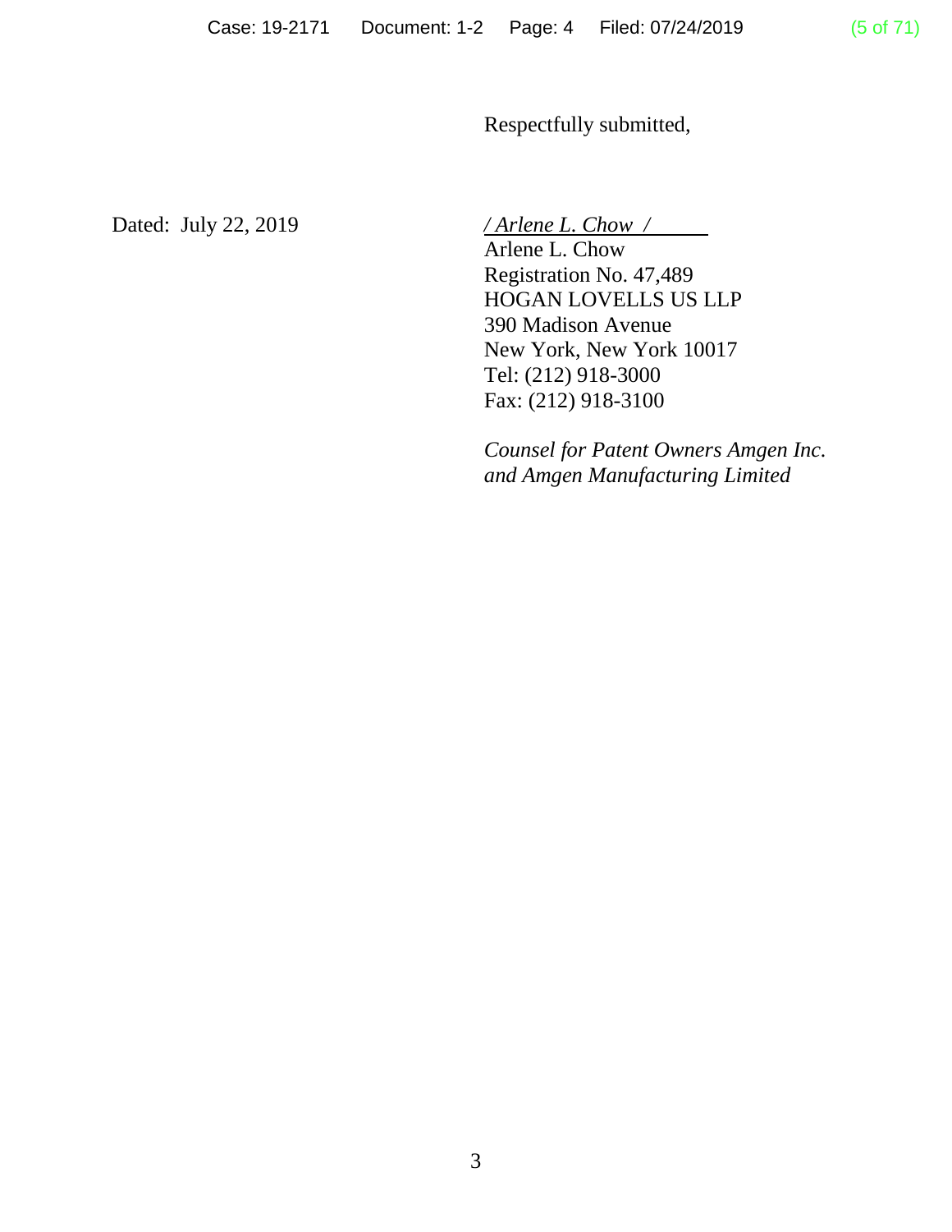Respectfully submitted,

Dated: July 22, 2019

*/ Arlene L. Chow /*

Arlene L. Chow
Registration No. 47,489
HOGAN LOVELLS US LLP
390 Madison Avenue
New York, New York 10017
Tel: (212) 918-3000
Fax: (212) 918-3100

*Counsel for Patent Owners Amgen Inc. and Amgen Manufacturing Limited*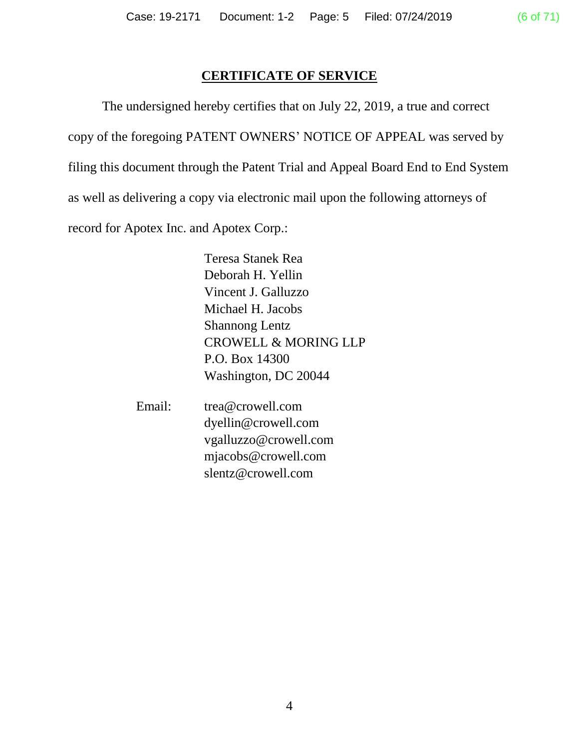## CERTIFICATE OF SERVICE

The undersigned hereby certifies that on July 22, 2019, a true and correct copy of the foregoing PATENT OWNERS' NOTICE OF APPEAL was served by filing this document through the Patent Trial and Appeal Board End to End System as well as delivering a copy via electronic mail upon the following attorneys of record for Apotex Inc. and Apotex Corp.:

Teresa Stanek Rea
Deborah H. Yellin
Vincent J. Galluzzo
Michael H. Jacobs
Shannong Lentz
CROWELL & MORING LLP
P.O. Box 14300
Washington, DC 20044

Email:
trea@crowell.com
dyellin@crowell.com
vgalluzzo@crowell.com
mjacobs@crowell.com
slentz@crowell.com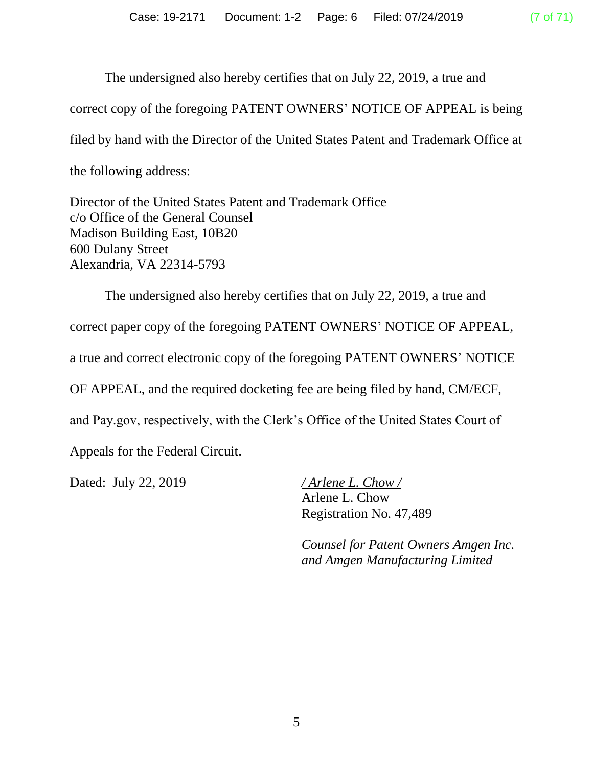The undersigned also hereby certifies that on July 22, 2019, a true and correct copy of the foregoing PATENT OWNERS' NOTICE OF APPEAL is being filed by hand with the Director of the United States Patent and Trademark Office at the following address:

Director of the United States Patent and Trademark Office
c/o Office of the General Counsel
Madison Building East, 10B20
600 Dulany Street
Alexandria, VA 22314-5793

The undersigned also hereby certifies that on July 22, 2019, a true and correct paper copy of the foregoing PATENT OWNERS' NOTICE OF APPEAL, a true and correct electronic copy of the foregoing PATENT OWNERS' NOTICE OF APPEAL, and the required docketing fee are being filed by hand, CM/ECF, and Pay.gov, respectively, with the Clerk's Office of the United States Court of Appeals for the Federal Circuit.

Dated: July 22, 2019

*/ Arlene L. Chow /*
Arlene L. Chow
Registration No. 47,489

*Counsel for Patent Owners Amgen Inc. and Amgen Manufacturing Limited*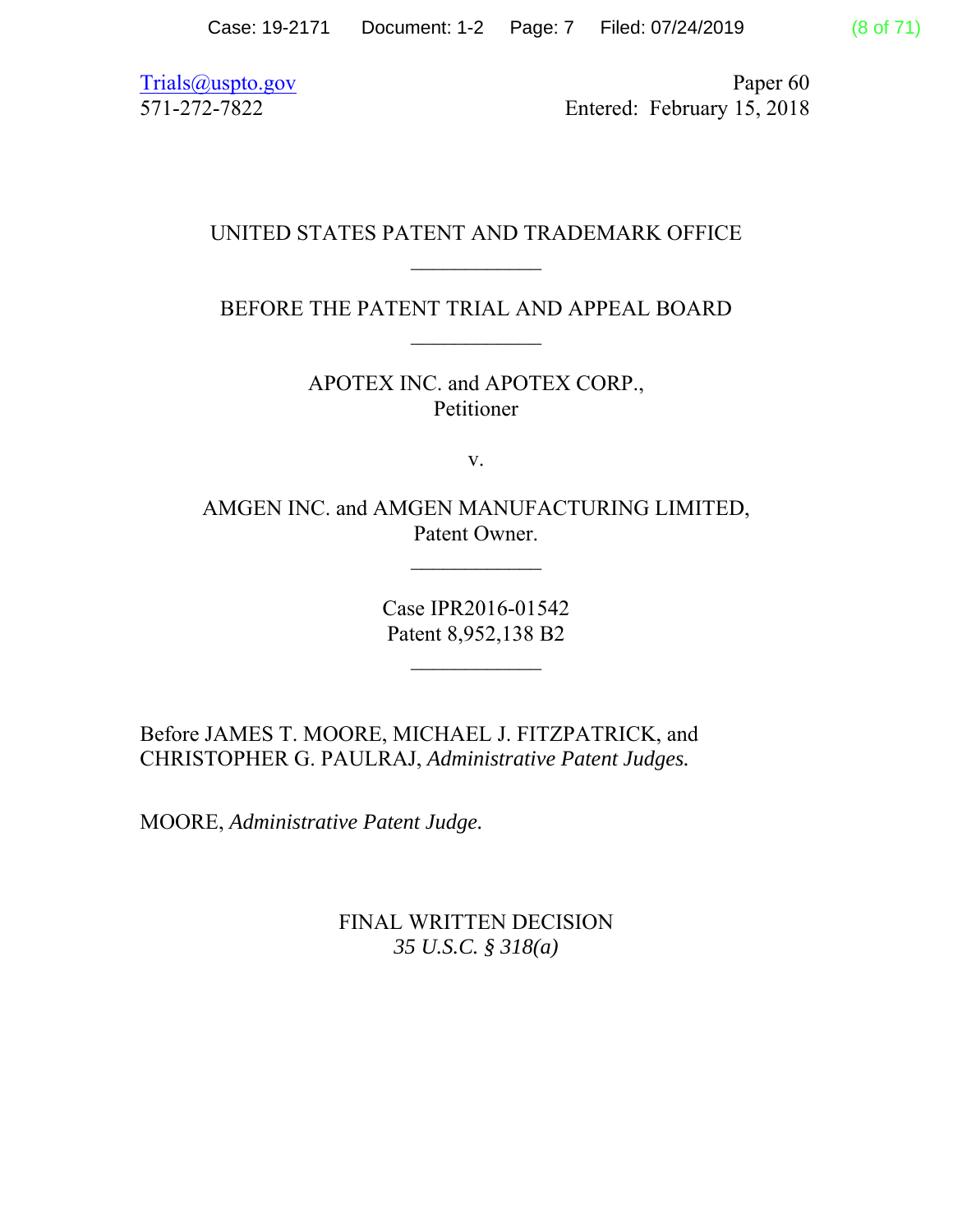Trials@uspto.gov
571-272-7822

Paper 60
Entered: February 15, 2018

UNITED STATES PATENT AND TRADEMARK OFFICE

____________

BEFORE THE PATENT TRIAL AND APPEAL BOARD

____________

APOTEX INC. and APOTEX CORP.,
Petitioner

v.

AMGEN INC. and AMGEN MANUFACTURING LIMITED,
Patent Owner.

____________

Case IPR2016-01542
Patent 8,952,138 B2

____________

Before JAMES T. MOORE, MICHAEL J. FITZPATRICK, and CHRISTOPHER G. PAULRAJ, *Administrative Patent Judges.*

MOORE, *Administrative Patent Judge.*

FINAL WRITTEN DECISION
*35 U.S.C. § 318(a)*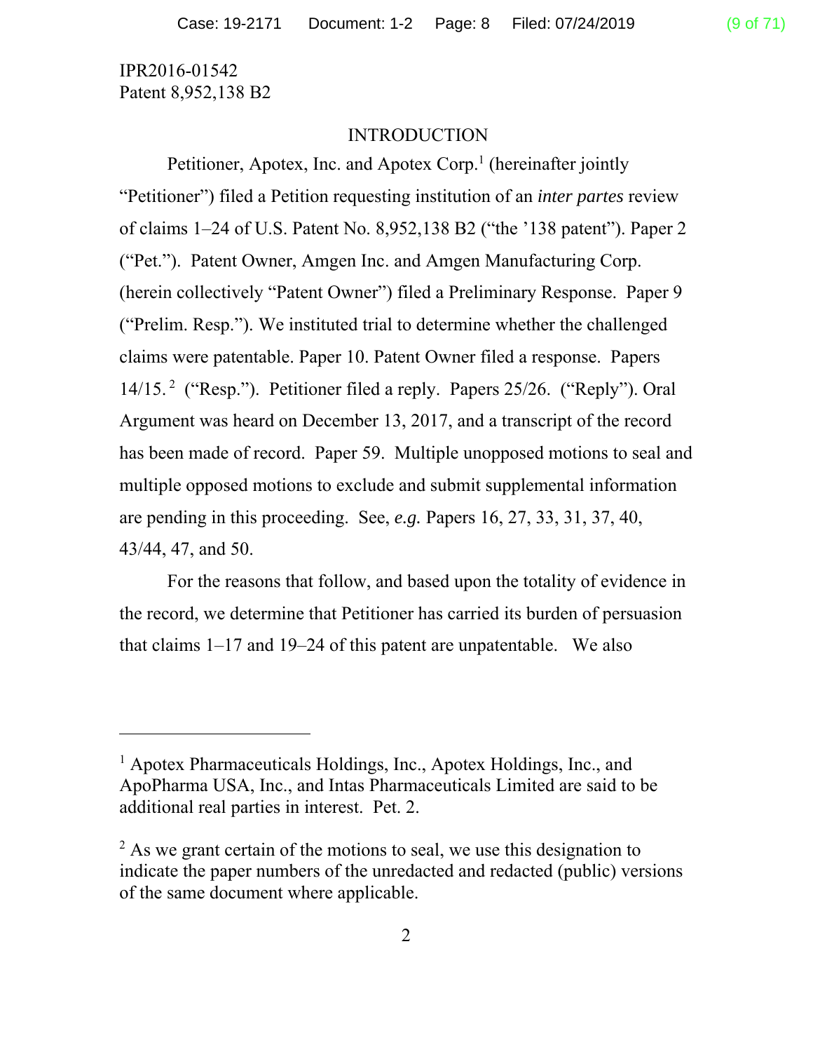IPR2016-01542
Patent 8,952,138 B2

## INTRODUCTION

Petitioner, Apotex, Inc. and Apotex Corp.[1] (hereinafter jointly "Petitioner") filed a Petition requesting institution of an *inter partes* review of claims 1–24 of U.S. Patent No. 8,952,138 B2 ("the '138 patent"). Paper 2 ("Pet."). Patent Owner, Amgen Inc. and Amgen Manufacturing Corp. (herein collectively "Patent Owner") filed a Preliminary Response. Paper 9 ("Prelim. Resp."). We instituted trial to determine whether the challenged claims were patentable. Paper 10. Patent Owner filed a response. Papers 14/15.[2] ("Resp."). Petitioner filed a reply. Papers 25/26. ("Reply"). Oral Argument was heard on December 13, 2017, and a transcript of the record has been made of record. Paper 59. Multiple unopposed motions to seal and multiple opposed motions to exclude and submit supplemental information are pending in this proceeding. See, *e.g.* Papers 16, 27, 33, 31, 37, 40, 43/44, 47, and 50.

For the reasons that follow, and based upon the totality of evidence in the record, we determine that Petitioner has carried its burden of persuasion that claims 1–17 and 19–24 of this patent are unpatentable. We also

---

[1] Apotex Pharmaceuticals Holdings, Inc., Apotex Holdings, Inc., and ApoPharma USA, Inc., and Intas Pharmaceuticals Limited are said to be additional real parties in interest. Pet. 2.

[2] As we grant certain of the motions to seal, we use this designation to indicate the paper numbers of the unredacted and redacted (public) versions of the same document where applicable.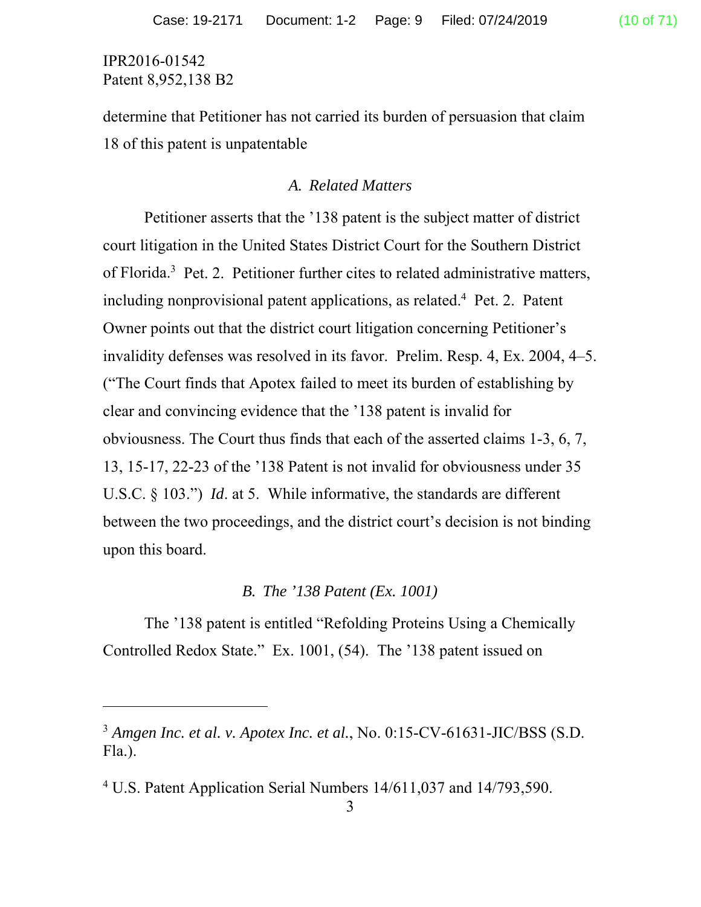IPR2016-01542
Patent 8,952,138 B2

determine that Petitioner has not carried its burden of persuasion that claim 18 of this patent is unpatentable

### *A. Related Matters*

Petitioner asserts that the '138 patent is the subject matter of district court litigation in the United States District Court for the Southern District of Florida.[3] Pet. 2. Petitioner further cites to related administrative matters, including nonprovisional patent applications, as related.[4] Pet. 2. Patent Owner points out that the district court litigation concerning Petitioner's invalidity defenses was resolved in its favor. Prelim. Resp. 4, Ex. 2004, 4–5. ("The Court finds that Apotex failed to meet its burden of establishing by clear and convincing evidence that the '138 patent is invalid for obviousness. The Court thus finds that each of the asserted claims 1-3, 6, 7, 13, 15-17, 22-23 of the '138 Patent is not invalid for obviousness under 35 U.S.C. § 103.") *Id*. at 5. While informative, the standards are different between the two proceedings, and the district court's decision is not binding upon this board.

### *B. The '138 Patent (Ex. 1001)*

The '138 patent is entitled "Refolding Proteins Using a Chemically Controlled Redox State." Ex. 1001, (54). The '138 patent issued on

---

[3] *Amgen Inc. et al. v. Apotex Inc. et al.*, No. 0:15-CV-61631-JIC/BSS (S.D. Fla.).

[4] U.S. Patent Application Serial Numbers 14/611,037 and 14/793,590.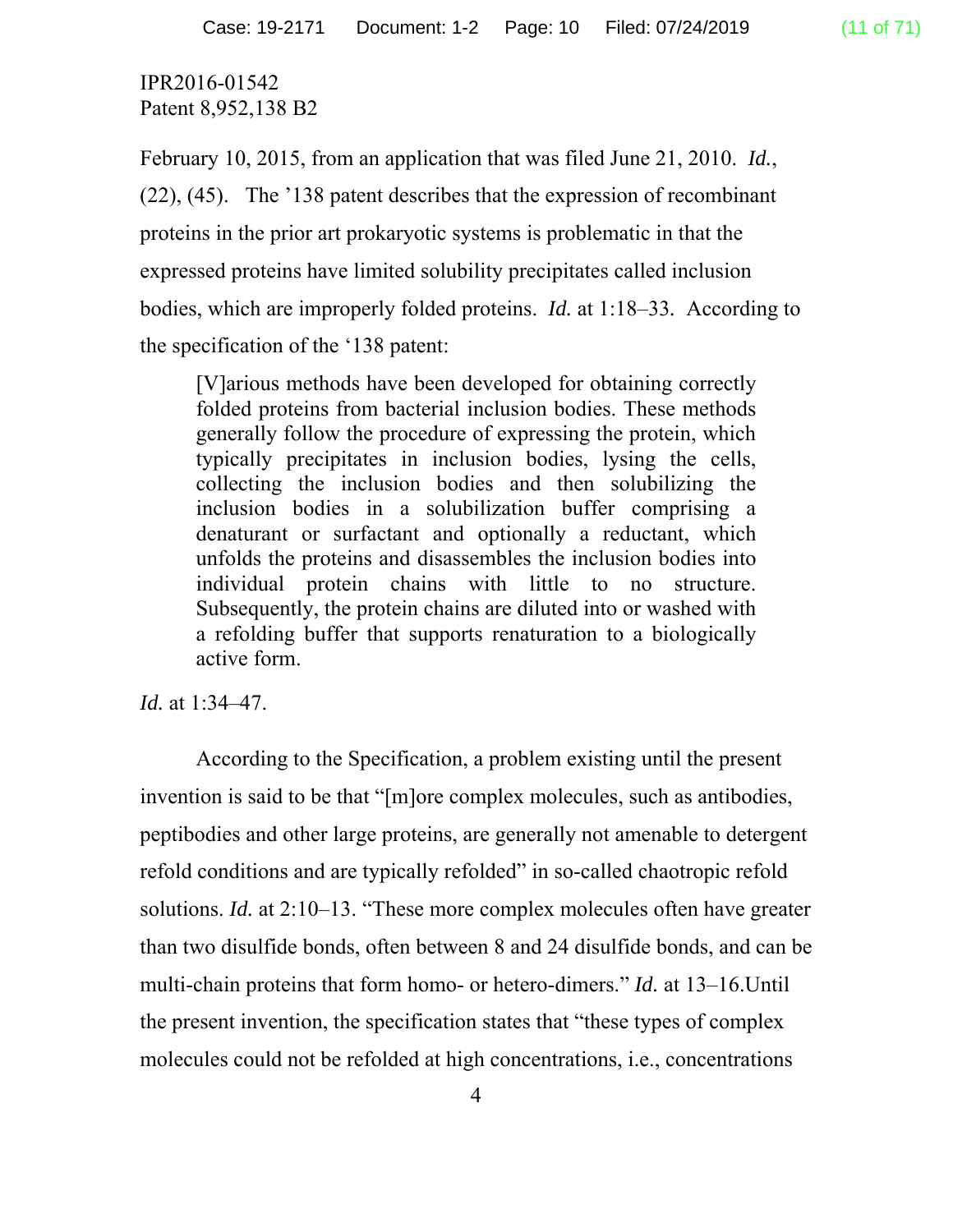IPR2016-01542
Patent 8,952,138 B2

February 10, 2015, from an application that was filed June 21, 2010. *Id.*, (22), (45). The '138 patent describes that the expression of recombinant proteins in the prior art prokaryotic systems is problematic in that the expressed proteins have limited solubility precipitates called inclusion bodies, which are improperly folded proteins. *Id.* at 1:18–33. According to the specification of the '138 patent:

> [V]arious methods have been developed for obtaining correctly folded proteins from bacterial inclusion bodies. These methods generally follow the procedure of expressing the protein, which typically precipitates in inclusion bodies, lysing the cells, collecting the inclusion bodies and then solubilizing the inclusion bodies in a solubilization buffer comprising a denaturant or surfactant and optionally a reductant, which unfolds the proteins and disassembles the inclusion bodies into individual protein chains with little to no structure. Subsequently, the protein chains are diluted into or washed with a refolding buffer that supports renaturation to a biologically active form.

*Id.* at 1:34–47.

According to the Specification, a problem existing until the present invention is said to be that "[m]ore complex molecules, such as antibodies, peptibodies and other large proteins, are generally not amenable to detergent refold conditions and are typically refolded" in so-called chaotropic refold solutions. *Id.* at 2:10–13. "These more complex molecules often have greater than two disulfide bonds, often between 8 and 24 disulfide bonds, and can be multi-chain proteins that form homo- or hetero-dimers." *Id.* at 13–16.Until the present invention, the specification states that "these types of complex molecules could not be refolded at high concentrations, i.e., concentrations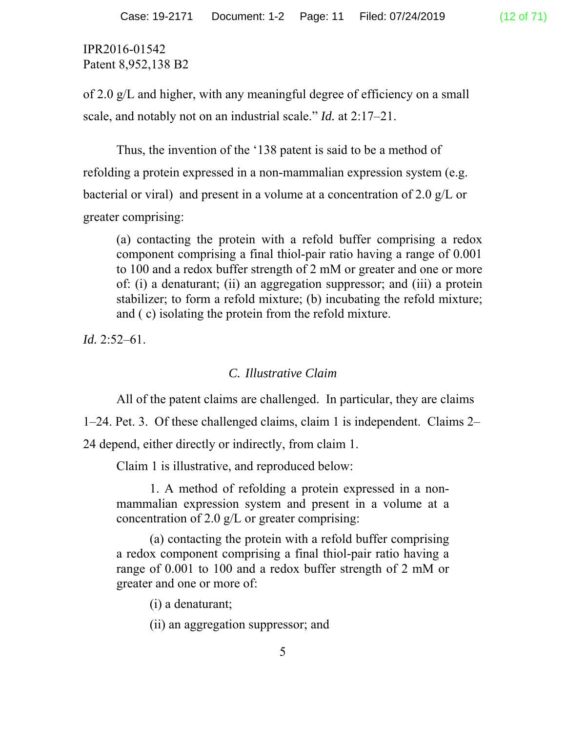IPR2016-01542
Patent 8,952,138 B2

of 2.0 g/L and higher, with any meaningful degree of efficiency on a small scale, and notably not on an industrial scale." *Id.* at 2:17–21.

Thus, the invention of the '138 patent is said to be a method of refolding a protein expressed in a non-mammalian expression system (e.g. bacterial or viral) and present in a volume at a concentration of 2.0 g/L or greater comprising:

> (a) contacting the protein with a refold buffer comprising a redox component comprising a final thiol-pair ratio having a range of 0.001 to 100 and a redox buffer strength of 2 mM or greater and one or more of: (i) a denaturant; (ii) an aggregation suppressor; and (iii) a protein stabilizer; to form a refold mixture; (b) incubating the refold mixture; and ( c) isolating the protein from the refold mixture.

*Id.* 2:52–61.

### *C. Illustrative Claim*

All of the patent claims are challenged. In particular, they are claims 1–24. Pet. 3. Of these challenged claims, claim 1 is independent. Claims 2–24 depend, either directly or indirectly, from claim 1.

Claim 1 is illustrative, and reproduced below:

> 1. A method of refolding a protein expressed in a non-mammalian expression system and present in a volume at a concentration of 2.0 g/L or greater comprising:
>
> (a) contacting the protein with a refold buffer comprising a redox component comprising a final thiol-pair ratio having a range of 0.001 to 100 and a redox buffer strength of 2 mM or greater and one or more of:
>
> (i) a denaturant;
>
> (ii) an aggregation suppressor; and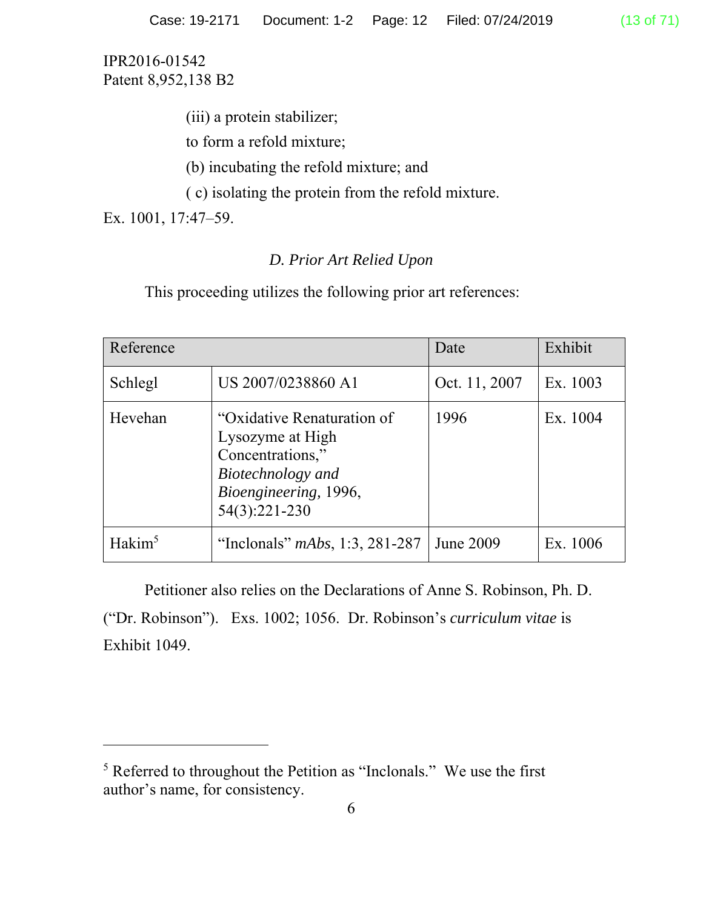IPR2016-01542
Patent 8,952,138 B2

(iii) a protein stabilizer;

to form a refold mixture;

(b) incubating the refold mixture; and

( c) isolating the protein from the refold mixture.

Ex. 1001, 17:47–59.

### *D. Prior Art Relied Upon*

This proceeding utilizes the following prior art references:

| Reference | | Date | Exhibit |
|---|---|---|---|
| Schlegl | US 2007/0238860 A1 | Oct. 11, 2007 | Ex. 1003 |
| Hevehan | "Oxidative Renaturation of Lysozyme at High Concentrations," *Biotechnology and Bioengineering*, 1996, 54(3):221-230 | 1996 | Ex. 1004 |
| Hakim[5] | "Inclonals" *mAbs*, 1:3, 281-287 | June 2009 | Ex. 1006 |

Petitioner also relies on the Declarations of Anne S. Robinson, Ph. D. ("Dr. Robinson"). Exs. 1002; 1056. Dr. Robinson's *curriculum vitae* is Exhibit 1049.

---

[5] Referred to throughout the Petition as "Inclonals." We use the first author's name, for consistency.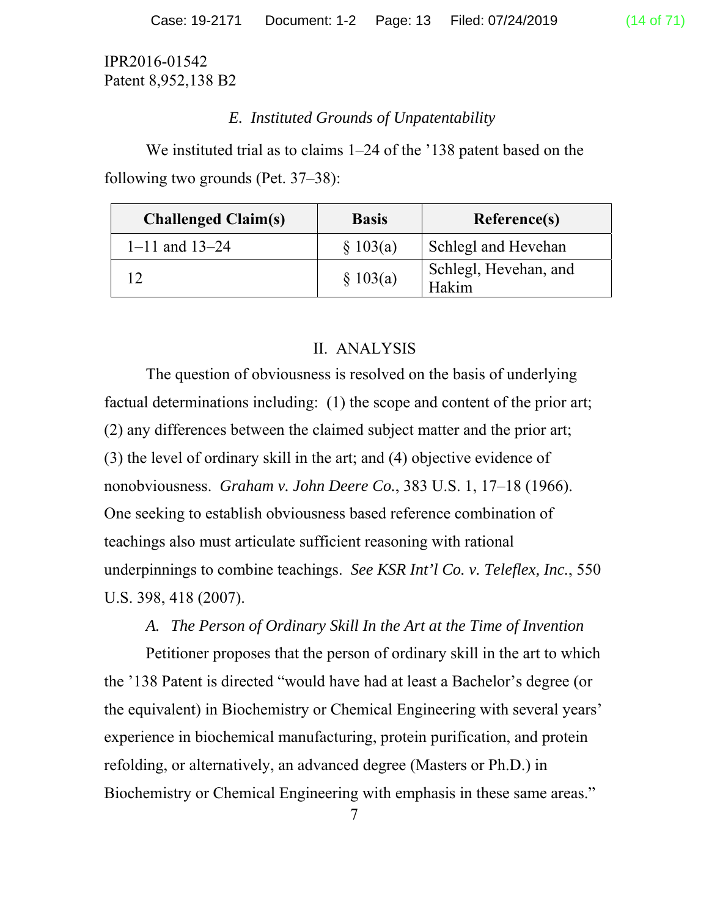IPR2016-01542
Patent 8,952,138 B2

### *E. Instituted Grounds of Unpatentability*

We instituted trial as to claims 1–24 of the '138 patent based on the following two grounds (Pet. 37–38):

| Challenged Claim(s) | Basis | Reference(s) |
|---|---|---|
| 1–11 and 13–24 | § 103(a) | Schlegl and Hevehan |
| 12 | § 103(a) | Schlegl, Hevehan, and Hakim |

## II. ANALYSIS

The question of obviousness is resolved on the basis of underlying factual determinations including: (1) the scope and content of the prior art; (2) any differences between the claimed subject matter and the prior art; (3) the level of ordinary skill in the art; and (4) objective evidence of nonobviousness. *Graham v. John Deere Co.*, 383 U.S. 1, 17–18 (1966). One seeking to establish obviousness based reference combination of teachings also must articulate sufficient reasoning with rational underpinnings to combine teachings. *See KSR Int'l Co. v. Teleflex, Inc.*, 550 U.S. 398, 418 (2007).

### *A. The Person of Ordinary Skill In the Art at the Time of Invention*

Petitioner proposes that the person of ordinary skill in the art to which the '138 Patent is directed "would have had at least a Bachelor's degree (or the equivalent) in Biochemistry or Chemical Engineering with several years' experience in biochemical manufacturing, protein purification, and protein refolding, or alternatively, an advanced degree (Masters or Ph.D.) in Biochemistry or Chemical Engineering with emphasis in these same areas."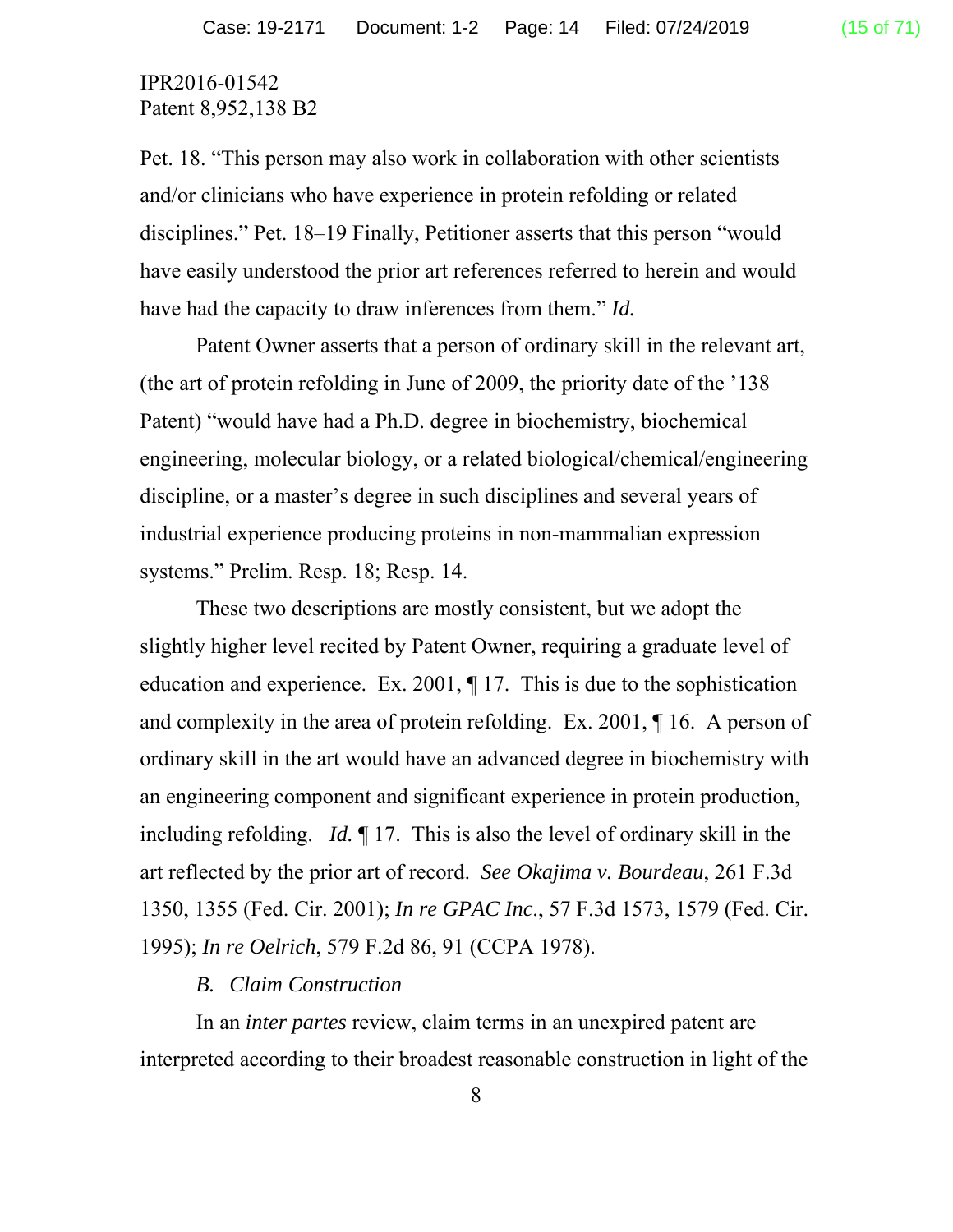Pet. 18. "This person may also work in collaboration with other scientists and/or clinicians who have experience in protein refolding or related disciplines." Pet. 18–19 Finally, Petitioner asserts that this person "would have easily understood the prior art references referred to herein and would have had the capacity to draw inferences from them." *Id.*

Patent Owner asserts that a person of ordinary skill in the relevant art, (the art of protein refolding in June of 2009, the priority date of the '138 Patent) "would have had a Ph.D. degree in biochemistry, biochemical engineering, molecular biology, or a related biological/chemical/engineering discipline, or a master's degree in such disciplines and several years of industrial experience producing proteins in non-mammalian expression systems." Prelim. Resp. 18; Resp. 14.

These two descriptions are mostly consistent, but we adopt the slightly higher level recited by Patent Owner, requiring a graduate level of education and experience. Ex. 2001, ¶ 17. This is due to the sophistication and complexity in the area of protein refolding. Ex. 2001, ¶ 16. A person of ordinary skill in the art would have an advanced degree in biochemistry with an engineering component and significant experience in protein production, including refolding. *Id.* ¶ 17. This is also the level of ordinary skill in the art reflected by the prior art of record. *See Okajima v. Bourdeau*, 261 F.3d 1350, 1355 (Fed. Cir. 2001); *In re GPAC Inc.*, 57 F.3d 1573, 1579 (Fed. Cir. 1995); *In re Oelrich*, 579 F.2d 86, 91 (CCPA 1978).

### *B. Claim Construction*

In an *inter partes* review, claim terms in an unexpired patent are interpreted according to their broadest reasonable construction in light of the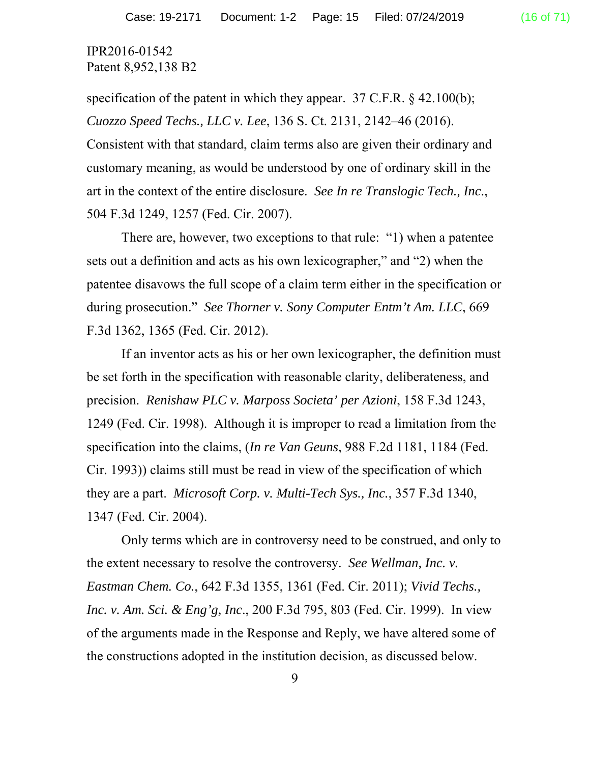specification of the patent in which they appear. 37 C.F.R. § 42.100(b); *Cuozzo Speed Techs., LLC v. Lee*, 136 S. Ct. 2131, 2142–46 (2016). Consistent with that standard, claim terms also are given their ordinary and customary meaning, as would be understood by one of ordinary skill in the art in the context of the entire disclosure. *See In re Translogic Tech., Inc*., 504 F.3d 1249, 1257 (Fed. Cir. 2007).

There are, however, two exceptions to that rule: "1) when a patentee sets out a definition and acts as his own lexicographer," and "2) when the patentee disavows the full scope of a claim term either in the specification or during prosecution." *See Thorner v. Sony Computer Entm't Am. LLC*, 669 F.3d 1362, 1365 (Fed. Cir. 2012).

If an inventor acts as his or her own lexicographer, the definition must be set forth in the specification with reasonable clarity, deliberateness, and precision. *Renishaw PLC v. Marposs Societa' per Azioni*, 158 F.3d 1243, 1249 (Fed. Cir. 1998). Although it is improper to read a limitation from the specification into the claims, (*In re Van Geuns*, 988 F.2d 1181, 1184 (Fed. Cir. 1993)) claims still must be read in view of the specification of which they are a part. *Microsoft Corp. v. Multi-Tech Sys., Inc.*, 357 F.3d 1340, 1347 (Fed. Cir. 2004).

Only terms which are in controversy need to be construed, and only to the extent necessary to resolve the controversy. *See Wellman, Inc. v. Eastman Chem. Co.*, 642 F.3d 1355, 1361 (Fed. Cir. 2011); *Vivid Techs., Inc. v. Am. Sci. & Eng'g, Inc*., 200 F.3d 795, 803 (Fed. Cir. 1999). In view of the arguments made in the Response and Reply, we have altered some of the constructions adopted in the institution decision, as discussed below.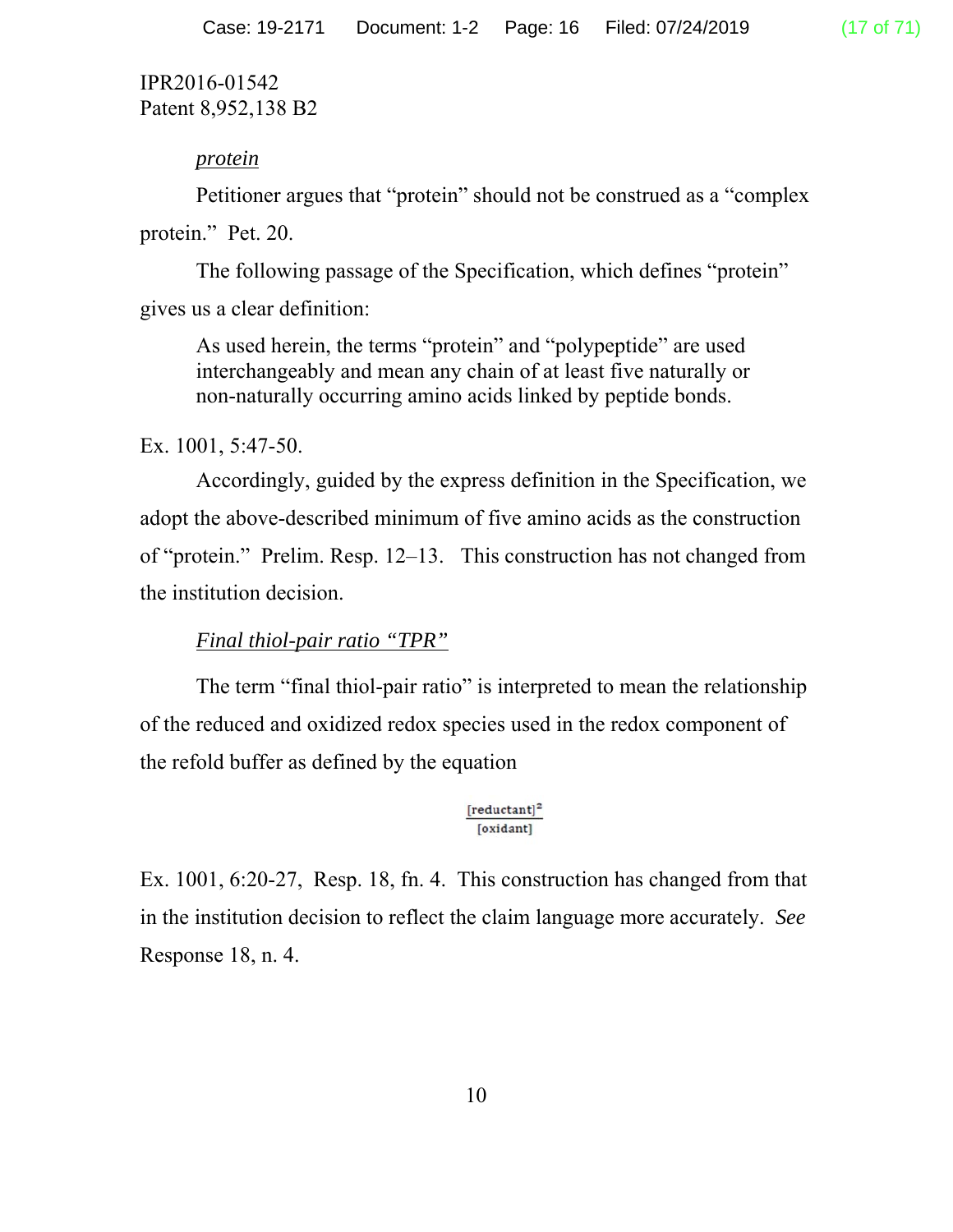IPR2016-01542
Patent 8,952,138 B2

*protein*

Petitioner argues that "protein" should not be construed as a "complex protein." Pet. 20.

The following passage of the Specification, which defines "protein" gives us a clear definition:

> As used herein, the terms "protein" and "polypeptide" are used interchangeably and mean any chain of at least five naturally or non-naturally occurring amino acids linked by peptide bonds.

Ex. 1001, 5:47-50.

Accordingly, guided by the express definition in the Specification, we adopt the above-described minimum of five amino acids as the construction of "protein." Prelim. Resp. 12–13. This construction has not changed from the institution decision.

*Final thiol-pair ratio "TPR"*

The term "final thiol-pair ratio" is interpreted to mean the relationship of the reduced and oxidized redox species used in the redox component of the refold buffer as defined by the equation

$$\frac{[\text{reductant}]^2}{[\text{oxidant}]}$$

Ex. 1001, 6:20-27, Resp. 18, fn. 4. This construction has changed from that in the institution decision to reflect the claim language more accurately. *See* Response 18, n. 4.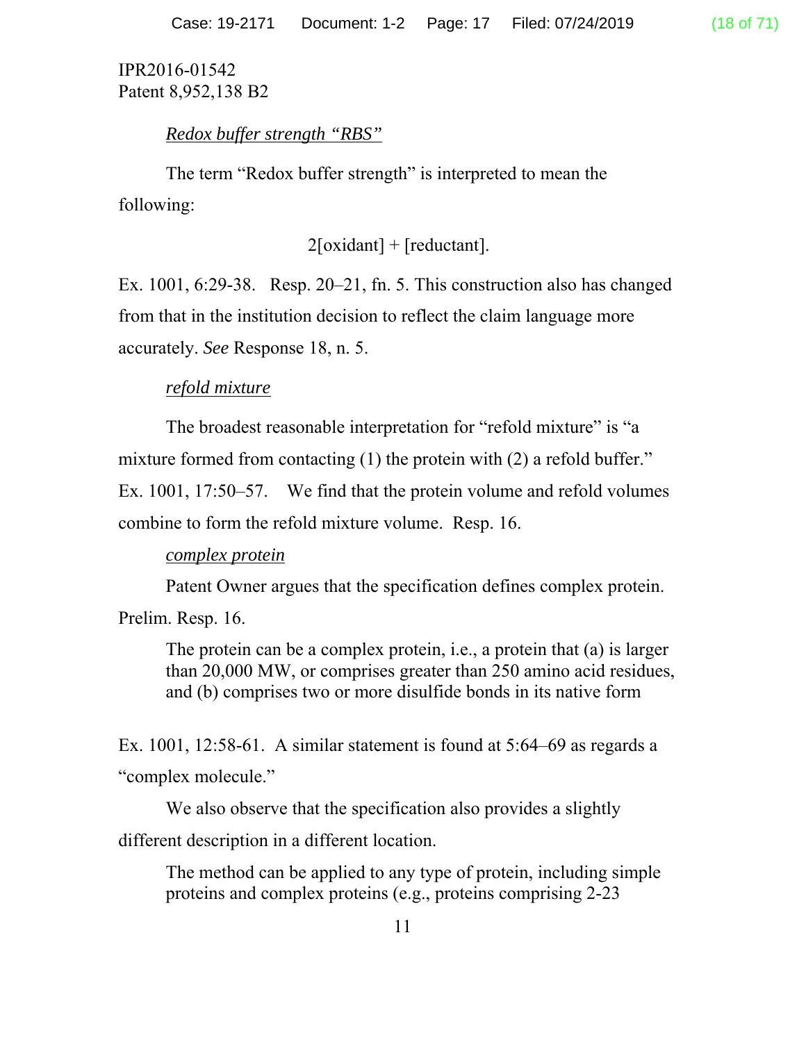IPR2016-01542
Patent 8,952,138 B2

*Redox buffer strength "RBS"*

The term "Redox buffer strength" is interpreted to mean the following:

$$2[\text{oxidant}] + [\text{reductant}].$$

Ex. 1001, 6:29-38. Resp. 20–21, fn. 5. This construction also has changed from that in the institution decision to reflect the claim language more accurately. *See* Response 18, n. 5.

*refold mixture*

The broadest reasonable interpretation for "refold mixture" is "a mixture formed from contacting (1) the protein with (2) a refold buffer." Ex. 1001, 17:50–57. We find that the protein volume and refold volumes combine to form the refold mixture volume. Resp. 16.

*complex protein*

Patent Owner argues that the specification defines complex protein. Prelim. Resp. 16.

> The protein can be a complex protein, i.e., a protein that (a) is larger than 20,000 MW, or comprises greater than 250 amino acid residues, and (b) comprises two or more disulfide bonds in its native form

Ex. 1001, 12:58-61. A similar statement is found at 5:64–69 as regards a "complex molecule."

We also observe that the specification also provides a slightly different description in a different location.

> The method can be applied to any type of protein, including simple proteins and complex proteins (e.g., proteins comprising 2-23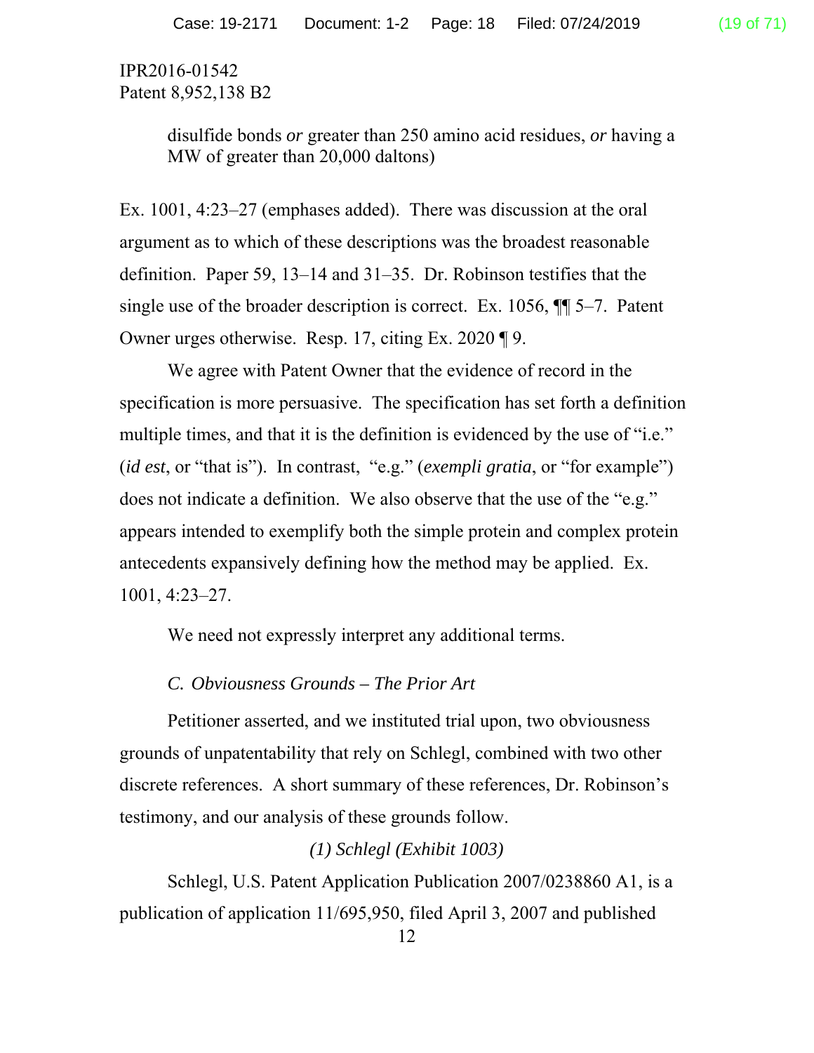IPR2016-01542
Patent 8,952,138 B2

> disulfide bonds *or* greater than 250 amino acid residues, *or* having a MW of greater than 20,000 daltons)

Ex. 1001, 4:23–27 (emphases added). There was discussion at the oral argument as to which of these descriptions was the broadest reasonable definition. Paper 59, 13–14 and 31–35. Dr. Robinson testifies that the single use of the broader description is correct. Ex. 1056, ¶¶ 5–7. Patent Owner urges otherwise. Resp. 17, citing Ex. 2020 ¶ 9.

We agree with Patent Owner that the evidence of record in the specification is more persuasive. The specification has set forth a definition multiple times, and that it is the definition is evidenced by the use of "i.e." (*id est*, or "that is"). In contrast, "e.g." (*exempli gratia*, or "for example") does not indicate a definition. We also observe that the use of the "e.g." appears intended to exemplify both the simple protein and complex protein antecedents expansively defining how the method may be applied. Ex. 1001, 4:23–27.

We need not expressly interpret any additional terms.

### *C. Obviousness Grounds – The Prior Art*

Petitioner asserted, and we instituted trial upon, two obviousness grounds of unpatentability that rely on Schlegl, combined with two other discrete references. A short summary of these references, Dr. Robinson's testimony, and our analysis of these grounds follow.

#### *(1) Schlegl (Exhibit 1003)*

Schlegl, U.S. Patent Application Publication 2007/0238860 A1, is a publication of application 11/695,950, filed April 3, 2007 and published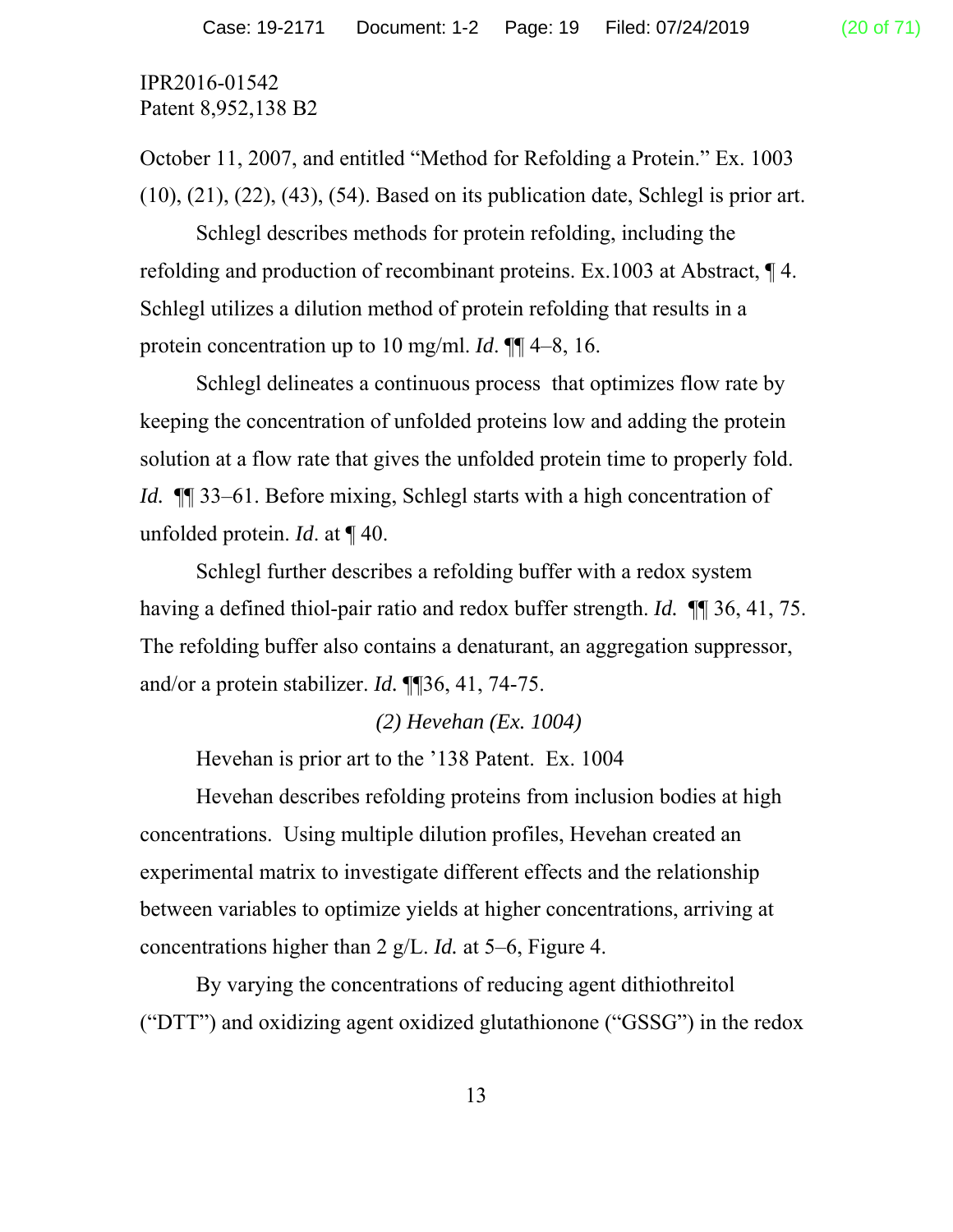October 11, 2007, and entitled "Method for Refolding a Protein." Ex. 1003 (10), (21), (22), (43), (54). Based on its publication date, Schlegl is prior art.

Schlegl describes methods for protein refolding, including the refolding and production of recombinant proteins. Ex.1003 at Abstract, ¶ 4. Schlegl utilizes a dilution method of protein refolding that results in a protein concentration up to 10 mg/ml. *Id*. ¶¶ 4–8, 16.

Schlegl delineates a continuous process that optimizes flow rate by keeping the concentration of unfolded proteins low and adding the protein solution at a flow rate that gives the unfolded protein time to properly fold. *Id.* ¶¶ 33–61. Before mixing, Schlegl starts with a high concentration of unfolded protein. *Id*. at ¶ 40.

Schlegl further describes a refolding buffer with a redox system having a defined thiol-pair ratio and redox buffer strength. *Id.* ¶¶ 36, 41, 75. The refolding buffer also contains a denaturant, an aggregation suppressor, and/or a protein stabilizer. *Id.* ¶¶36, 41, 74-75.

*(2) Hevehan (Ex. 1004)*

Hevehan is prior art to the '138 Patent. Ex. 1004

Hevehan describes refolding proteins from inclusion bodies at high concentrations. Using multiple dilution profiles, Hevehan created an experimental matrix to investigate different effects and the relationship between variables to optimize yields at higher concentrations, arriving at concentrations higher than 2 g/L. *Id.* at 5–6, Figure 4.

By varying the concentrations of reducing agent dithiothreitol ("DTT") and oxidizing agent oxidized glutathionone ("GSSG") in the redox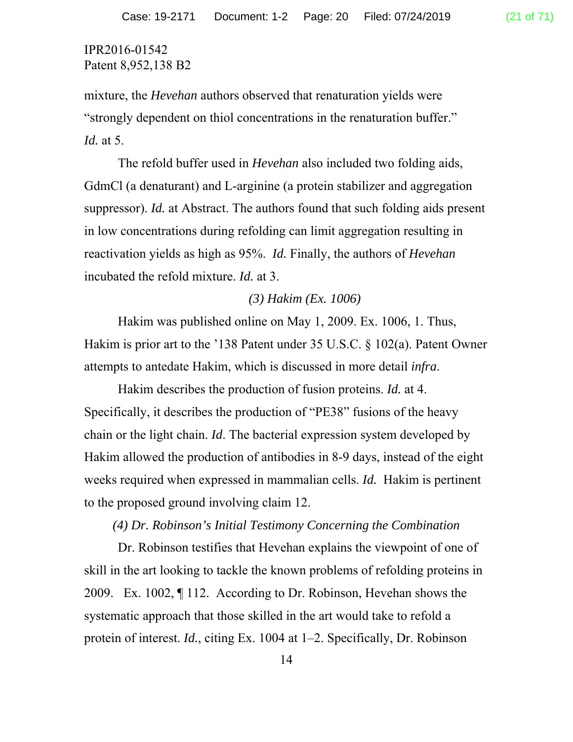IPR2016-01542
Patent 8,952,138 B2

mixture, the *Hevehan* authors observed that renaturation yields were "strongly dependent on thiol concentrations in the renaturation buffer." *Id.* at 5.

The refold buffer used in *Hevehan* also included two folding aids, GdmCl (a denaturant) and L-arginine (a protein stabilizer and aggregation suppressor). *Id.* at Abstract. The authors found that such folding aids present in low concentrations during refolding can limit aggregation resulting in reactivation yields as high as 95%. *Id.* Finally, the authors of *Hevehan* incubated the refold mixture. *Id.* at 3.

*(3) Hakim (Ex. 1006)*

Hakim was published online on May 1, 2009. Ex. 1006, 1. Thus, Hakim is prior art to the '138 Patent under 35 U.S.C. § 102(a). Patent Owner attempts to antedate Hakim, which is discussed in more detail *infra*.

Hakim describes the production of fusion proteins. *Id.* at 4. Specifically, it describes the production of "PE38" fusions of the heavy chain or the light chain. *Id.* The bacterial expression system developed by Hakim allowed the production of antibodies in 8-9 days, instead of the eight weeks required when expressed in mammalian cells. *Id.* Hakim is pertinent to the proposed ground involving claim 12.

*(4) Dr. Robinson's Initial Testimony Concerning the Combination*

Dr. Robinson testifies that Hevehan explains the viewpoint of one of skill in the art looking to tackle the known problems of refolding proteins in 2009. Ex. 1002, ¶ 112. According to Dr. Robinson, Hevehan shows the systematic approach that those skilled in the art would take to refold a protein of interest. *Id.*, citing Ex. 1004 at 1–2. Specifically, Dr. Robinson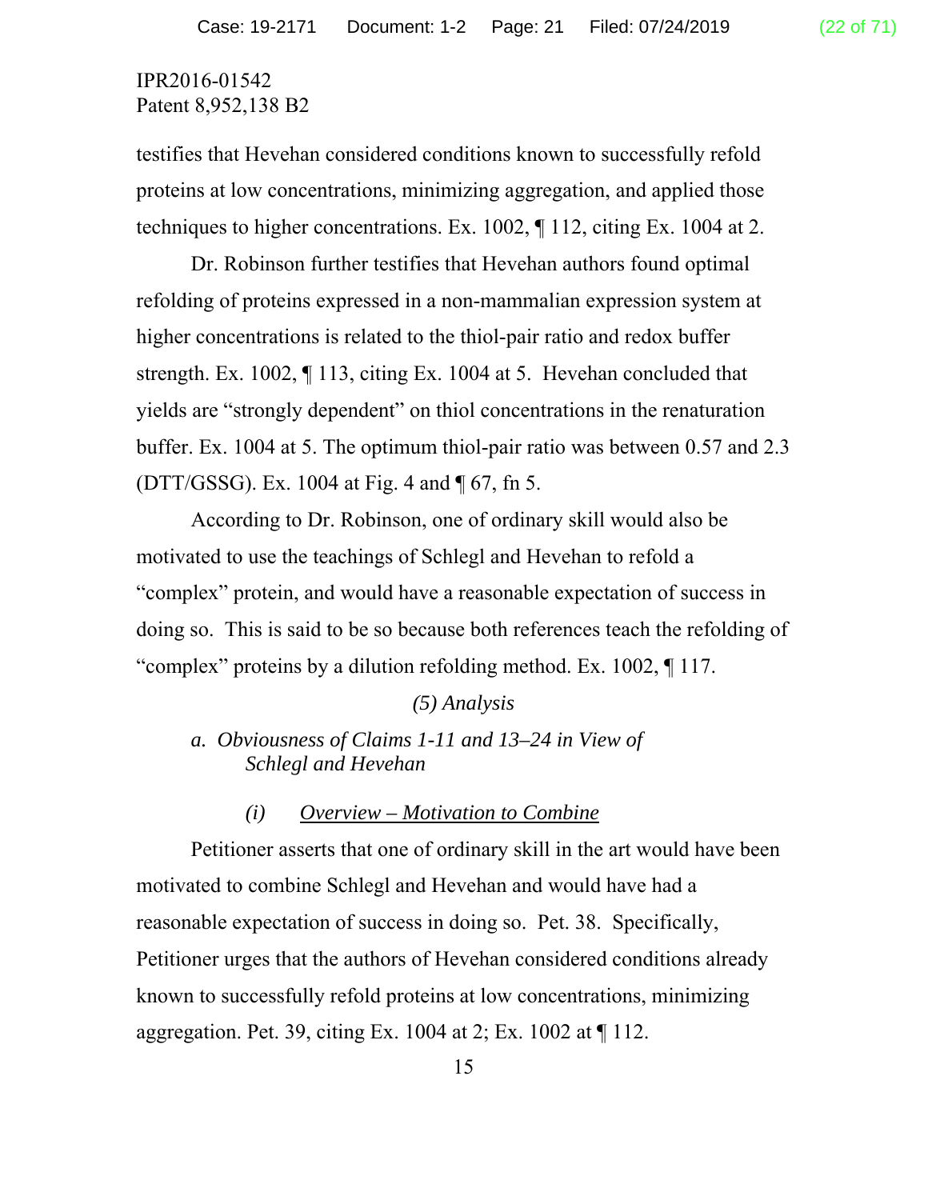IPR2016-01542
Patent 8,952,138 B2

testifies that Hevehan considered conditions known to successfully refold proteins at low concentrations, minimizing aggregation, and applied those techniques to higher concentrations. Ex. 1002, ¶ 112, citing Ex. 1004 at 2.

Dr. Robinson further testifies that Hevehan authors found optimal refolding of proteins expressed in a non-mammalian expression system at higher concentrations is related to the thiol-pair ratio and redox buffer strength. Ex. 1002, ¶ 113, citing Ex. 1004 at 5. Hevehan concluded that yields are "strongly dependent" on thiol concentrations in the renaturation buffer. Ex. 1004 at 5. The optimum thiol-pair ratio was between 0.57 and 2.3 (DTT/GSSG). Ex. 1004 at Fig. 4 and ¶ 67, fn 5.

According to Dr. Robinson, one of ordinary skill would also be motivated to use the teachings of Schlegl and Hevehan to refold a "complex" protein, and would have a reasonable expectation of success in doing so. This is said to be so because both references teach the refolding of "complex" proteins by a dilution refolding method. Ex. 1002, ¶ 117.

*(5) Analysis*

*a. Obviousness of Claims 1-11 and 13–24 in View of Schlegl and Hevehan*

*(i) Overview – Motivation to Combine*

Petitioner asserts that one of ordinary skill in the art would have been motivated to combine Schlegl and Hevehan and would have had a reasonable expectation of success in doing so. Pet. 38. Specifically, Petitioner urges that the authors of Hevehan considered conditions already known to successfully refold proteins at low concentrations, minimizing aggregation. Pet. 39, citing Ex. 1004 at 2; Ex. 1002 at ¶ 112.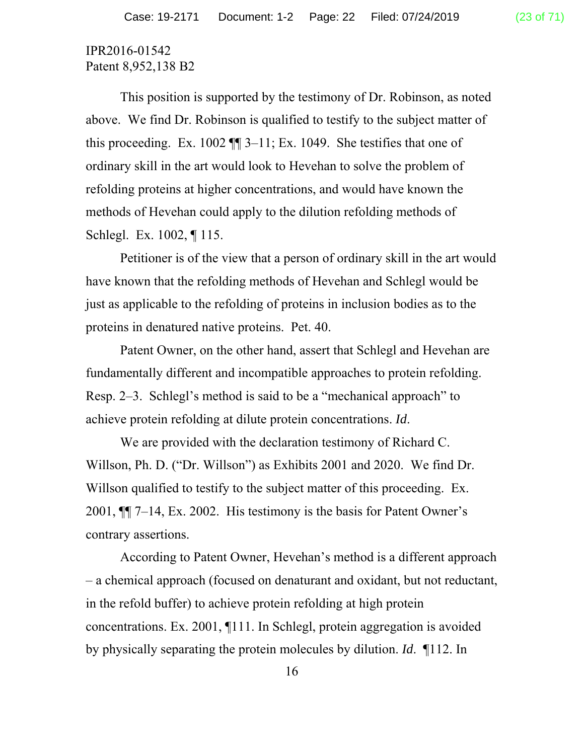IPR2016-01542
Patent 8,952,138 B2

This position is supported by the testimony of Dr. Robinson, as noted above. We find Dr. Robinson is qualified to testify to the subject matter of this proceeding. Ex. 1002 ¶¶ 3–11; Ex. 1049. She testifies that one of ordinary skill in the art would look to Hevehan to solve the problem of refolding proteins at higher concentrations, and would have known the methods of Hevehan could apply to the dilution refolding methods of Schlegl. Ex. 1002, ¶ 115.

Petitioner is of the view that a person of ordinary skill in the art would have known that the refolding methods of Hevehan and Schlegl would be just as applicable to the refolding of proteins in inclusion bodies as to the proteins in denatured native proteins. Pet. 40.

Patent Owner, on the other hand, assert that Schlegl and Hevehan are fundamentally different and incompatible approaches to protein refolding. Resp. 2–3. Schlegl's method is said to be a "mechanical approach" to achieve protein refolding at dilute protein concentrations. *Id.*

We are provided with the declaration testimony of Richard C. Willson, Ph. D. ("Dr. Willson") as Exhibits 2001 and 2020. We find Dr. Willson qualified to testify to the subject matter of this proceeding. Ex. 2001, ¶¶ 7–14, Ex. 2002. His testimony is the basis for Patent Owner's contrary assertions.

According to Patent Owner, Hevehan's method is a different approach – a chemical approach (focused on denaturant and oxidant, but not reductant, in the refold buffer) to achieve protein refolding at high protein concentrations. Ex. 2001, ¶111. In Schlegl, protein aggregation is avoided by physically separating the protein molecules by dilution. *Id.* ¶112. In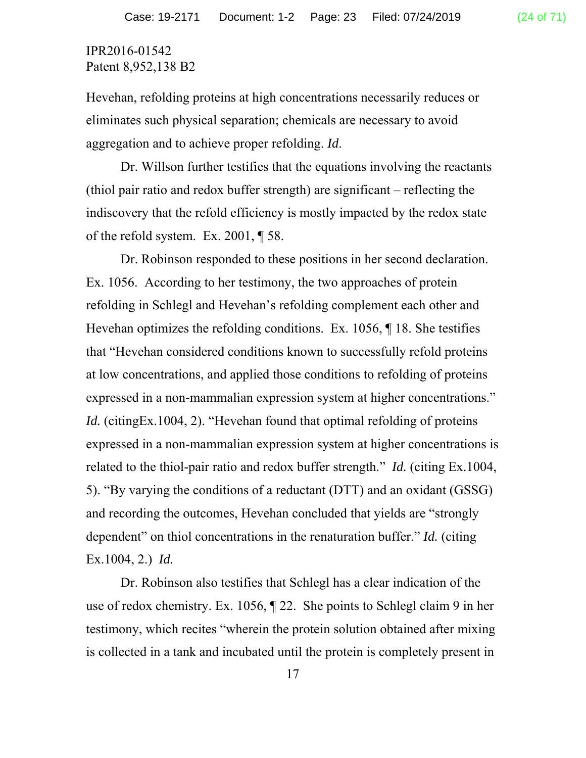Hevehan, refolding proteins at high concentrations necessarily reduces or eliminates such physical separation; chemicals are necessary to avoid aggregation and to achieve proper refolding. *Id*.

Dr. Willson further testifies that the equations involving the reactants (thiol pair ratio and redox buffer strength) are significant – reflecting the indiscovery that the refold efficiency is mostly impacted by the redox state of the refold system. Ex. 2001, ¶ 58.

Dr. Robinson responded to these positions in her second declaration. Ex. 1056. According to her testimony, the two approaches of protein refolding in Schlegl and Hevehan's refolding complement each other and Hevehan optimizes the refolding conditions. Ex. 1056, ¶ 18. She testifies that "Hevehan considered conditions known to successfully refold proteins at low concentrations, and applied those conditions to refolding of proteins expressed in a non-mammalian expression system at higher concentrations." *Id.* (citingEx.1004, 2). "Hevehan found that optimal refolding of proteins expressed in a non-mammalian expression system at higher concentrations is related to the thiol-pair ratio and redox buffer strength." *Id.* (citing Ex.1004, 5). "By varying the conditions of a reductant (DTT) and an oxidant (GSSG) and recording the outcomes, Hevehan concluded that yields are "strongly dependent" on thiol concentrations in the renaturation buffer." *Id.* (citing Ex.1004, 2.) *Id.*

Dr. Robinson also testifies that Schlegl has a clear indication of the use of redox chemistry. Ex. 1056, ¶ 22. She points to Schlegl claim 9 in her testimony, which recites "wherein the protein solution obtained after mixing is collected in a tank and incubated until the protein is completely present in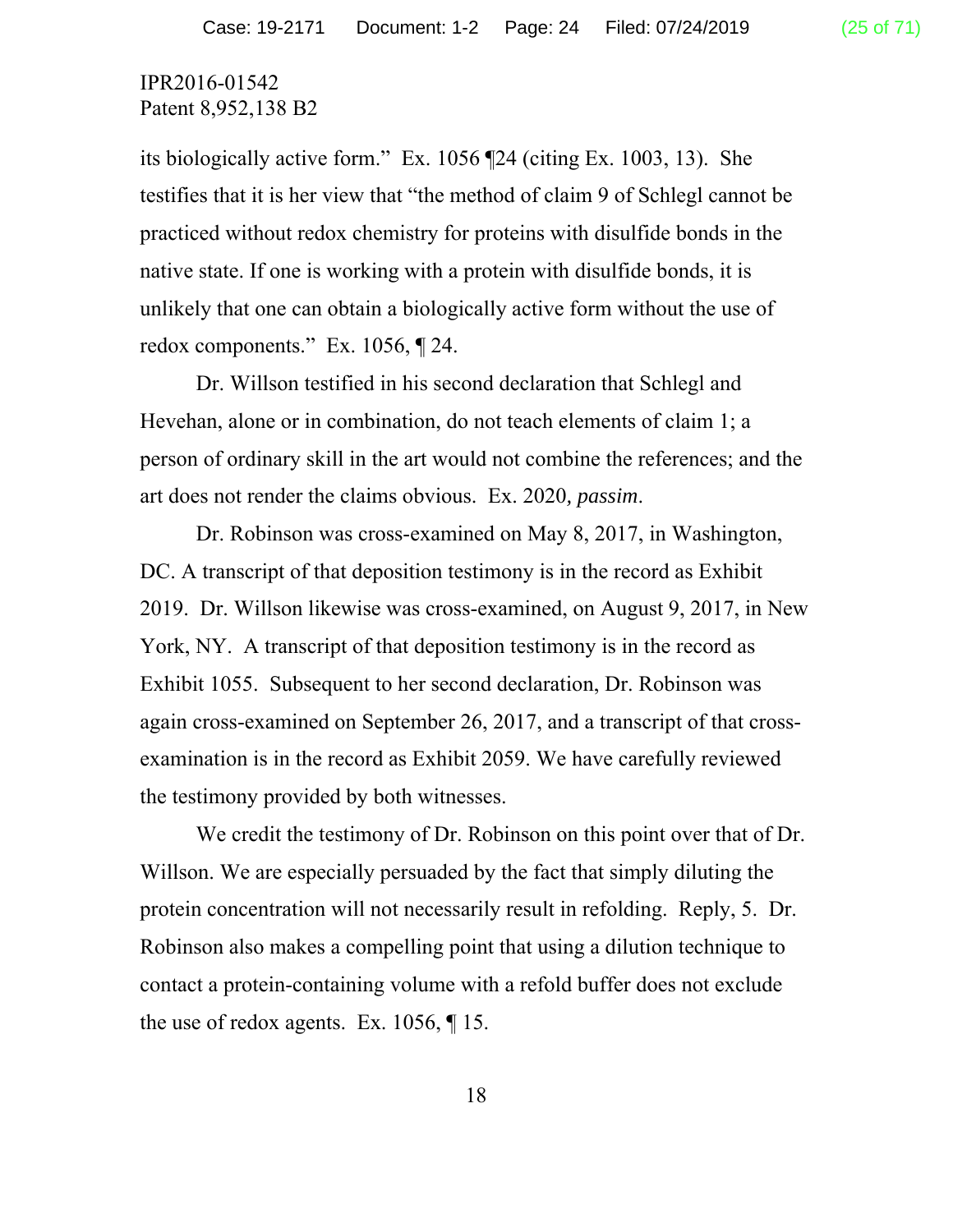its biologically active form." Ex. 1056 ¶24 (citing Ex. 1003, 13). She testifies that it is her view that "the method of claim 9 of Schlegl cannot be practiced without redox chemistry for proteins with disulfide bonds in the native state. If one is working with a protein with disulfide bonds, it is unlikely that one can obtain a biologically active form without the use of redox components." Ex. 1056, ¶ 24.

Dr. Willson testified in his second declaration that Schlegl and Hevehan, alone or in combination, do not teach elements of claim 1; a person of ordinary skill in the art would not combine the references; and the art does not render the claims obvious. Ex. 2020*, passim*.

Dr. Robinson was cross-examined on May 8, 2017, in Washington, DC. A transcript of that deposition testimony is in the record as Exhibit 2019. Dr. Willson likewise was cross-examined, on August 9, 2017, in New York, NY. A transcript of that deposition testimony is in the record as Exhibit 1055. Subsequent to her second declaration, Dr. Robinson was again cross-examined on September 26, 2017, and a transcript of that cross-examination is in the record as Exhibit 2059. We have carefully reviewed the testimony provided by both witnesses.

We credit the testimony of Dr. Robinson on this point over that of Dr. Willson. We are especially persuaded by the fact that simply diluting the protein concentration will not necessarily result in refolding. Reply, 5. Dr. Robinson also makes a compelling point that using a dilution technique to contact a protein-containing volume with a refold buffer does not exclude the use of redox agents. Ex. 1056, ¶ 15.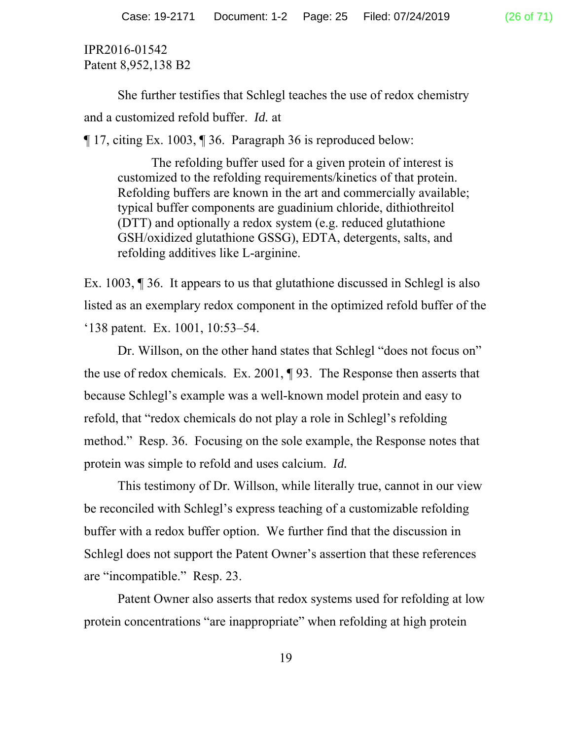IPR2016-01542
Patent 8,952,138 B2

She further testifies that Schlegl teaches the use of redox chemistry and a customized refold buffer. *Id.* at ¶ 17, citing Ex. 1003, ¶ 36. Paragraph 36 is reproduced below:

> The refolding buffer used for a given protein of interest is customized to the refolding requirements/kinetics of that protein. Refolding buffers are known in the art and commercially available; typical buffer components are guadinium chloride, dithiothreitol (DTT) and optionally a redox system (e.g. reduced glutathione GSH/oxidized glutathione GSSG), EDTA, detergents, salts, and refolding additives like L-arginine.

Ex. 1003, ¶ 36. It appears to us that glutathione discussed in Schlegl is also listed as an exemplary redox component in the optimized refold buffer of the '138 patent. Ex. 1001, 10:53–54.

Dr. Willson, on the other hand states that Schlegl "does not focus on" the use of redox chemicals. Ex. 2001, ¶ 93. The Response then asserts that because Schlegl's example was a well-known model protein and easy to refold, that "redox chemicals do not play a role in Schlegl's refolding method." Resp. 36. Focusing on the sole example, the Response notes that protein was simple to refold and uses calcium. *Id.*

This testimony of Dr. Willson, while literally true, cannot in our view be reconciled with Schlegl's express teaching of a customizable refolding buffer with a redox buffer option. We further find that the discussion in Schlegl does not support the Patent Owner's assertion that these references are "incompatible." Resp. 23.

Patent Owner also asserts that redox systems used for refolding at low protein concentrations "are inappropriate" when refolding at high protein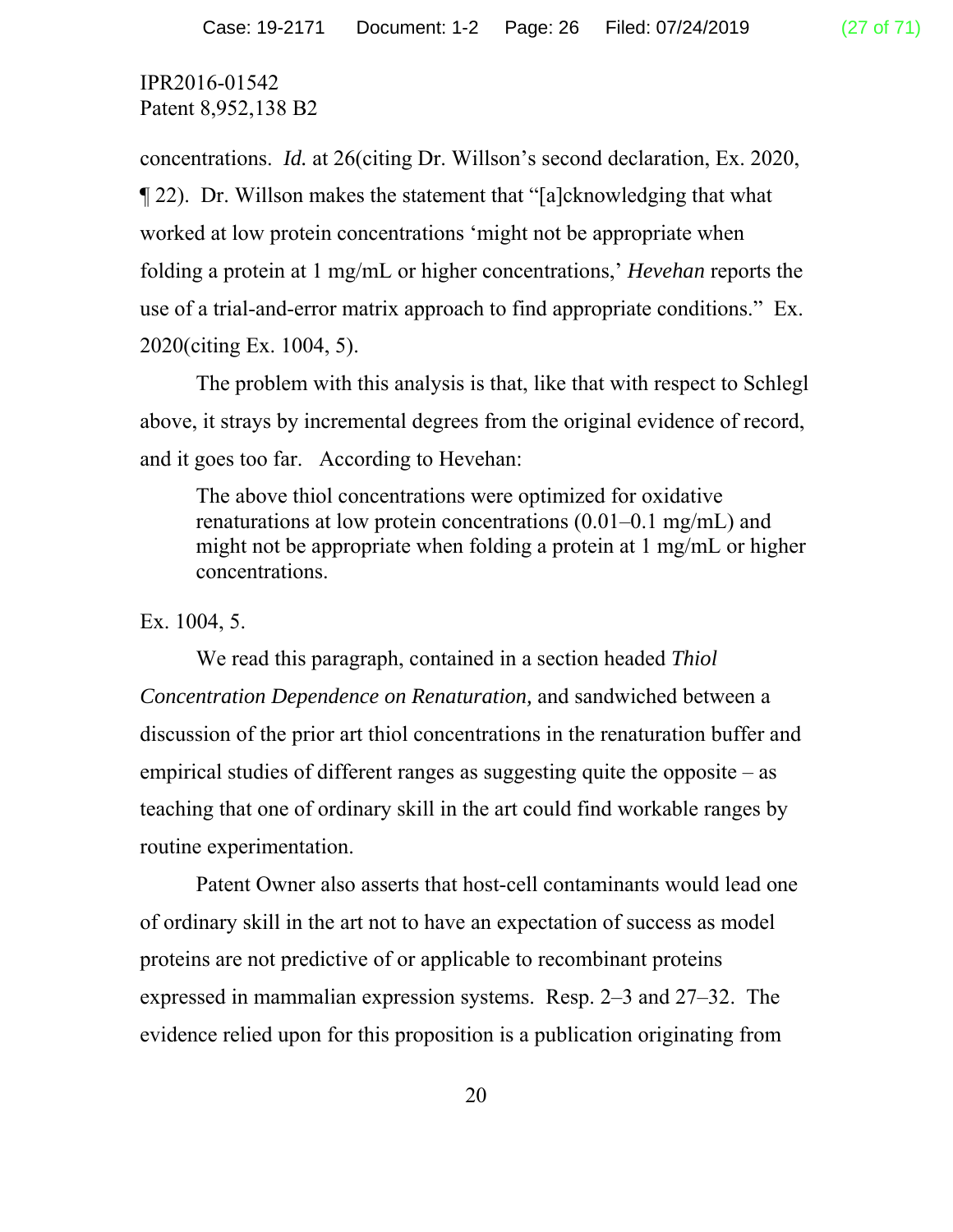IPR2016-01542
Patent 8,952,138 B2

concentrations. *Id.* at 26(citing Dr. Willson's second declaration, Ex. 2020, ¶ 22). Dr. Willson makes the statement that "[a]cknowledging that what worked at low protein concentrations 'might not be appropriate when folding a protein at 1 mg/mL or higher concentrations,' *Hevehan* reports the use of a trial-and-error matrix approach to find appropriate conditions." Ex. 2020(citing Ex. 1004, 5).

The problem with this analysis is that, like that with respect to Schlegl above, it strays by incremental degrees from the original evidence of record, and it goes too far. According to Hevehan:

> The above thiol concentrations were optimized for oxidative renaturations at low protein concentrations (0.01–0.1 mg/mL) and might not be appropriate when folding a protein at 1 mg/mL or higher concentrations.

Ex. 1004, 5.

We read this paragraph, contained in a section headed *Thiol Concentration Dependence on Renaturation,* and sandwiched between a discussion of the prior art thiol concentrations in the renaturation buffer and empirical studies of different ranges as suggesting quite the opposite – as teaching that one of ordinary skill in the art could find workable ranges by routine experimentation.

Patent Owner also asserts that host-cell contaminants would lead one of ordinary skill in the art not to have an expectation of success as model proteins are not predictive of or applicable to recombinant proteins expressed in mammalian expression systems. Resp. 2–3 and 27–32. The evidence relied upon for this proposition is a publication originating from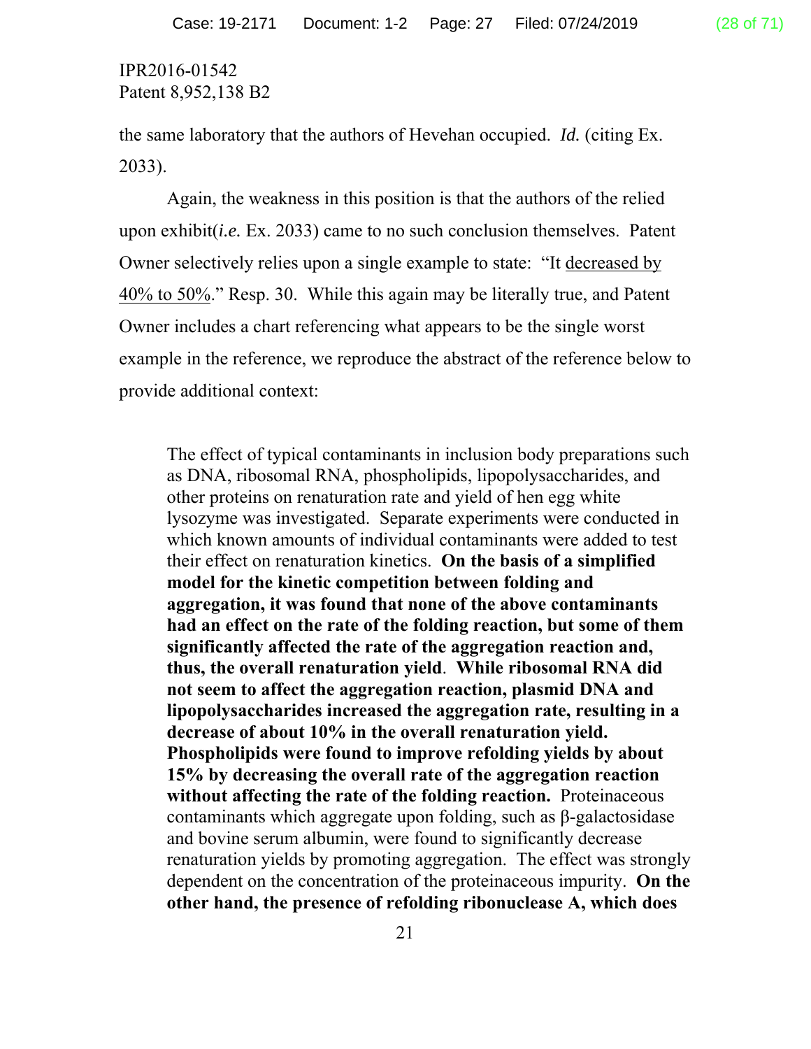the same laboratory that the authors of Hevehan occupied. *Id.* (citing Ex. 2033).

Again, the weakness in this position is that the authors of the relied upon exhibit(*i.e.* Ex. 2033) came to no such conclusion themselves. Patent Owner selectively relies upon a single example to state: "It <u>decreased by 40% to 50%</u>." Resp. 30. While this again may be literally true, and Patent Owner includes a chart referencing what appears to be the single worst example in the reference, we reproduce the abstract of the reference below to provide additional context:

> The effect of typical contaminants in inclusion body preparations such as DNA, ribosomal RNA, phospholipids, lipopolysaccharides, and other proteins on renaturation rate and yield of hen egg white lysozyme was investigated. Separate experiments were conducted in which known amounts of individual contaminants were added to test their effect on renaturation kinetics. **On the basis of a simplified model for the kinetic competition between folding and aggregation, it was found that none of the above contaminants had an effect on the rate of the folding reaction, but some of them significantly affected the rate of the aggregation reaction and, thus, the overall renaturation yield**. **While ribosomal RNA did not seem to affect the aggregation reaction, plasmid DNA and lipopolysaccharides increased the aggregation rate, resulting in a decrease of about 10% in the overall renaturation yield. Phospholipids were found to improve refolding yields by about 15% by decreasing the overall rate of the aggregation reaction without affecting the rate of the folding reaction.** Proteinaceous contaminants which aggregate upon folding, such as β-galactosidase and bovine serum albumin, were found to significantly decrease renaturation yields by promoting aggregation. The effect was strongly dependent on the concentration of the proteinaceous impurity. **On the other hand, the presence of refolding ribonuclease A, which does**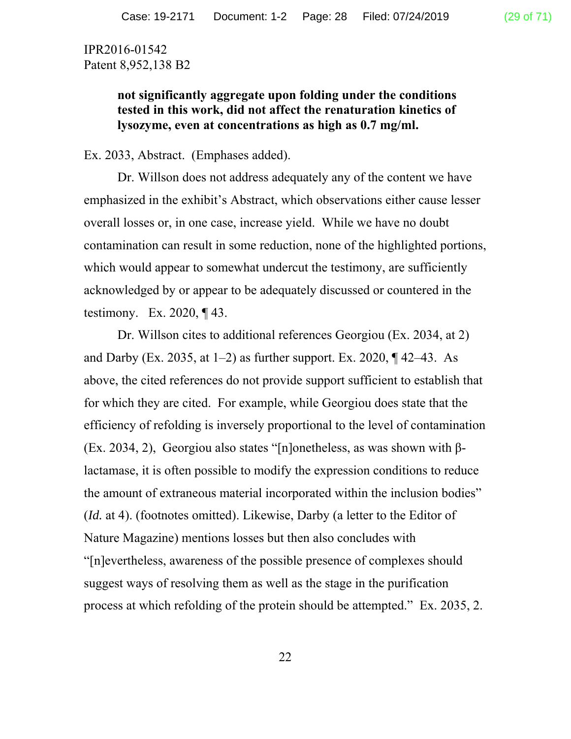> **not significantly aggregate upon folding under the conditions tested in this work, did not affect the renaturation kinetics of lysozyme, even at concentrations as high as 0.7 mg/ml.**

Ex. 2033, Abstract. (Emphases added).

Dr. Willson does not address adequately any of the content we have emphasized in the exhibit's Abstract, which observations either cause lesser overall losses or, in one case, increase yield. While we have no doubt contamination can result in some reduction, none of the highlighted portions, which would appear to somewhat undercut the testimony, are sufficiently acknowledged by or appear to be adequately discussed or countered in the testimony. Ex. 2020, ¶ 43.

Dr. Willson cites to additional references Georgiou (Ex. 2034, at 2) and Darby (Ex. 2035, at 1–2) as further support. Ex. 2020, ¶ 42–43. As above, the cited references do not provide support sufficient to establish that for which they are cited. For example, while Georgiou does state that the efficiency of refolding is inversely proportional to the level of contamination (Ex. 2034, 2), Georgiou also states "[n]onetheless, as was shown with β-lactamase, it is often possible to modify the expression conditions to reduce the amount of extraneous material incorporated within the inclusion bodies" (*Id.* at 4). (footnotes omitted). Likewise, Darby (a letter to the Editor of Nature Magazine) mentions losses but then also concludes with "[n]evertheless, awareness of the possible presence of complexes should suggest ways of resolving them as well as the stage in the purification process at which refolding of the protein should be attempted." Ex. 2035, 2.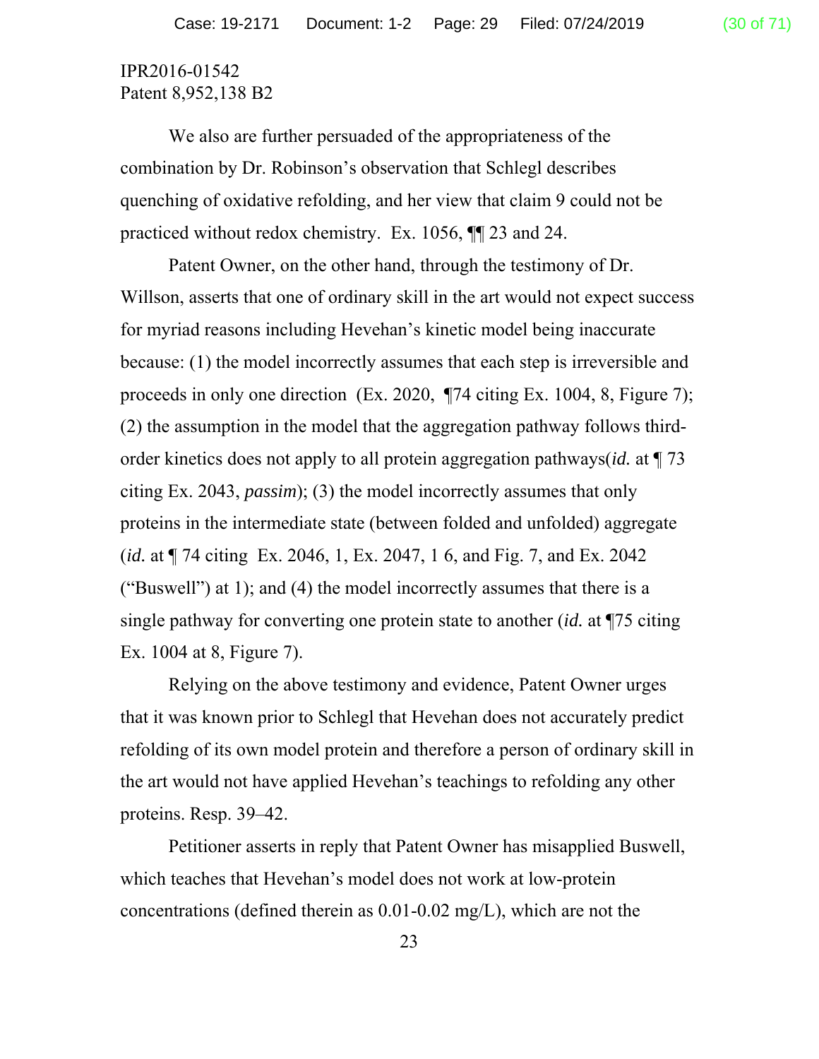IPR2016-01542
Patent 8,952,138 B2

We also are further persuaded of the appropriateness of the combination by Dr. Robinson's observation that Schlegl describes quenching of oxidative refolding, and her view that claim 9 could not be practiced without redox chemistry. Ex. 1056, ¶¶ 23 and 24.

Patent Owner, on the other hand, through the testimony of Dr. Willson, asserts that one of ordinary skill in the art would not expect success for myriad reasons including Hevehan's kinetic model being inaccurate because: (1) the model incorrectly assumes that each step is irreversible and proceeds in only one direction (Ex. 2020, ¶74 citing Ex. 1004, 8, Figure 7); (2) the assumption in the model that the aggregation pathway follows third-order kinetics does not apply to all protein aggregation pathways(*id.* at ¶ 73 citing Ex. 2043, *passim*); (3) the model incorrectly assumes that only proteins in the intermediate state (between folded and unfolded) aggregate (*id.* at ¶ 74 citing Ex. 2046, 1, Ex. 2047, 1 6, and Fig. 7, and Ex. 2042 ("Buswell") at 1); and (4) the model incorrectly assumes that there is a single pathway for converting one protein state to another (*id.* at ¶75 citing Ex. 1004 at 8, Figure 7).

Relying on the above testimony and evidence, Patent Owner urges that it was known prior to Schlegl that Hevehan does not accurately predict refolding of its own model protein and therefore a person of ordinary skill in the art would not have applied Hevehan's teachings to refolding any other proteins. Resp. 39–42.

Petitioner asserts in reply that Patent Owner has misapplied Buswell, which teaches that Hevehan's model does not work at low-protein concentrations (defined therein as 0.01-0.02 mg/L), which are not the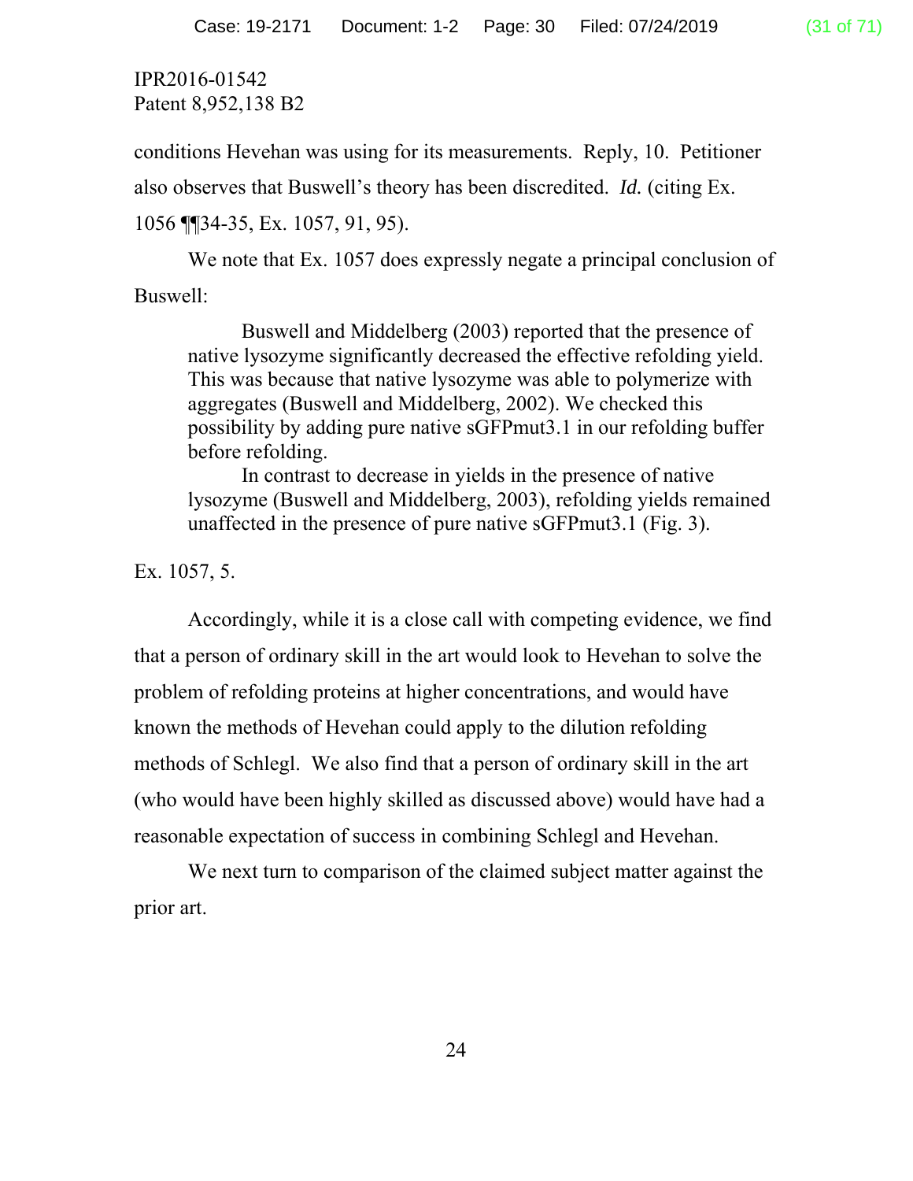IPR2016-01542
Patent 8,952,138 B2

conditions Hevehan was using for its measurements. Reply, 10. Petitioner also observes that Buswell's theory has been discredited. *Id.* (citing Ex. 1056 ¶¶34-35, Ex. 1057, 91, 95).

We note that Ex. 1057 does expressly negate a principal conclusion of Buswell:

> Buswell and Middelberg (2003) reported that the presence of native lysozyme significantly decreased the effective refolding yield. This was because that native lysozyme was able to polymerize with aggregates (Buswell and Middelberg, 2002). We checked this possibility by adding pure native sGFPmut3.1 in our refolding buffer before refolding.
>
> In contrast to decrease in yields in the presence of native lysozyme (Buswell and Middelberg, 2003), refolding yields remained unaffected in the presence of pure native sGFPmut3.1 (Fig. 3).

Ex. 1057, 5.

Accordingly, while it is a close call with competing evidence, we find that a person of ordinary skill in the art would look to Hevehan to solve the problem of refolding proteins at higher concentrations, and would have known the methods of Hevehan could apply to the dilution refolding methods of Schlegl. We also find that a person of ordinary skill in the art (who would have been highly skilled as discussed above) would have had a reasonable expectation of success in combining Schlegl and Hevehan.

We next turn to comparison of the claimed subject matter against the prior art.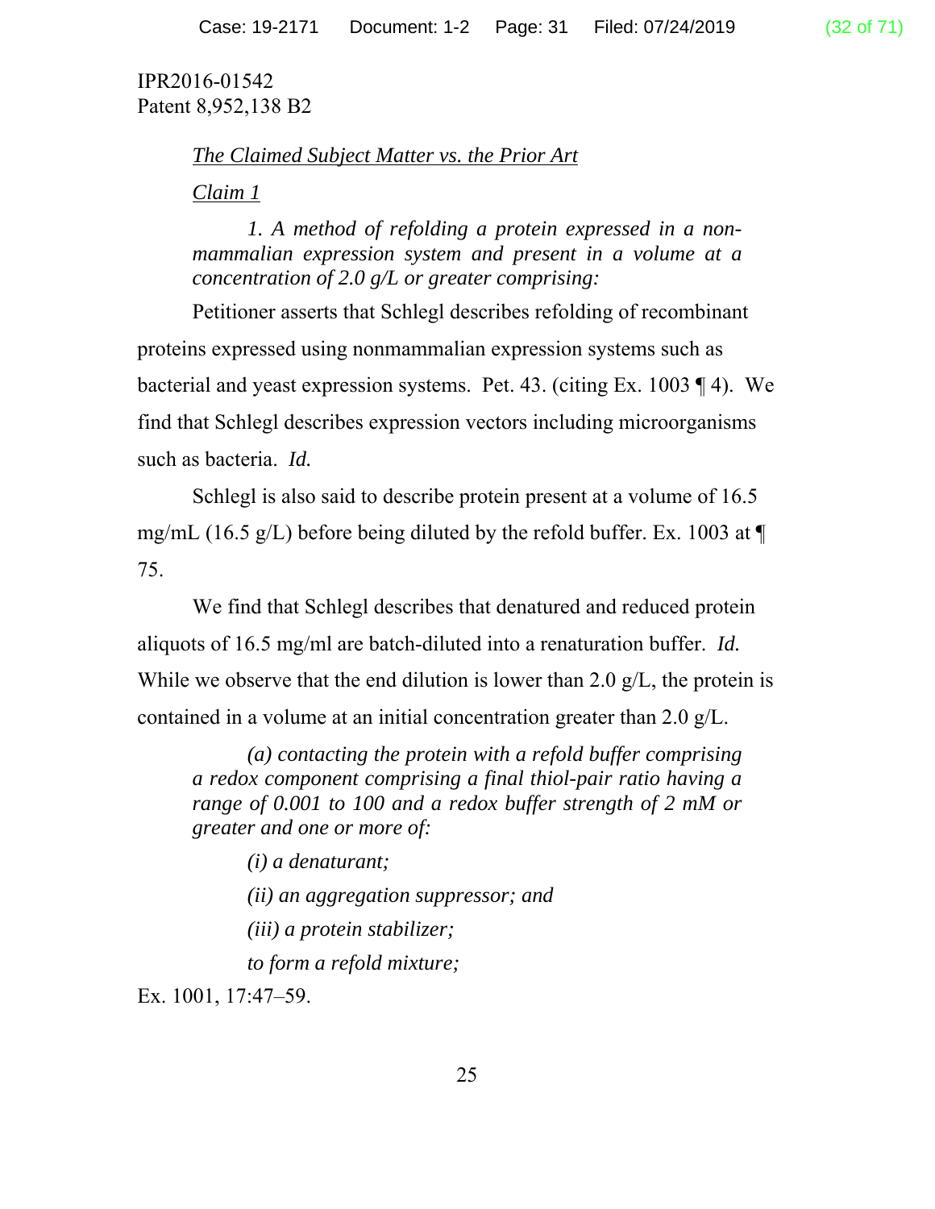IPR2016-01542
Patent 8,952,138 B2

*The Claimed Subject Matter vs. the Prior Art*

*Claim 1*

> *1. A method of refolding a protein expressed in a non-mammalian expression system and present in a volume at a concentration of 2.0 g/L or greater comprising:*

Petitioner asserts that Schlegl describes refolding of recombinant proteins expressed using nonmammalian expression systems such as bacterial and yeast expression systems. Pet. 43. (citing Ex. 1003 ¶ 4). We find that Schlegl describes expression vectors including microorganisms such as bacteria. *Id.*

Schlegl is also said to describe protein present at a volume of 16.5 mg/mL (16.5 g/L) before being diluted by the refold buffer. Ex. 1003 at ¶ 75.

We find that Schlegl describes that denatured and reduced protein aliquots of 16.5 mg/ml are batch-diluted into a renaturation buffer. *Id.* While we observe that the end dilution is lower than 2.0 g/L, the protein is contained in a volume at an initial concentration greater than 2.0 g/L.

> *(a) contacting the protein with a refold buffer comprising a redox component comprising a final thiol-pair ratio having a range of 0.001 to 100 and a redox buffer strength of 2 mM or greater and one or more of:*
>
> *(i) a denaturant;*
>
> *(ii) an aggregation suppressor; and*
>
> *(iii) a protein stabilizer;*
>
> *to form a refold mixture;*

Ex. 1001, 17:47–59.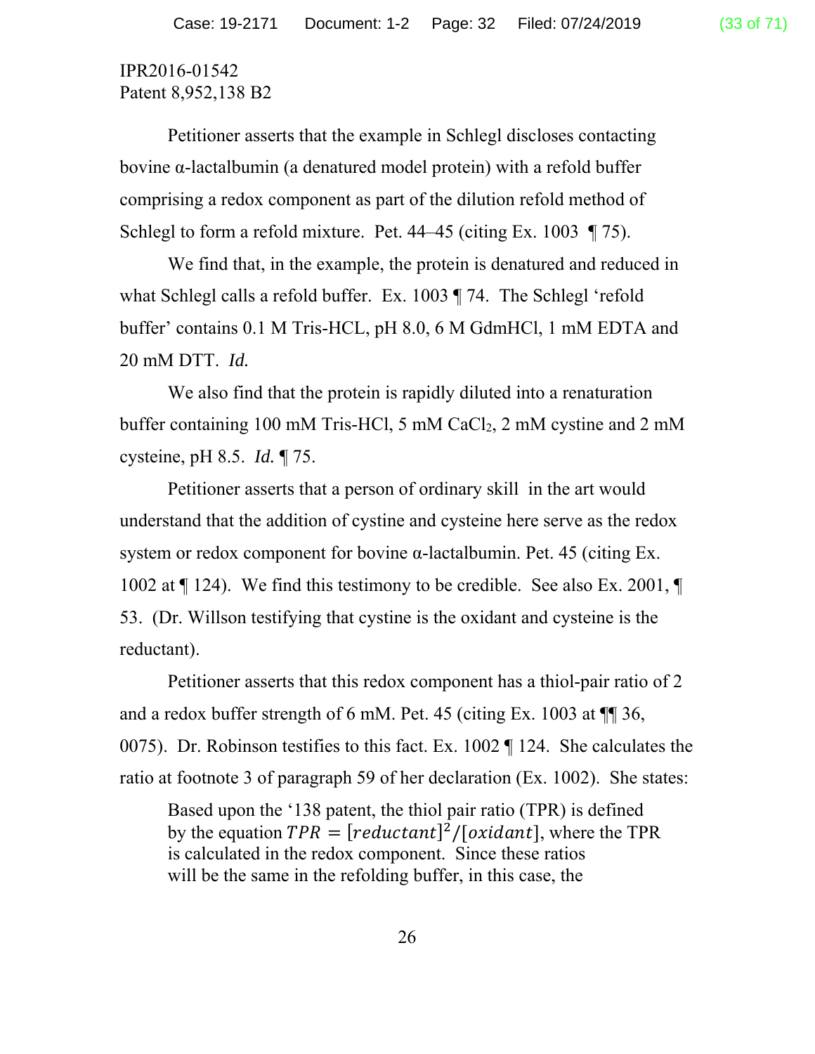IPR2016-01542
Patent 8,952,138 B2

Petitioner asserts that the example in Schlegl discloses contacting bovine α-lactalbumin (a denatured model protein) with a refold buffer comprising a redox component as part of the dilution refold method of Schlegl to form a refold mixture. Pet. 44–45 (citing Ex. 1003 ¶ 75).

We find that, in the example, the protein is denatured and reduced in what Schlegl calls a refold buffer. Ex. 1003 ¶ 74. The Schlegl 'refold buffer' contains 0.1 M Tris-HCL, pH 8.0, 6 M GdmHCl, 1 mM EDTA and 20 mM DTT. *Id.*

We also find that the protein is rapidly diluted into a renaturation buffer containing 100 mM Tris-HCl, 5 mM $CaCl_2$, 2 mM cystine and 2 mM cysteine, pH 8.5. *Id.* ¶ 75.

Petitioner asserts that a person of ordinary skill in the art would understand that the addition of cystine and cysteine here serve as the redox system or redox component for bovine α-lactalbumin. Pet. 45 (citing Ex. 1002 at ¶ 124). We find this testimony to be credible. See also Ex. 2001, ¶ 53. (Dr. Willson testifying that cystine is the oxidant and cysteine is the reductant).

Petitioner asserts that this redox component has a thiol-pair ratio of 2 and a redox buffer strength of 6 mM. Pet. 45 (citing Ex. 1003 at ¶¶ 36, 0075). Dr. Robinson testifies to this fact. Ex. 1002 ¶ 124. She calculates the ratio at footnote 3 of paragraph 59 of her declaration (Ex. 1002). She states:

> Based upon the '138 patent, the thiol pair ratio (TPR) is defined by the equation $TPR = [reductant]^2/[oxidant]$, where the TPR is calculated in the redox component. Since these ratios will be the same in the refolding buffer, in this case, the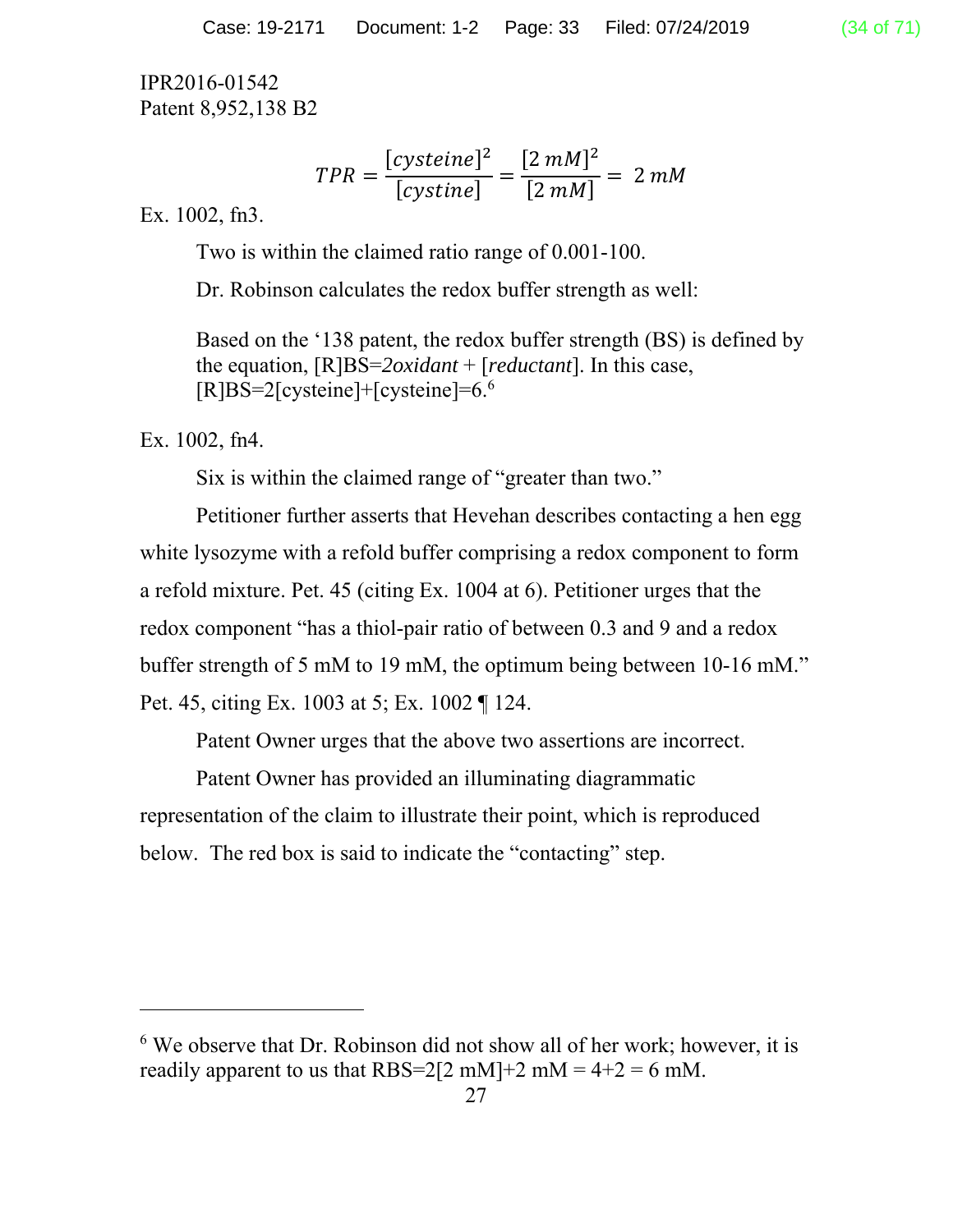IPR2016-01542
Patent 8,952,138 B2

$$TPR = \frac{[cysteine]^2}{[cystine]} = \frac{[2\ mM]^2}{[2\ mM]} = 2\ mM$$

Ex. 1002, fn3.

Two is within the claimed ratio range of 0.001-100.

Dr. Robinson calculates the redox buffer strength as well:

> Based on the '138 patent, the redox buffer strength (BS) is defined by the equation, [R]BS=*2oxidant* + [*reductant*]. In this case, [R]BS=2[cysteine]+[cysteine]=6.[6]

Ex. 1002, fn4.

Six is within the claimed range of "greater than two."

Petitioner further asserts that Hevehan describes contacting a hen egg white lysozyme with a refold buffer comprising a redox component to form a refold mixture. Pet. 45 (citing Ex. 1004 at 6). Petitioner urges that the redox component "has a thiol-pair ratio of between 0.3 and 9 and a redox buffer strength of 5 mM to 19 mM, the optimum being between 10-16 mM." Pet. 45, citing Ex. 1003 at 5; Ex. 1002 ¶ 124.

Patent Owner urges that the above two assertions are incorrect.

Patent Owner has provided an illuminating diagrammatic representation of the claim to illustrate their point, which is reproduced below. The red box is said to indicate the "contacting" step.

---

[6] We observe that Dr. Robinson did not show all of her work; however, it is readily apparent to us that RBS=2[2 mM]+2 mM = 4+2 = 6 mM.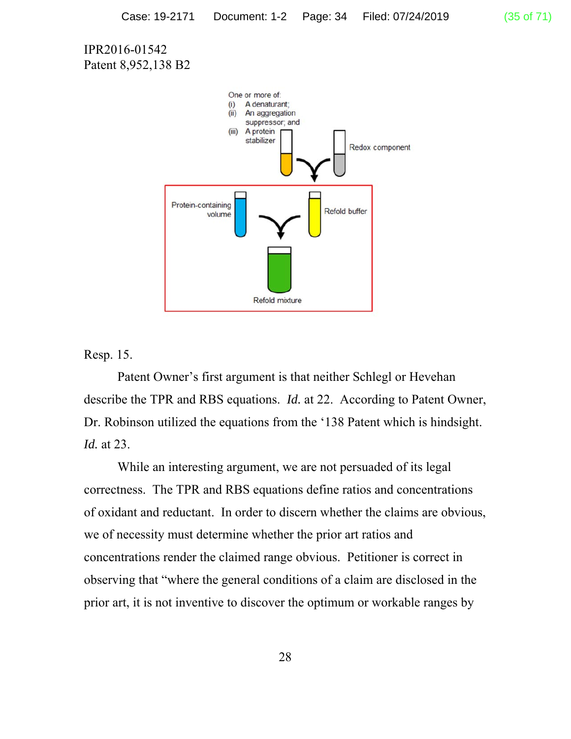IPR2016-01542
Patent 8,952,138 B2

One or more of:
(i) A denaturant;
(ii) An aggregation suppressor; and
(iii) A protein stabilizer

Redox component

Protein-containing volume

Refold buffer

Refold mixture

Resp. 15.

Patent Owner's first argument is that neither Schlegl or Hevehan describe the TPR and RBS equations. *Id.* at 22. According to Patent Owner, Dr. Robinson utilized the equations from the '138 Patent which is hindsight. *Id.* at 23.

While an interesting argument, we are not persuaded of its legal correctness. The TPR and RBS equations define ratios and concentrations of oxidant and reductant. In order to discern whether the claims are obvious, we of necessity must determine whether the prior art ratios and concentrations render the claimed range obvious. Petitioner is correct in observing that "where the general conditions of a claim are disclosed in the prior art, it is not inventive to discover the optimum or workable ranges by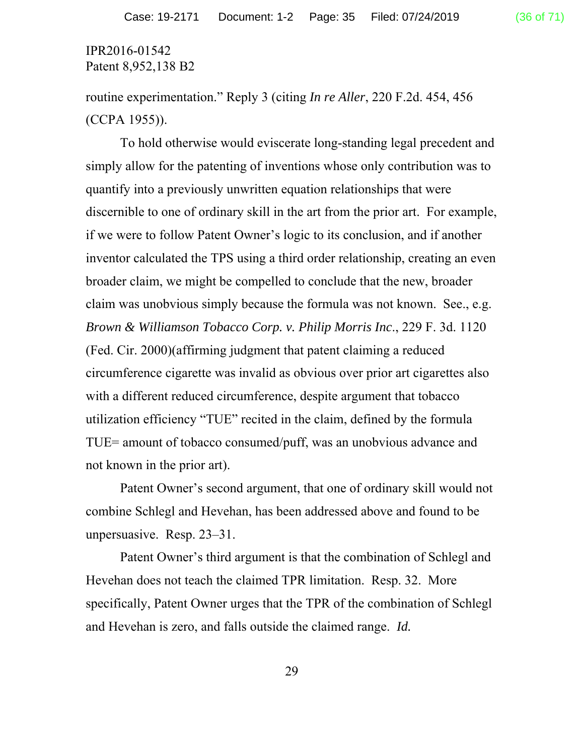routine experimentation." Reply 3 (citing *In re Aller*, 220 F.2d. 454, 456 (CCPA 1955)).

To hold otherwise would eviscerate long-standing legal precedent and simply allow for the patenting of inventions whose only contribution was to quantify into a previously unwritten equation relationships that were discernible to one of ordinary skill in the art from the prior art. For example, if we were to follow Patent Owner's logic to its conclusion, and if another inventor calculated the TPS using a third order relationship, creating an even broader claim, we might be compelled to conclude that the new, broader claim was unobvious simply because the formula was not known. See., e.g. *Brown & Williamson Tobacco Corp. v. Philip Morris Inc*., 229 F. 3d. 1120 (Fed. Cir. 2000)(affirming judgment that patent claiming a reduced circumference cigarette was invalid as obvious over prior art cigarettes also with a different reduced circumference, despite argument that tobacco utilization efficiency "TUE" recited in the claim, defined by the formula TUE= amount of tobacco consumed/puff, was an unobvious advance and not known in the prior art).

Patent Owner's second argument, that one of ordinary skill would not combine Schlegl and Hevehan, has been addressed above and found to be unpersuasive. Resp. 23–31.

Patent Owner's third argument is that the combination of Schlegl and Hevehan does not teach the claimed TPR limitation. Resp. 32. More specifically, Patent Owner urges that the TPR of the combination of Schlegl and Hevehan is zero, and falls outside the claimed range. *Id.*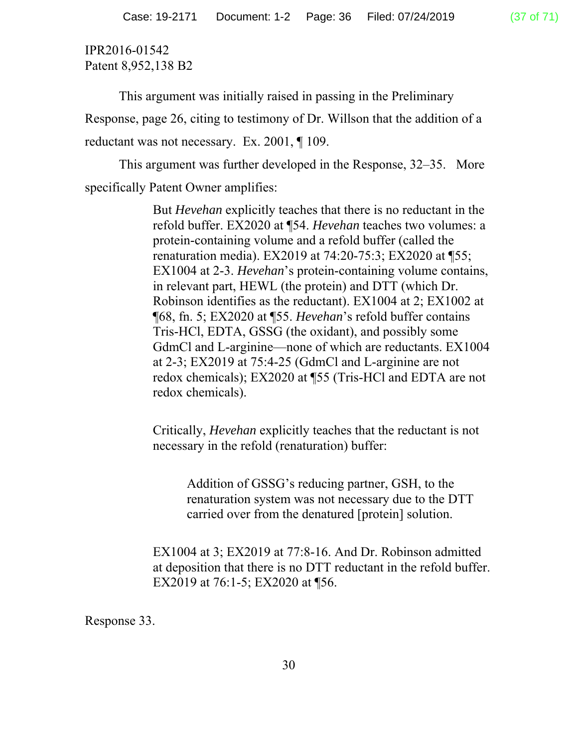IPR2016-01542
Patent 8,952,138 B2

This argument was initially raised in passing in the Preliminary Response, page 26, citing to testimony of Dr. Willson that the addition of a reductant was not necessary. Ex. 2001, ¶ 109.

This argument was further developed in the Response, 32–35. More specifically Patent Owner amplifies:

> But *Hevehan* explicitly teaches that there is no reductant in the refold buffer. EX2020 at ¶54. *Hevehan* teaches two volumes: a protein-containing volume and a refold buffer (called the renaturation media). EX2019 at 74:20-75:3; EX2020 at ¶55; EX1004 at 2-3. *Hevehan*'s protein-containing volume contains, in relevant part, HEWL (the protein) and DTT (which Dr. Robinson identifies as the reductant). EX1004 at 2; EX1002 at ¶68, fn. 5; EX2020 at ¶55. *Hevehan*'s refold buffer contains Tris-HCl, EDTA, GSSG (the oxidant), and possibly some GdmCl and L-arginine—none of which are reductants. EX1004 at 2-3; EX2019 at 75:4-25 (GdmCl and L-arginine are not redox chemicals); EX2020 at ¶55 (Tris-HCl and EDTA are not redox chemicals).
>
> Critically, *Hevehan* explicitly teaches that the reductant is not necessary in the refold (renaturation) buffer:
>
>> Addition of GSSG's reducing partner, GSH, to the renaturation system was not necessary due to the DTT carried over from the denatured [protein] solution.
>
> EX1004 at 3; EX2019 at 77:8-16. And Dr. Robinson admitted at deposition that there is no DTT reductant in the refold buffer. EX2019 at 76:1-5; EX2020 at ¶56.

Response 33.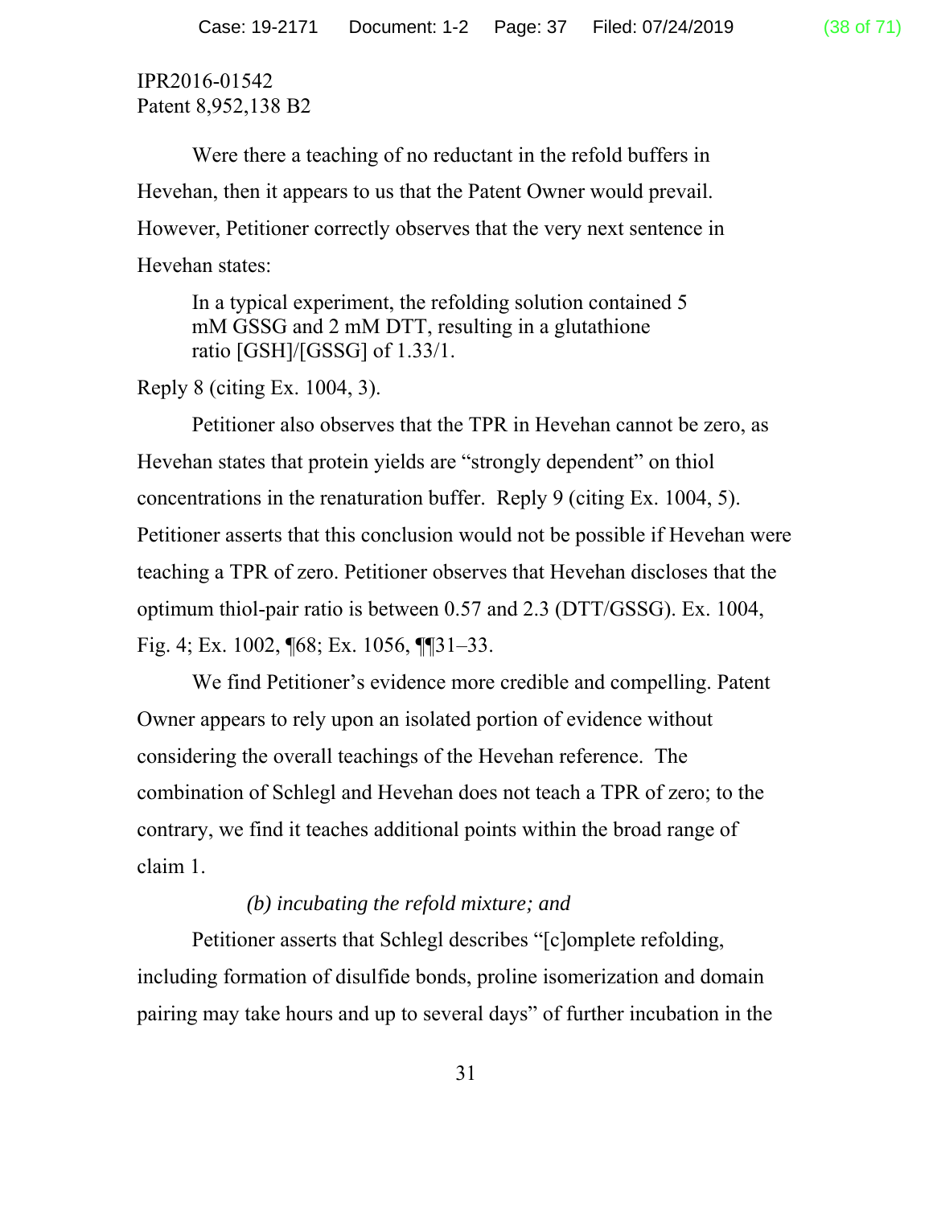IPR2016-01542
Patent 8,952,138 B2

Were there a teaching of no reductant in the refold buffers in Hevehan, then it appears to us that the Patent Owner would prevail. However, Petitioner correctly observes that the very next sentence in Hevehan states:

> In a typical experiment, the refolding solution contained 5 mM GSSG and 2 mM DTT, resulting in a glutathione ratio [GSH]/[GSSG] of 1.33/1.

Reply 8 (citing Ex. 1004, 3).

Petitioner also observes that the TPR in Hevehan cannot be zero, as Hevehan states that protein yields are "strongly dependent" on thiol concentrations in the renaturation buffer. Reply 9 (citing Ex. 1004, 5). Petitioner asserts that this conclusion would not be possible if Hevehan were teaching a TPR of zero. Petitioner observes that Hevehan discloses that the optimum thiol-pair ratio is between 0.57 and 2.3 (DTT/GSSG). Ex. 1004, Fig. 4; Ex. 1002, ¶68; Ex. 1056, ¶¶31–33.

We find Petitioner's evidence more credible and compelling. Patent Owner appears to rely upon an isolated portion of evidence without considering the overall teachings of the Hevehan reference. The combination of Schlegl and Hevehan does not teach a TPR of zero; to the contrary, we find it teaches additional points within the broad range of claim 1.

*(b) incubating the refold mixture; and*

Petitioner asserts that Schlegl describes "[c]omplete refolding, including formation of disulfide bonds, proline isomerization and domain pairing may take hours and up to several days" of further incubation in the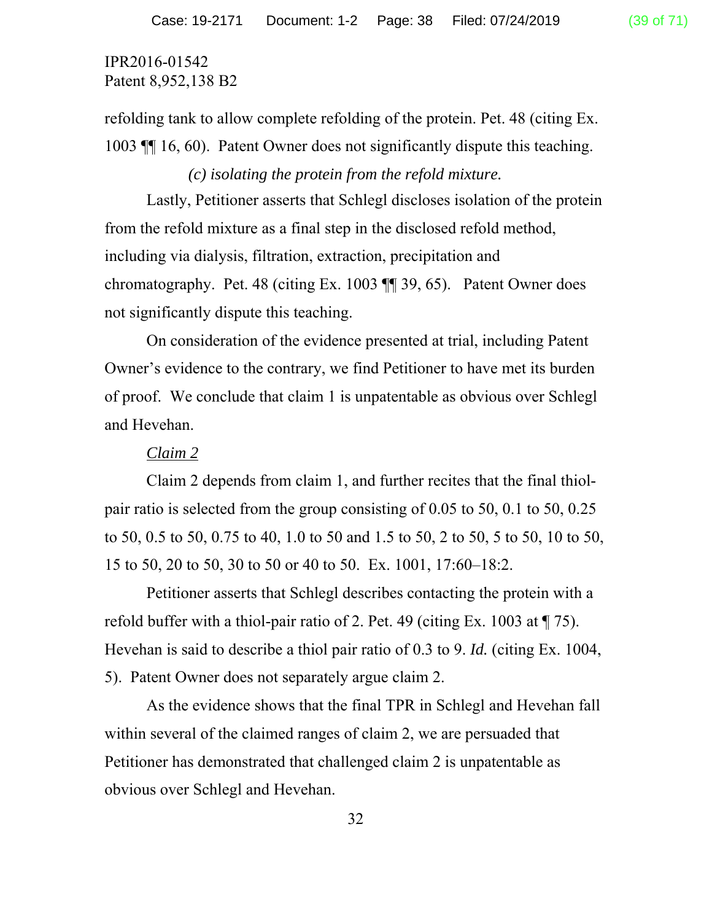refolding tank to allow complete refolding of the protein. Pet. 48 (citing Ex. 1003 ¶¶ 16, 60). Patent Owner does not significantly dispute this teaching.

*(c) isolating the protein from the refold mixture.*

Lastly, Petitioner asserts that Schlegl discloses isolation of the protein from the refold mixture as a final step in the disclosed refold method, including via dialysis, filtration, extraction, precipitation and chromatography. Pet. 48 (citing Ex. 1003 ¶¶ 39, 65). Patent Owner does not significantly dispute this teaching.

On consideration of the evidence presented at trial, including Patent Owner's evidence to the contrary, we find Petitioner to have met its burden of proof. We conclude that claim 1 is unpatentable as obvious over Schlegl and Hevehan.

<u>Claim 2</u>

Claim 2 depends from claim 1, and further recites that the final thiol-pair ratio is selected from the group consisting of 0.05 to 50, 0.1 to 50, 0.25 to 50, 0.5 to 50, 0.75 to 40, 1.0 to 50 and 1.5 to 50, 2 to 50, 5 to 50, 10 to 50, 15 to 50, 20 to 50, 30 to 50 or 40 to 50. Ex. 1001, 17:60–18:2.

Petitioner asserts that Schlegl describes contacting the protein with a refold buffer with a thiol-pair ratio of 2. Pet. 49 (citing Ex. 1003 at ¶ 75). Hevehan is said to describe a thiol pair ratio of 0.3 to 9. *Id.* (citing Ex. 1004, 5). Patent Owner does not separately argue claim 2.

As the evidence shows that the final TPR in Schlegl and Hevehan fall within several of the claimed ranges of claim 2, we are persuaded that Petitioner has demonstrated that challenged claim 2 is unpatentable as obvious over Schlegl and Hevehan.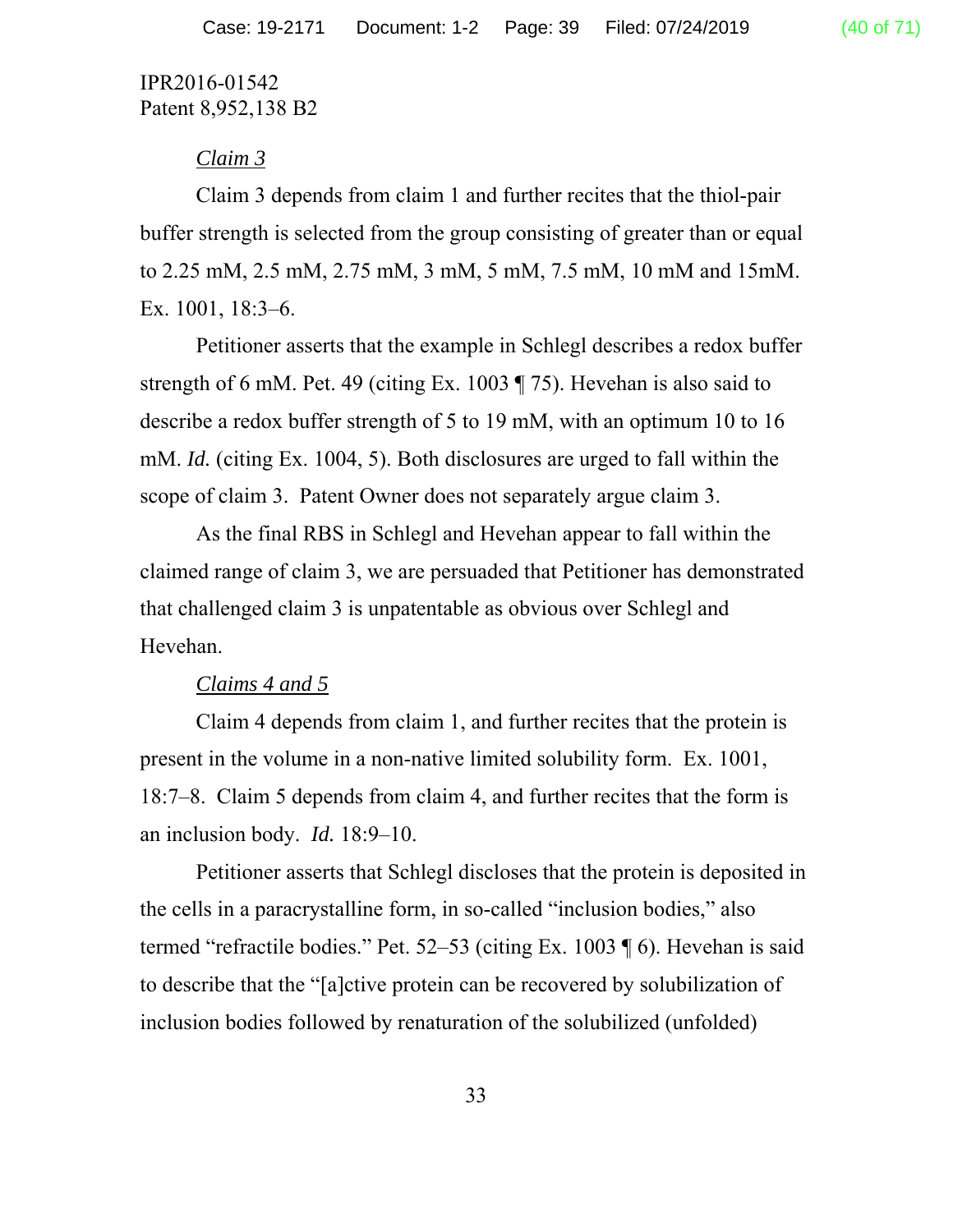IPR2016-01542
Patent 8,952,138 B2

*Claim 3*

Claim 3 depends from claim 1 and further recites that the thiol-pair buffer strength is selected from the group consisting of greater than or equal to 2.25 mM, 2.5 mM, 2.75 mM, 3 mM, 5 mM, 7.5 mM, 10 mM and 15mM. Ex. 1001, 18:3–6.

Petitioner asserts that the example in Schlegl describes a redox buffer strength of 6 mM. Pet. 49 (citing Ex. 1003 ¶ 75). Hevehan is also said to describe a redox buffer strength of 5 to 19 mM, with an optimum 10 to 16 mM. *Id.* (citing Ex. 1004, 5). Both disclosures are urged to fall within the scope of claim 3. Patent Owner does not separately argue claim 3.

As the final RBS in Schlegl and Hevehan appear to fall within the claimed range of claim 3, we are persuaded that Petitioner has demonstrated that challenged claim 3 is unpatentable as obvious over Schlegl and Hevehan.

*Claims 4 and 5*

Claim 4 depends from claim 1, and further recites that the protein is present in the volume in a non-native limited solubility form. Ex. 1001, 18:7–8. Claim 5 depends from claim 4, and further recites that the form is an inclusion body. *Id.* 18:9–10.

Petitioner asserts that Schlegl discloses that the protein is deposited in the cells in a paracrystalline form, in so-called "inclusion bodies," also termed "refractile bodies." Pet. 52–53 (citing Ex. 1003 ¶ 6). Hevehan is said to describe that the "[a]ctive protein can be recovered by solubilization of inclusion bodies followed by renaturation of the solubilized (unfolded)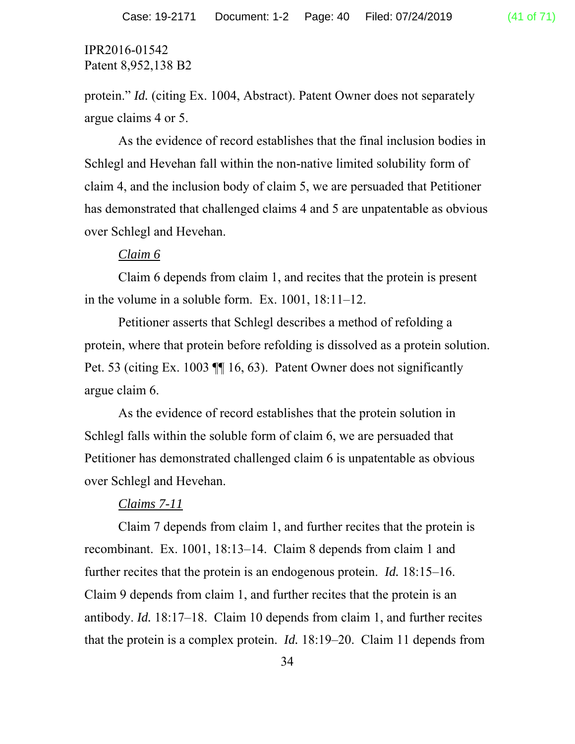protein." *Id.* (citing Ex. 1004, Abstract). Patent Owner does not separately argue claims 4 or 5.

As the evidence of record establishes that the final inclusion bodies in Schlegl and Hevehan fall within the non-native limited solubility form of claim 4, and the inclusion body of claim 5, we are persuaded that Petitioner has demonstrated that challenged claims 4 and 5 are unpatentable as obvious over Schlegl and Hevehan.

*Claim 6*

Claim 6 depends from claim 1, and recites that the protein is present in the volume in a soluble form. Ex. 1001, 18:11–12.

Petitioner asserts that Schlegl describes a method of refolding a protein, where that protein before refolding is dissolved as a protein solution. Pet. 53 (citing Ex. 1003 ¶¶ 16, 63). Patent Owner does not significantly argue claim 6.

As the evidence of record establishes that the protein solution in Schlegl falls within the soluble form of claim 6, we are persuaded that Petitioner has demonstrated challenged claim 6 is unpatentable as obvious over Schlegl and Hevehan.

*Claims 7-11*

Claim 7 depends from claim 1, and further recites that the protein is recombinant. Ex. 1001, 18:13–14. Claim 8 depends from claim 1 and further recites that the protein is an endogenous protein. *Id.* 18:15–16. Claim 9 depends from claim 1, and further recites that the protein is an antibody. *Id.* 18:17–18. Claim 10 depends from claim 1, and further recites that the protein is a complex protein. *Id.* 18:19–20. Claim 11 depends from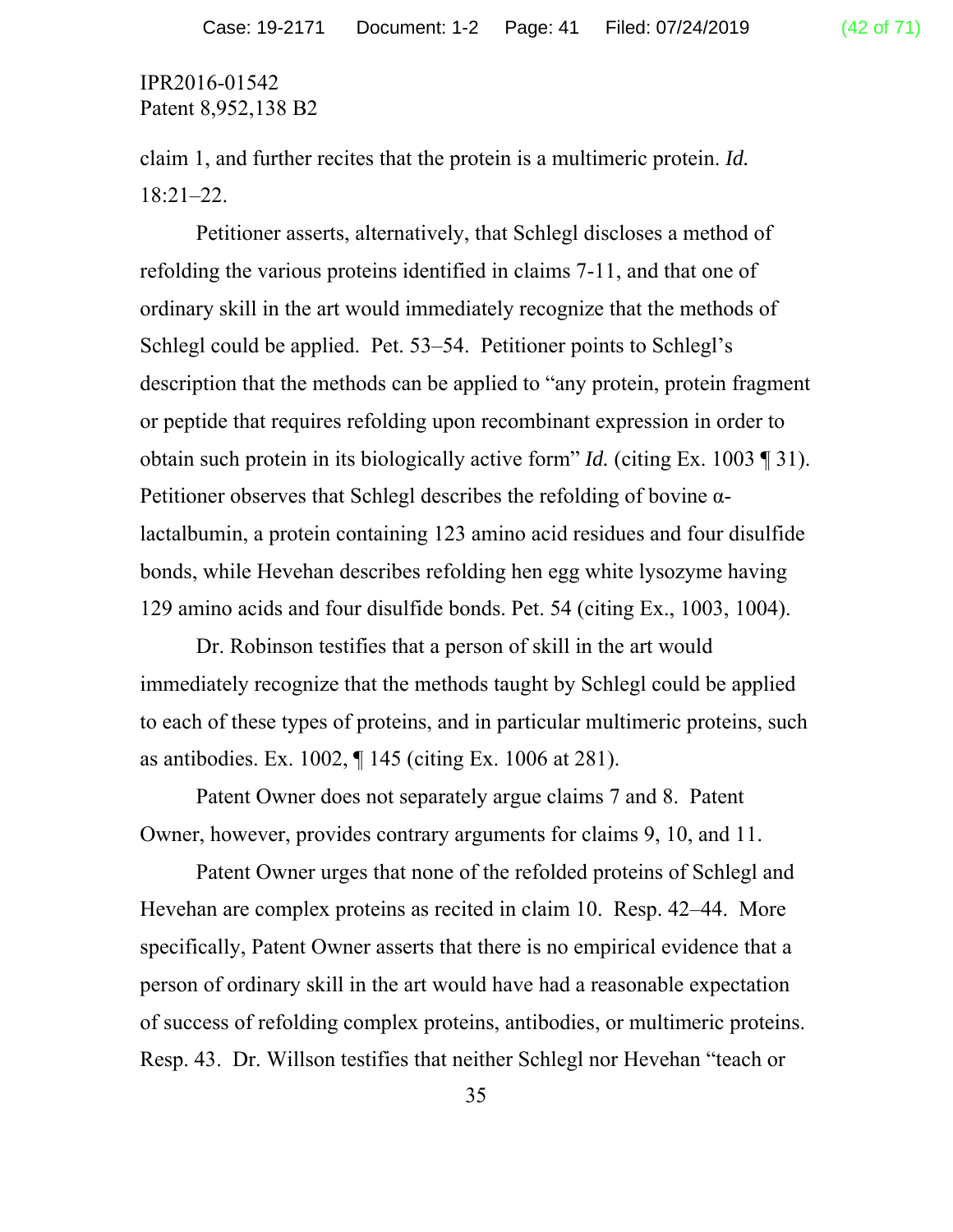claim 1, and further recites that the protein is a multimeric protein. *Id.* 18:21–22.

Petitioner asserts, alternatively, that Schlegl discloses a method of refolding the various proteins identified in claims 7-11, and that one of ordinary skill in the art would immediately recognize that the methods of Schlegl could be applied. Pet. 53–54. Petitioner points to Schlegl's description that the methods can be applied to "any protein, protein fragment or peptide that requires refolding upon recombinant expression in order to obtain such protein in its biologically active form" *Id.* (citing Ex. 1003 ¶ 31). Petitioner observes that Schlegl describes the refolding of bovine α-lactalbumin, a protein containing 123 amino acid residues and four disulfide bonds, while Hevehan describes refolding hen egg white lysozyme having 129 amino acids and four disulfide bonds. Pet. 54 (citing Ex., 1003, 1004).

Dr. Robinson testifies that a person of skill in the art would immediately recognize that the methods taught by Schlegl could be applied to each of these types of proteins, and in particular multimeric proteins, such as antibodies. Ex. 1002, ¶ 145 (citing Ex. 1006 at 281).

Patent Owner does not separately argue claims 7 and 8. Patent Owner, however, provides contrary arguments for claims 9, 10, and 11.

Patent Owner urges that none of the refolded proteins of Schlegl and Hevehan are complex proteins as recited in claim 10. Resp. 42–44. More specifically, Patent Owner asserts that there is no empirical evidence that a person of ordinary skill in the art would have had a reasonable expectation of success of refolding complex proteins, antibodies, or multimeric proteins. Resp. 43. Dr. Willson testifies that neither Schlegl nor Hevehan "teach or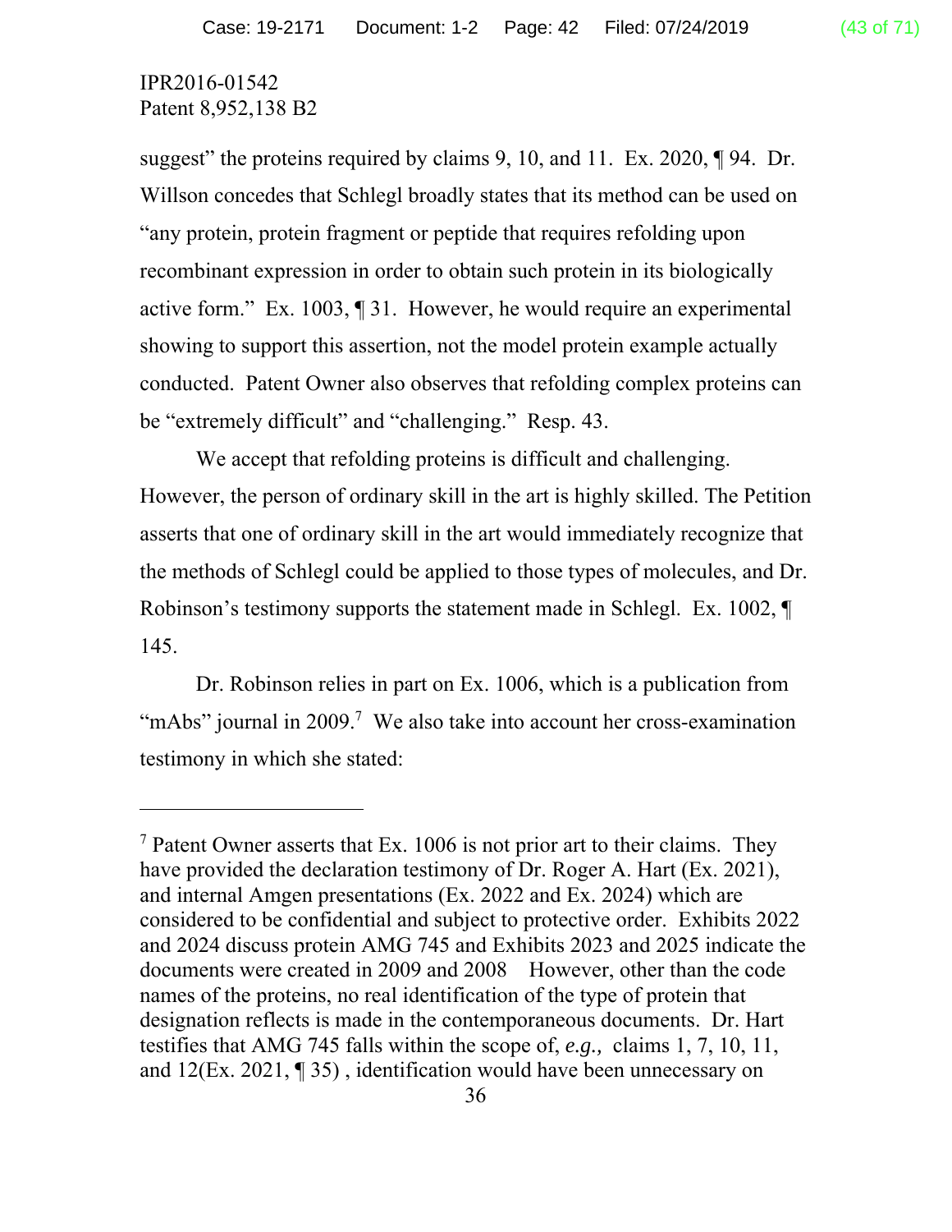IPR2016-01542
Patent 8,952,138 B2

suggest" the proteins required by claims 9, 10, and 11. Ex. 2020, ¶ 94. Dr. Willson concedes that Schlegl broadly states that its method can be used on "any protein, protein fragment or peptide that requires refolding upon recombinant expression in order to obtain such protein in its biologically active form." Ex. 1003, ¶ 31. However, he would require an experimental showing to support this assertion, not the model protein example actually conducted. Patent Owner also observes that refolding complex proteins can be "extremely difficult" and "challenging." Resp. 43.

We accept that refolding proteins is difficult and challenging. However, the person of ordinary skill in the art is highly skilled. The Petition asserts that one of ordinary skill in the art would immediately recognize that the methods of Schlegl could be applied to those types of molecules, and Dr. Robinson's testimony supports the statement made in Schlegl. Ex. 1002, ¶ 145.

Dr. Robinson relies in part on Ex. 1006, which is a publication from "mAbs" journal in 2009.[7] We also take into account her cross-examination testimony in which she stated:

---

[7] Patent Owner asserts that Ex. 1006 is not prior art to their claims. They have provided the declaration testimony of Dr. Roger A. Hart (Ex. 2021), and internal Amgen presentations (Ex. 2022 and Ex. 2024) which are considered to be confidential and subject to protective order. Exhibits 2022 and 2024 discuss protein AMG 745 and Exhibits 2023 and 2025 indicate the documents were created in 2009 and 2008 However, other than the code names of the proteins, no real identification of the type of protein that designation reflects is made in the contemporaneous documents. Dr. Hart testifies that AMG 745 falls within the scope of, *e.g.,* claims 1, 7, 10, 11, and 12(Ex. 2021, ¶ 35) , identification would have been unnecessary on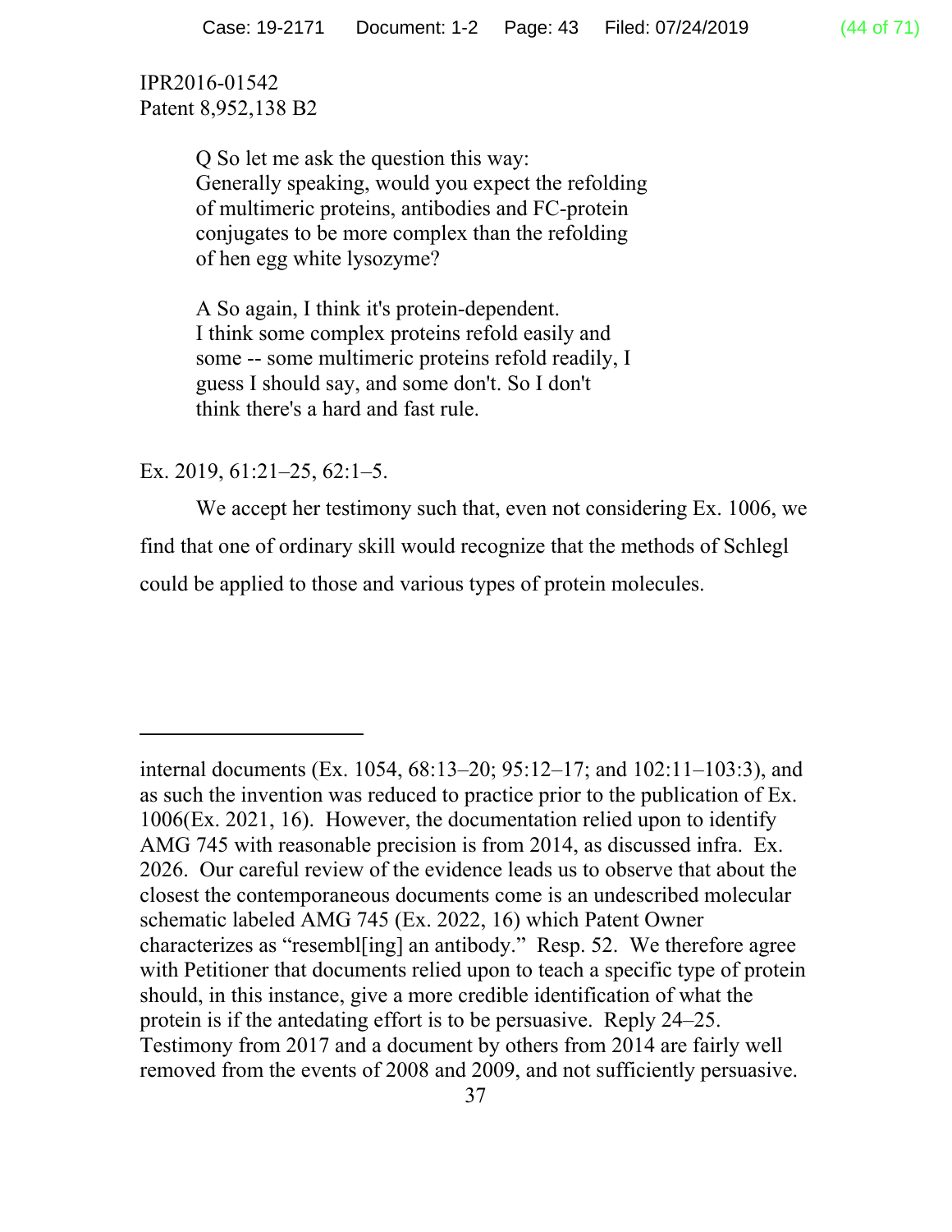IPR2016-01542
Patent 8,952,138 B2

> Q So let me ask the question this way: Generally speaking, would you expect the refolding of multimeric proteins, antibodies and FC-protein conjugates to be more complex than the refolding of hen egg white lysozyme?
>
> A So again, I think it's protein-dependent. I think some complex proteins refold easily and some -- some multimeric proteins refold readily, I guess I should say, and some don't. So I don't think there's a hard and fast rule.

Ex. 2019, 61:21–25, 62:1–5.

We accept her testimony such that, even not considering Ex. 1006, we find that one of ordinary skill would recognize that the methods of Schlegl could be applied to those and various types of protein molecules.

---

internal documents (Ex. 1054, 68:13–20; 95:12–17; and 102:11–103:3), and as such the invention was reduced to practice prior to the publication of Ex. 1006(Ex. 2021, 16). However, the documentation relied upon to identify AMG 745 with reasonable precision is from 2014, as discussed infra. Ex. 2026. Our careful review of the evidence leads us to observe that about the closest the contemporaneous documents come is an undescribed molecular schematic labeled AMG 745 (Ex. 2022, 16) which Patent Owner characterizes as "resembl[ing] an antibody." Resp. 52. We therefore agree with Petitioner that documents relied upon to teach a specific type of protein should, in this instance, give a more credible identification of what the protein is if the antedating effort is to be persuasive. Reply 24–25. Testimony from 2017 and a document by others from 2014 are fairly well removed from the events of 2008 and 2009, and not sufficiently persuasive.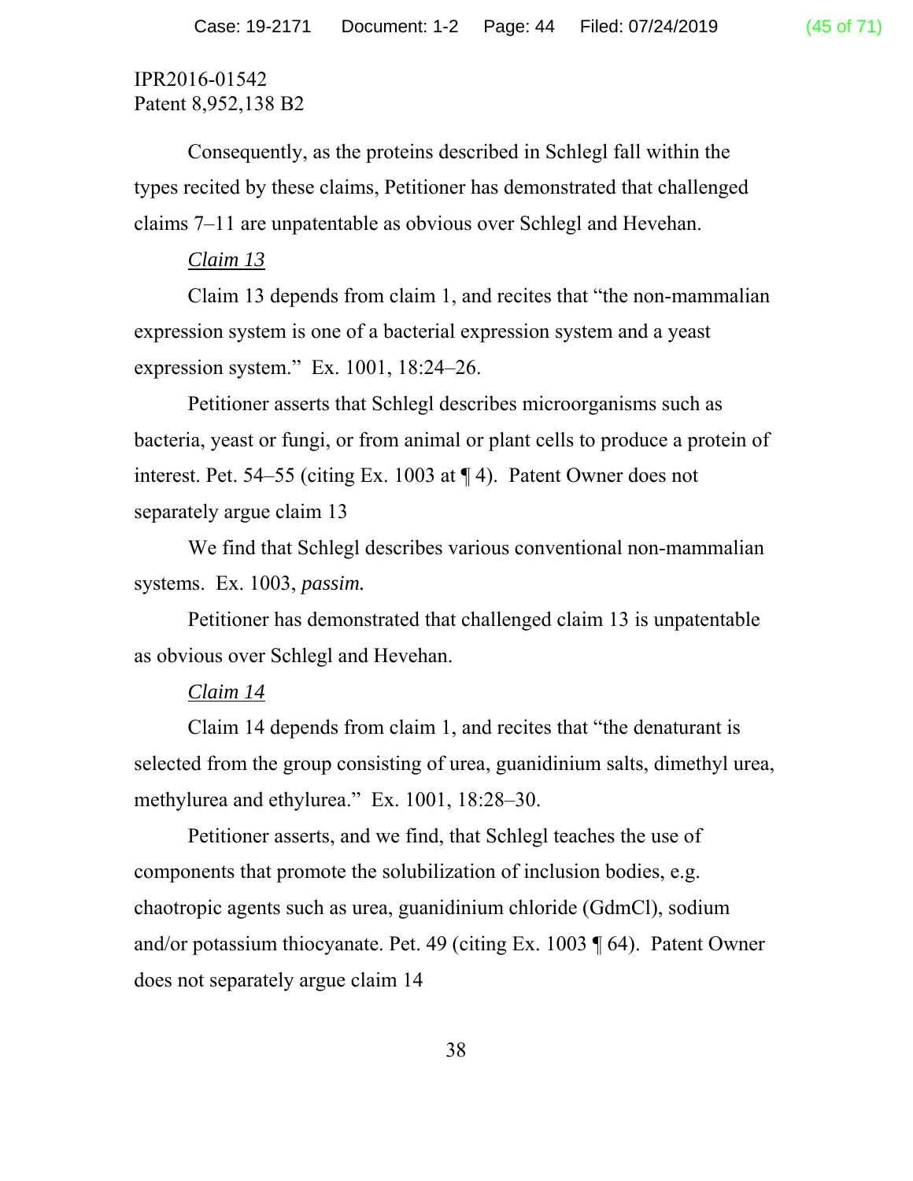IPR2016-01542
Patent 8,952,138 B2

Consequently, as the proteins described in Schlegl fall within the types recited by these claims, Petitioner has demonstrated that challenged claims 7–11 are unpatentable as obvious over Schlegl and Hevehan.

*Claim 13*

Claim 13 depends from claim 1, and recites that "the non-mammalian expression system is one of a bacterial expression system and a yeast expression system." Ex. 1001, 18:24–26.

Petitioner asserts that Schlegl describes microorganisms such as bacteria, yeast or fungi, or from animal or plant cells to produce a protein of interest. Pet. 54–55 (citing Ex. 1003 at ¶ 4). Patent Owner does not separately argue claim 13

We find that Schlegl describes various conventional non-mammalian systems. Ex. 1003, *passim.*

Petitioner has demonstrated that challenged claim 13 is unpatentable as obvious over Schlegl and Hevehan.

*Claim 14*

Claim 14 depends from claim 1, and recites that "the denaturant is selected from the group consisting of urea, guanidinium salts, dimethyl urea, methylurea and ethylurea." Ex. 1001, 18:28–30.

Petitioner asserts, and we find, that Schlegl teaches the use of components that promote the solubilization of inclusion bodies, e.g. chaotropic agents such as urea, guanidinium chloride (GdmCl), sodium and/or potassium thiocyanate. Pet. 49 (citing Ex. 1003 ¶ 64). Patent Owner does not separately argue claim 14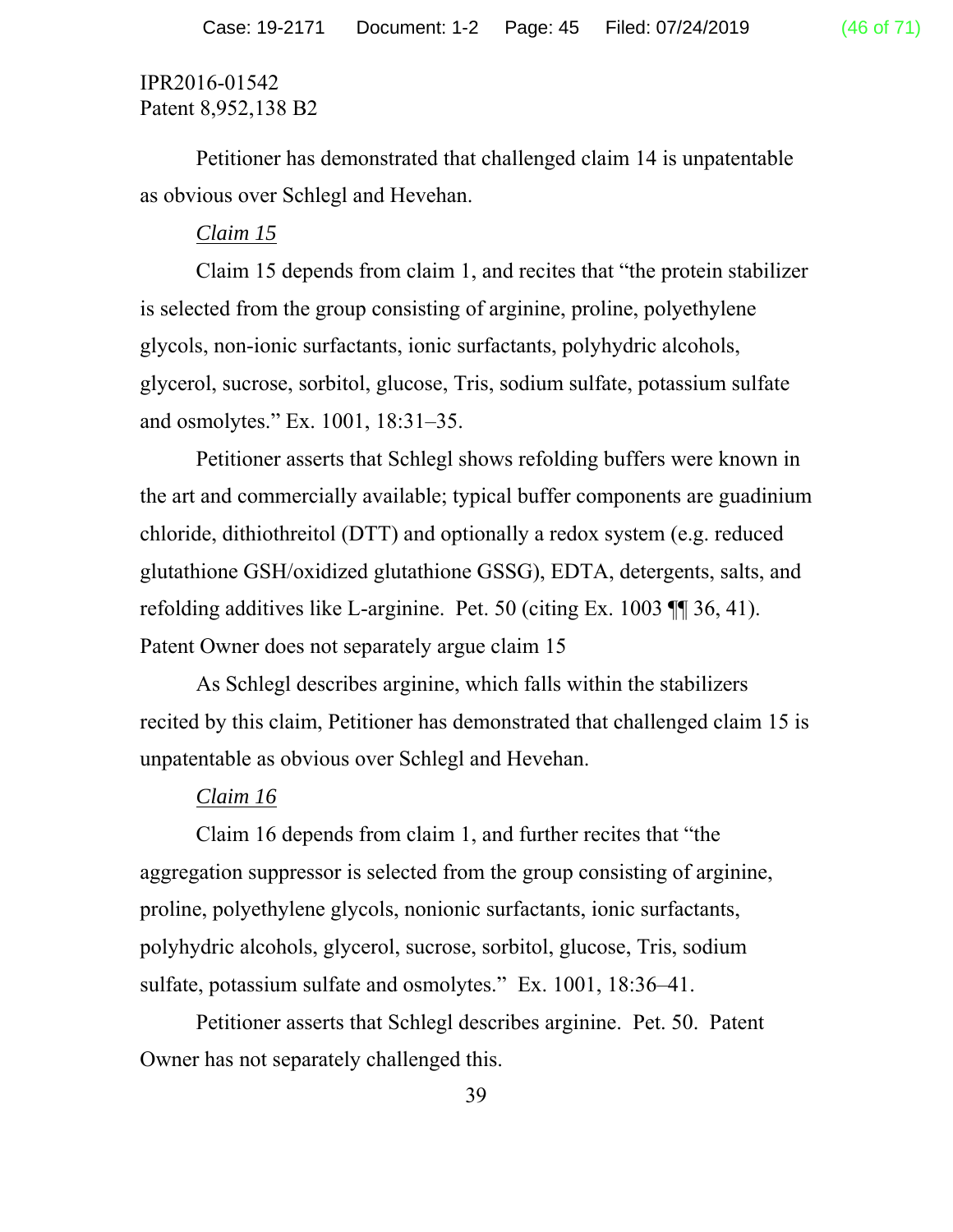IPR2016-01542
Patent 8,952,138 B2

Petitioner has demonstrated that challenged claim 14 is unpatentable as obvious over Schlegl and Hevehan.

*Claim 15*

Claim 15 depends from claim 1, and recites that "the protein stabilizer is selected from the group consisting of arginine, proline, polyethylene glycols, non-ionic surfactants, ionic surfactants, polyhydric alcohols, glycerol, sucrose, sorbitol, glucose, Tris, sodium sulfate, potassium sulfate and osmolytes." Ex. 1001, 18:31–35.

Petitioner asserts that Schlegl shows refolding buffers were known in the art and commercially available; typical buffer components are guadinium chloride, dithiothreitol (DTT) and optionally a redox system (e.g. reduced glutathione GSH/oxidized glutathione GSSG), EDTA, detergents, salts, and refolding additives like L-arginine. Pet. 50 (citing Ex. 1003 ¶¶ 36, 41). Patent Owner does not separately argue claim 15

As Schlegl describes arginine, which falls within the stabilizers recited by this claim, Petitioner has demonstrated that challenged claim 15 is unpatentable as obvious over Schlegl and Hevehan.

*Claim 16*

Claim 16 depends from claim 1, and further recites that "the aggregation suppressor is selected from the group consisting of arginine, proline, polyethylene glycols, nonionic surfactants, ionic surfactants, polyhydric alcohols, glycerol, sucrose, sorbitol, glucose, Tris, sodium sulfate, potassium sulfate and osmolytes." Ex. 1001, 18:36–41.

Petitioner asserts that Schlegl describes arginine. Pet. 50. Patent Owner has not separately challenged this.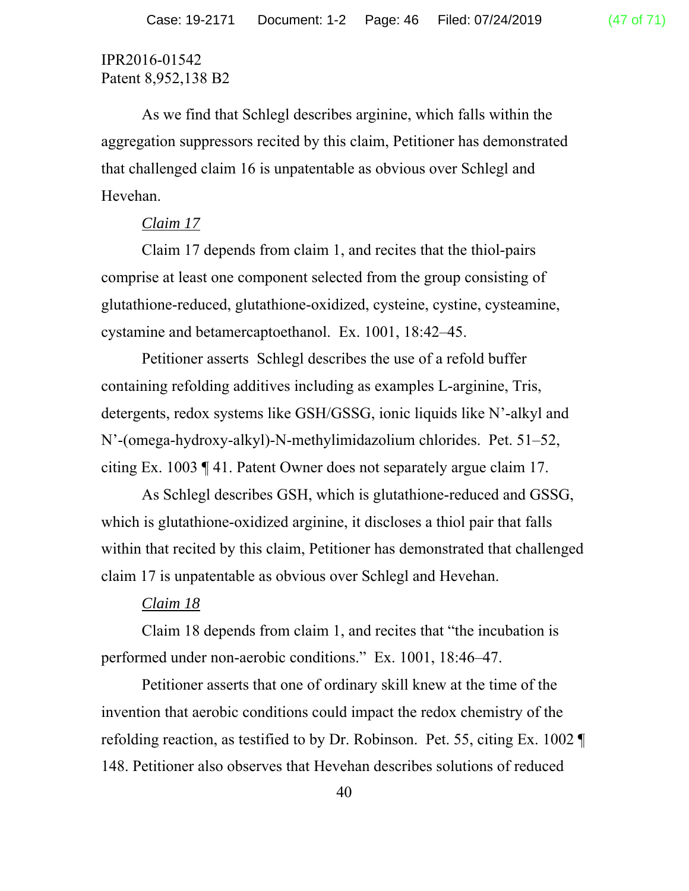IPR2016-01542
Patent 8,952,138 B2

As we find that Schlegl describes arginine, which falls within the aggregation suppressors recited by this claim, Petitioner has demonstrated that challenged claim 16 is unpatentable as obvious over Schlegl and Hevehan.

*Claim 17*

Claim 17 depends from claim 1, and recites that the thiol-pairs comprise at least one component selected from the group consisting of glutathione-reduced, glutathione-oxidized, cysteine, cystine, cysteamine, cystamine and betamercaptoethanol. Ex. 1001, 18:42–45.

Petitioner asserts Schlegl describes the use of a refold buffer containing refolding additives including as examples L-arginine, Tris, detergents, redox systems like GSH/GSSG, ionic liquids like N'-alkyl and N'-(omega-hydroxy-alkyl)-N-methylimidazolium chlorides. Pet. 51–52, citing Ex. 1003 ¶ 41. Patent Owner does not separately argue claim 17.

As Schlegl describes GSH, which is glutathione-reduced and GSSG, which is glutathione-oxidized arginine, it discloses a thiol pair that falls within that recited by this claim, Petitioner has demonstrated that challenged claim 17 is unpatentable as obvious over Schlegl and Hevehan.

*Claim 18*

Claim 18 depends from claim 1, and recites that "the incubation is performed under non-aerobic conditions." Ex. 1001, 18:46–47.

Petitioner asserts that one of ordinary skill knew at the time of the invention that aerobic conditions could impact the redox chemistry of the refolding reaction, as testified to by Dr. Robinson. Pet. 55, citing Ex. 1002 ¶ 148. Petitioner also observes that Hevehan describes solutions of reduced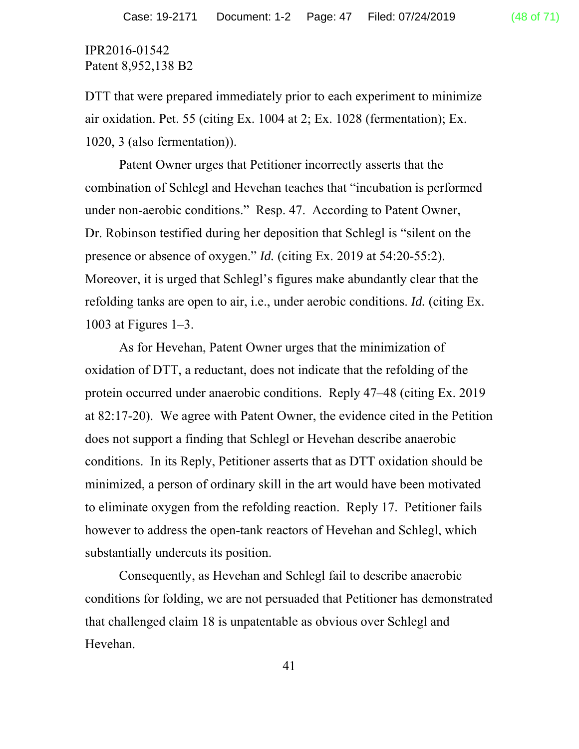IPR2016-01542
Patent 8,952,138 B2

DTT that were prepared immediately prior to each experiment to minimize air oxidation. Pet. 55 (citing Ex. 1004 at 2; Ex. 1028 (fermentation); Ex. 1020, 3 (also fermentation)).

Patent Owner urges that Petitioner incorrectly asserts that the combination of Schlegl and Hevehan teaches that "incubation is performed under non-aerobic conditions." Resp. 47. According to Patent Owner, Dr. Robinson testified during her deposition that Schlegl is "silent on the presence or absence of oxygen." *Id.* (citing Ex. 2019 at 54:20-55:2). Moreover, it is urged that Schlegl's figures make abundantly clear that the refolding tanks are open to air, i.e., under aerobic conditions. *Id.* (citing Ex. 1003 at Figures 1–3.

As for Hevehan, Patent Owner urges that the minimization of oxidation of DTT, a reductant, does not indicate that the refolding of the protein occurred under anaerobic conditions. Reply 47–48 (citing Ex. 2019 at 82:17-20). We agree with Patent Owner, the evidence cited in the Petition does not support a finding that Schlegl or Hevehan describe anaerobic conditions. In its Reply, Petitioner asserts that as DTT oxidation should be minimized, a person of ordinary skill in the art would have been motivated to eliminate oxygen from the refolding reaction. Reply 17. Petitioner fails however to address the open-tank reactors of Hevehan and Schlegl, which substantially undercuts its position.

Consequently, as Hevehan and Schlegl fail to describe anaerobic conditions for folding, we are not persuaded that Petitioner has demonstrated that challenged claim 18 is unpatentable as obvious over Schlegl and Hevehan.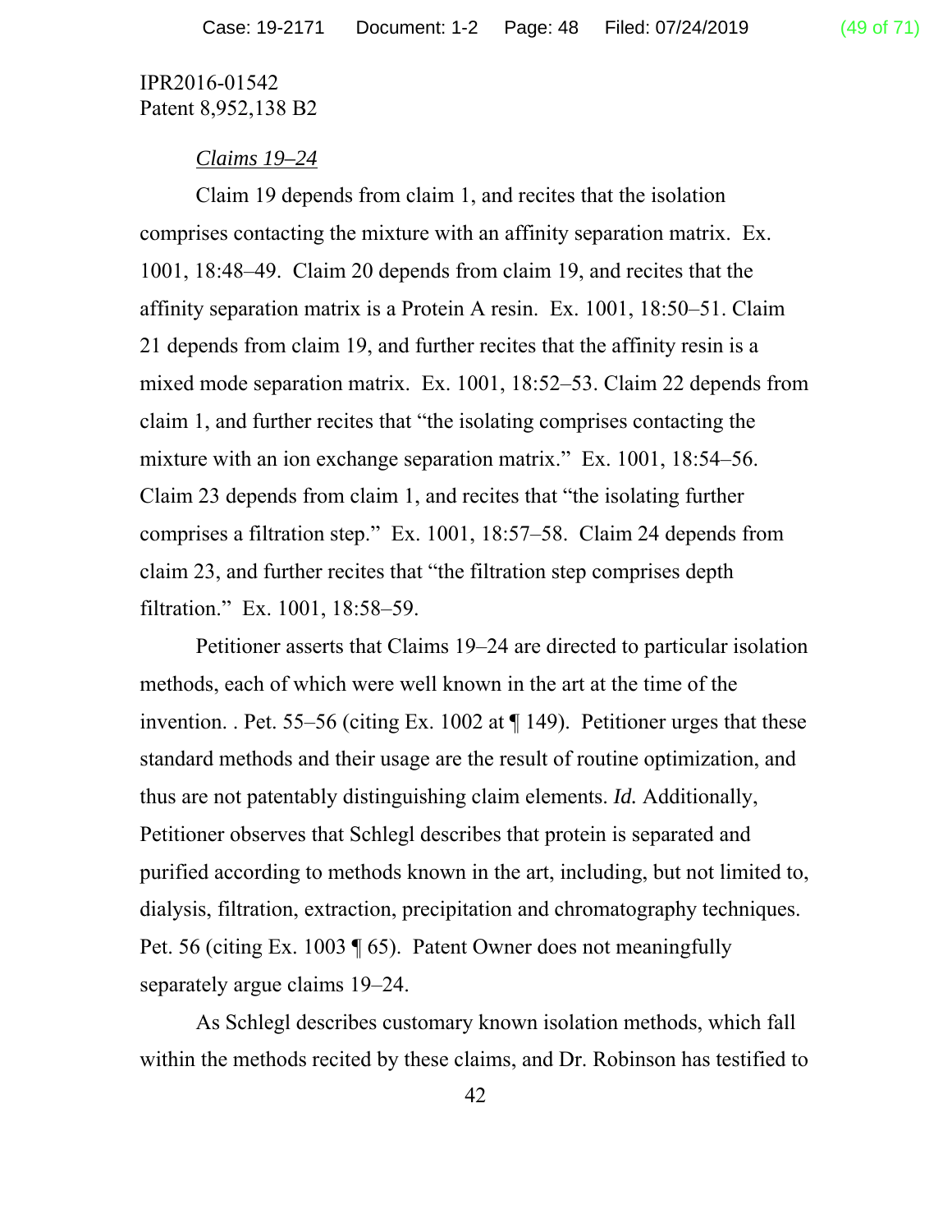IPR2016-01542
Patent 8,952,138 B2

*Claims 19–24*

Claim 19 depends from claim 1, and recites that the isolation comprises contacting the mixture with an affinity separation matrix. Ex. 1001, 18:48–49. Claim 20 depends from claim 19, and recites that the affinity separation matrix is a Protein A resin. Ex. 1001, 18:50–51. Claim 21 depends from claim 19, and further recites that the affinity resin is a mixed mode separation matrix. Ex. 1001, 18:52–53. Claim 22 depends from claim 1, and further recites that "the isolating comprises contacting the mixture with an ion exchange separation matrix." Ex. 1001, 18:54–56. Claim 23 depends from claim 1, and recites that "the isolating further comprises a filtration step." Ex. 1001, 18:57–58. Claim 24 depends from claim 23, and further recites that "the filtration step comprises depth filtration." Ex. 1001, 18:58–59.

Petitioner asserts that Claims 19–24 are directed to particular isolation methods, each of which were well known in the art at the time of the invention. . Pet. 55–56 (citing Ex. 1002 at ¶ 149). Petitioner urges that these standard methods and their usage are the result of routine optimization, and thus are not patentably distinguishing claim elements. *Id.* Additionally, Petitioner observes that Schlegl describes that protein is separated and purified according to methods known in the art, including, but not limited to, dialysis, filtration, extraction, precipitation and chromatography techniques. Pet. 56 (citing Ex. 1003 ¶ 65). Patent Owner does not meaningfully separately argue claims 19–24.

As Schlegl describes customary known isolation methods, which fall within the methods recited by these claims, and Dr. Robinson has testified to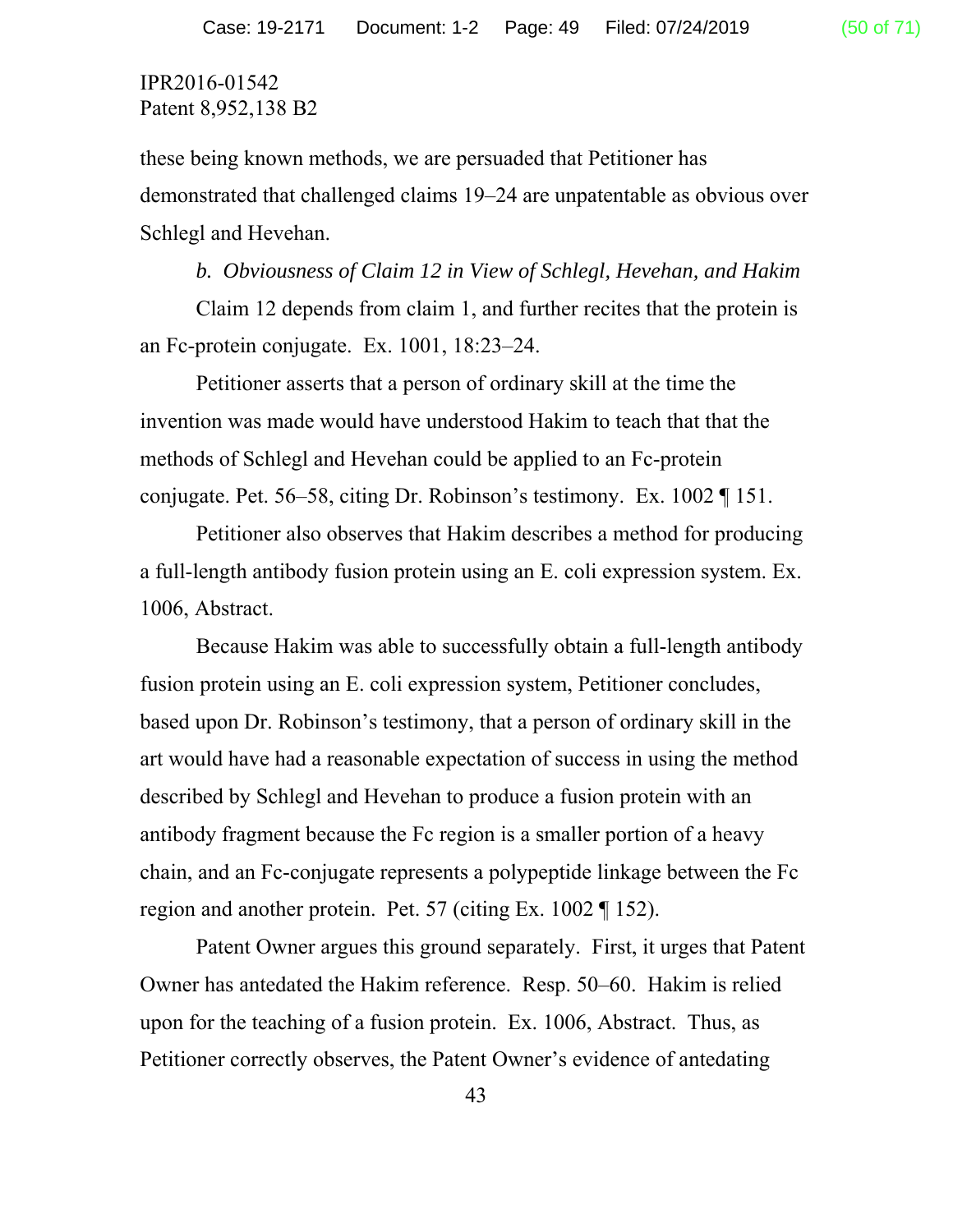these being known methods, we are persuaded that Petitioner has demonstrated that challenged claims 19–24 are unpatentable as obvious over Schlegl and Hevehan.

*b. Obviousness of Claim 12 in View of Schlegl, Hevehan, and Hakim*

Claim 12 depends from claim 1, and further recites that the protein is an Fc-protein conjugate. Ex. 1001, 18:23–24.

Petitioner asserts that a person of ordinary skill at the time the invention was made would have understood Hakim to teach that that the methods of Schlegl and Hevehan could be applied to an Fc-protein conjugate. Pet. 56–58, citing Dr. Robinson's testimony. Ex. 1002 ¶ 151.

Petitioner also observes that Hakim describes a method for producing a full-length antibody fusion protein using an E. coli expression system. Ex. 1006, Abstract.

Because Hakim was able to successfully obtain a full-length antibody fusion protein using an E. coli expression system, Petitioner concludes, based upon Dr. Robinson's testimony, that a person of ordinary skill in the art would have had a reasonable expectation of success in using the method described by Schlegl and Hevehan to produce a fusion protein with an antibody fragment because the Fc region is a smaller portion of a heavy chain, and an Fc-conjugate represents a polypeptide linkage between the Fc region and another protein. Pet. 57 (citing Ex. 1002 ¶ 152).

Patent Owner argues this ground separately. First, it urges that Patent Owner has antedated the Hakim reference. Resp. 50–60. Hakim is relied upon for the teaching of a fusion protein. Ex. 1006, Abstract. Thus, as Petitioner correctly observes, the Patent Owner's evidence of antedating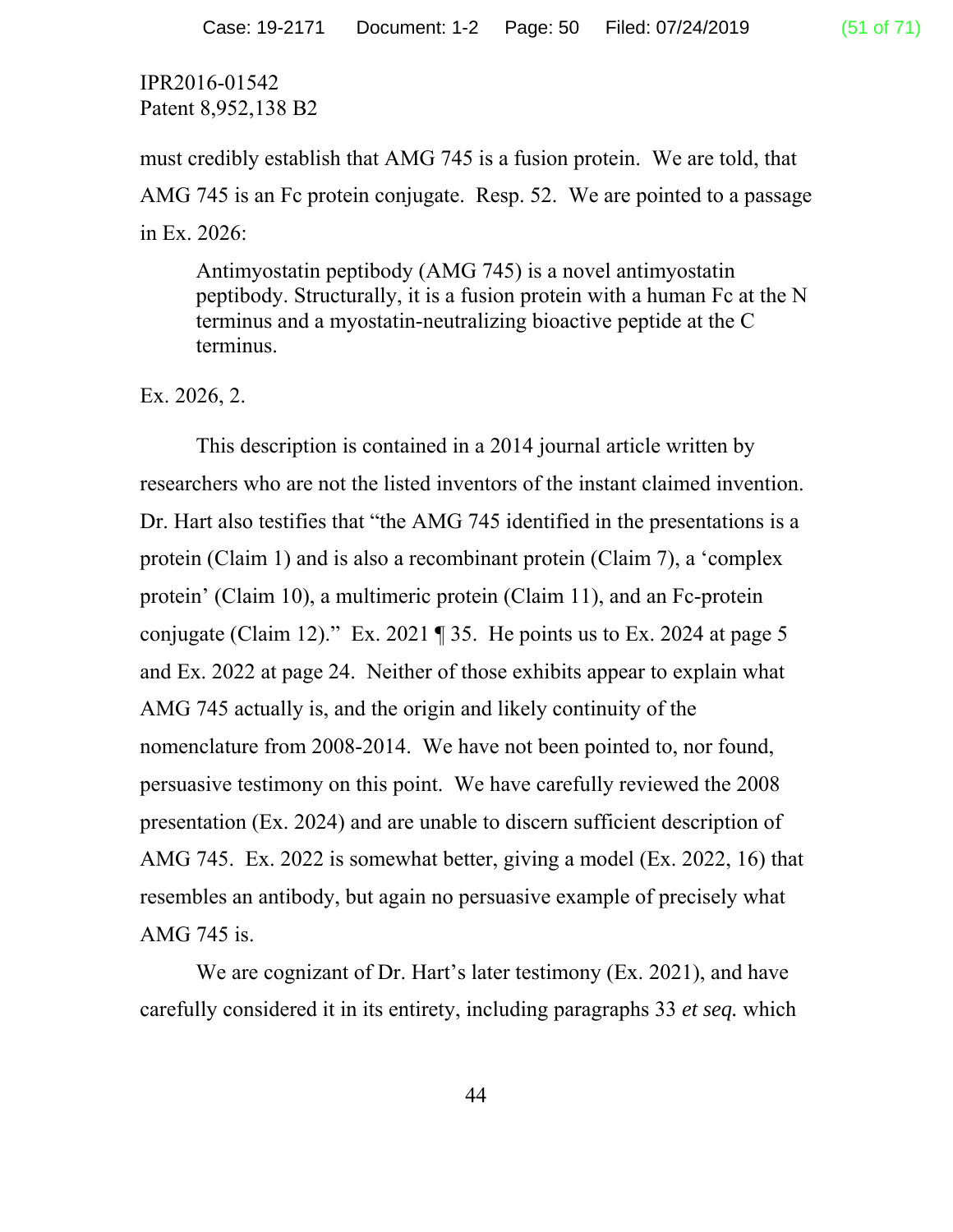IPR2016-01542
Patent 8,952,138 B2

must credibly establish that AMG 745 is a fusion protein. We are told, that AMG 745 is an Fc protein conjugate. Resp. 52. We are pointed to a passage in Ex. 2026:

> Antimyostatin peptibody (AMG 745) is a novel antimyostatin peptibody. Structurally, it is a fusion protein with a human Fc at the N terminus and a myostatin-neutralizing bioactive peptide at the C terminus.

Ex. 2026, 2.

This description is contained in a 2014 journal article written by researchers who are not the listed inventors of the instant claimed invention. Dr. Hart also testifies that "the AMG 745 identified in the presentations is a protein (Claim 1) and is also a recombinant protein (Claim 7), a 'complex protein' (Claim 10), a multimeric protein (Claim 11), and an Fc-protein conjugate (Claim 12)." Ex. 2021 ¶ 35. He points us to Ex. 2024 at page 5 and Ex. 2022 at page 24. Neither of those exhibits appear to explain what AMG 745 actually is, and the origin and likely continuity of the nomenclature from 2008-2014. We have not been pointed to, nor found, persuasive testimony on this point. We have carefully reviewed the 2008 presentation (Ex. 2024) and are unable to discern sufficient description of AMG 745. Ex. 2022 is somewhat better, giving a model (Ex. 2022, 16) that resembles an antibody, but again no persuasive example of precisely what AMG 745 is.

We are cognizant of Dr. Hart's later testimony (Ex. 2021), and have carefully considered it in its entirety, including paragraphs 33 *et seq.* which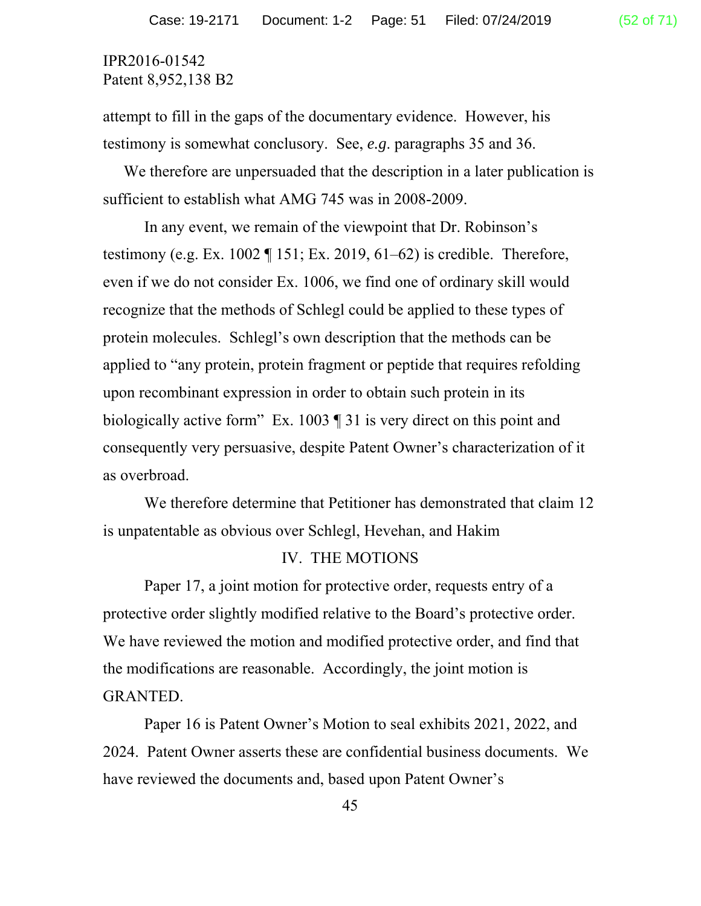attempt to fill in the gaps of the documentary evidence. However, his testimony is somewhat conclusory. See, *e.g.* paragraphs 35 and 36.

We therefore are unpersuaded that the description in a later publication is sufficient to establish what AMG 745 was in 2008-2009.

In any event, we remain of the viewpoint that Dr. Robinson's testimony (e.g. Ex. 1002 ¶ 151; Ex. 2019, 61–62) is credible. Therefore, even if we do not consider Ex. 1006, we find one of ordinary skill would recognize that the methods of Schlegl could be applied to these types of protein molecules. Schlegl's own description that the methods can be applied to "any protein, protein fragment or peptide that requires refolding upon recombinant expression in order to obtain such protein in its biologically active form" Ex. 1003 ¶ 31 is very direct on this point and consequently very persuasive, despite Patent Owner's characterization of it as overbroad.

We therefore determine that Petitioner has demonstrated that claim 12 is unpatentable as obvious over Schlegl, Hevehan, and Hakim

## IV. THE MOTIONS

Paper 17, a joint motion for protective order, requests entry of a protective order slightly modified relative to the Board's protective order. We have reviewed the motion and modified protective order, and find that the modifications are reasonable. Accordingly, the joint motion is GRANTED.

Paper 16 is Patent Owner's Motion to seal exhibits 2021, 2022, and 2024. Patent Owner asserts these are confidential business documents. We have reviewed the documents and, based upon Patent Owner's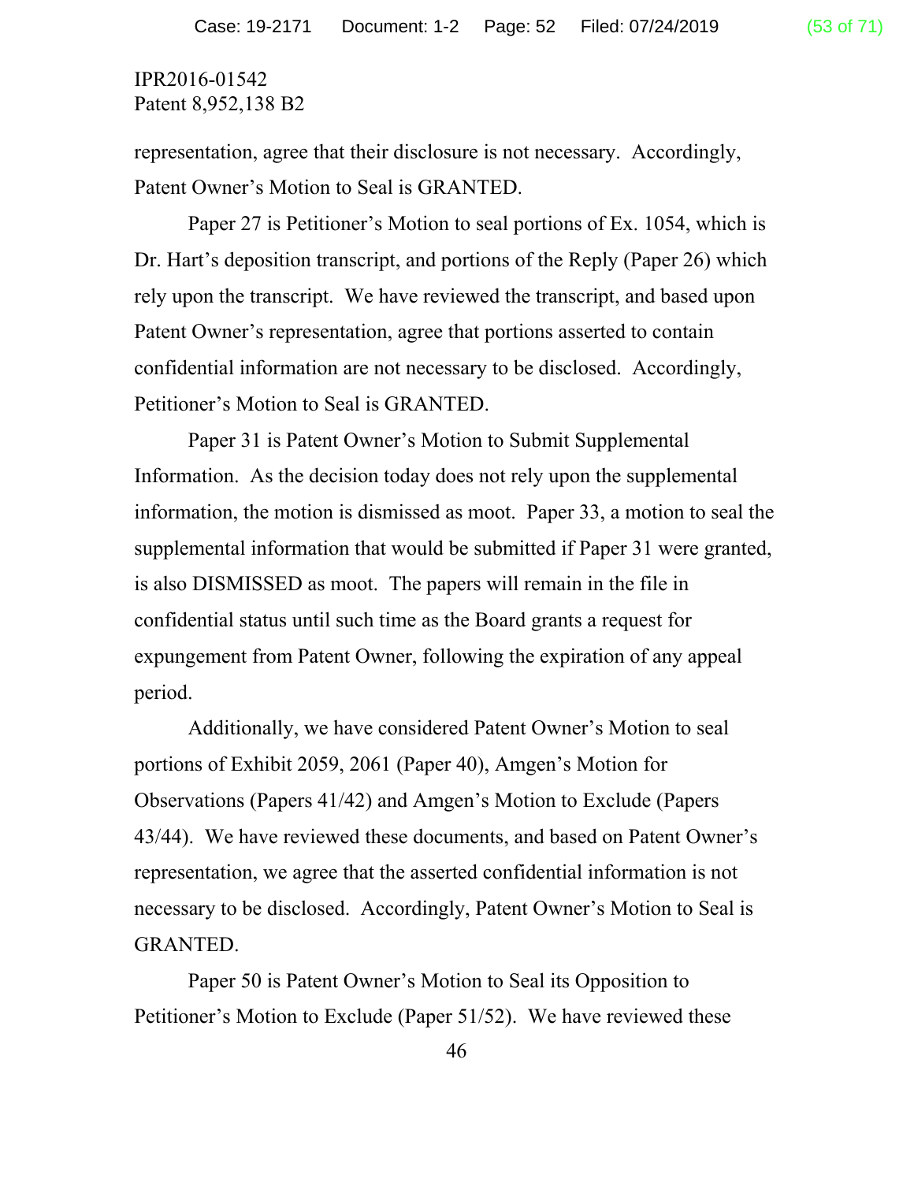representation, agree that their disclosure is not necessary. Accordingly, Patent Owner's Motion to Seal is GRANTED.

Paper 27 is Petitioner's Motion to seal portions of Ex. 1054, which is Dr. Hart's deposition transcript, and portions of the Reply (Paper 26) which rely upon the transcript. We have reviewed the transcript, and based upon Patent Owner's representation, agree that portions asserted to contain confidential information are not necessary to be disclosed. Accordingly, Petitioner's Motion to Seal is GRANTED.

Paper 31 is Patent Owner's Motion to Submit Supplemental Information. As the decision today does not rely upon the supplemental information, the motion is dismissed as moot. Paper 33, a motion to seal the supplemental information that would be submitted if Paper 31 were granted, is also DISMISSED as moot. The papers will remain in the file in confidential status until such time as the Board grants a request for expungement from Patent Owner, following the expiration of any appeal period.

Additionally, we have considered Patent Owner's Motion to seal portions of Exhibit 2059, 2061 (Paper 40), Amgen's Motion for Observations (Papers 41/42) and Amgen's Motion to Exclude (Papers 43/44). We have reviewed these documents, and based on Patent Owner's representation, we agree that the asserted confidential information is not necessary to be disclosed. Accordingly, Patent Owner's Motion to Seal is GRANTED.

Paper 50 is Patent Owner's Motion to Seal its Opposition to Petitioner's Motion to Exclude (Paper 51/52). We have reviewed these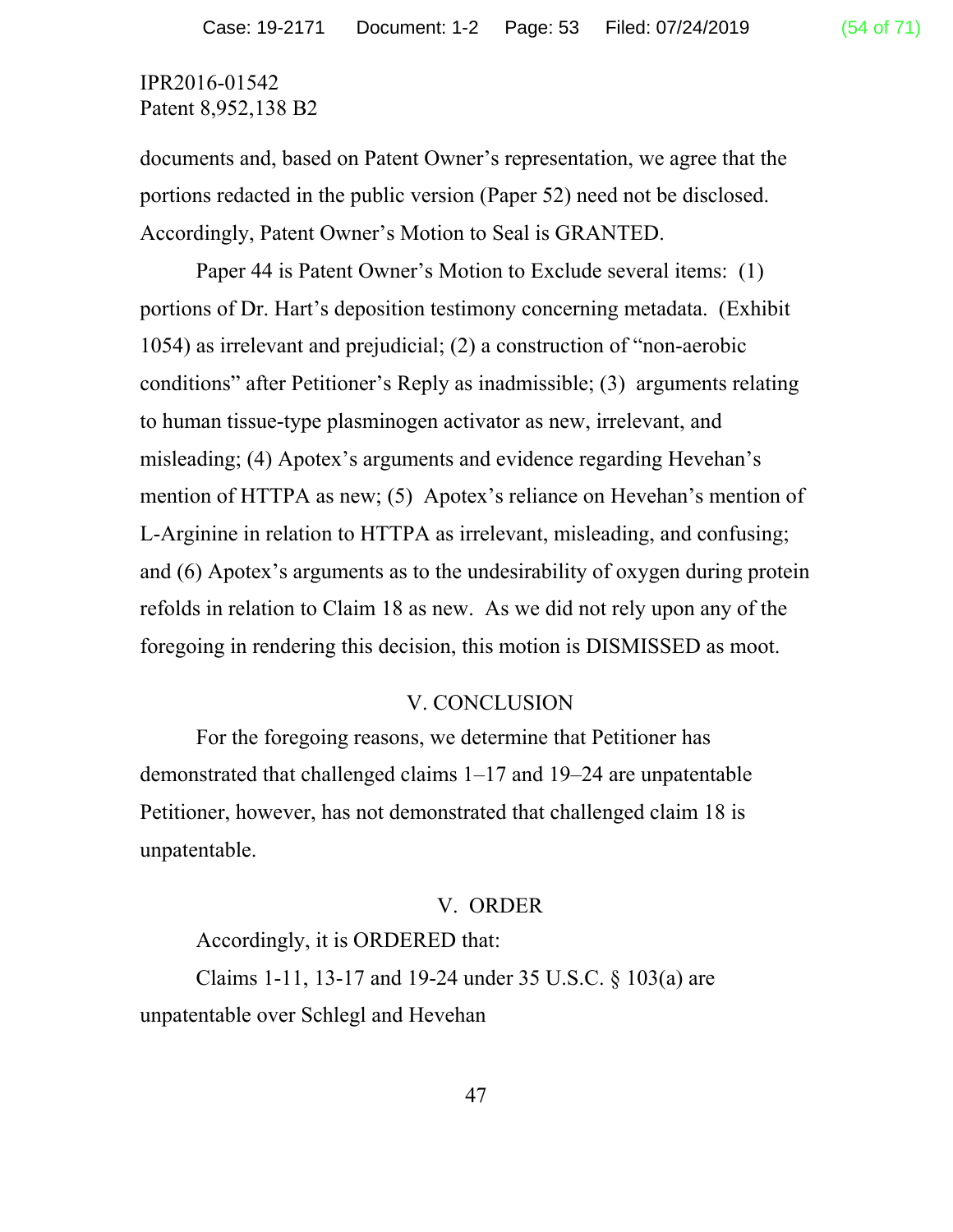IPR2016-01542
Patent 8,952,138 B2

documents and, based on Patent Owner's representation, we agree that the portions redacted in the public version (Paper 52) need not be disclosed. Accordingly, Patent Owner's Motion to Seal is GRANTED.

Paper 44 is Patent Owner's Motion to Exclude several items: (1) portions of Dr. Hart's deposition testimony concerning metadata. (Exhibit 1054) as irrelevant and prejudicial; (2) a construction of "non-aerobic conditions" after Petitioner's Reply as inadmissible; (3) arguments relating to human tissue-type plasminogen activator as new, irrelevant, and misleading; (4) Apotex's arguments and evidence regarding Hevehan's mention of HTTPA as new; (5) Apotex's reliance on Hevehan's mention of L-Arginine in relation to HTTPA as irrelevant, misleading, and confusing; and (6) Apotex's arguments as to the undesirability of oxygen during protein refolds in relation to Claim 18 as new. As we did not rely upon any of the foregoing in rendering this decision, this motion is DISMISSED as moot.

## V. CONCLUSION

For the foregoing reasons, we determine that Petitioner has demonstrated that challenged claims 1–17 and 19–24 are unpatentable Petitioner, however, has not demonstrated that challenged claim 18 is unpatentable.

## V. ORDER

Accordingly, it is ORDERED that:

Claims 1-11, 13-17 and 19-24 under 35 U.S.C. § 103(a) are unpatentable over Schlegl and Hevehan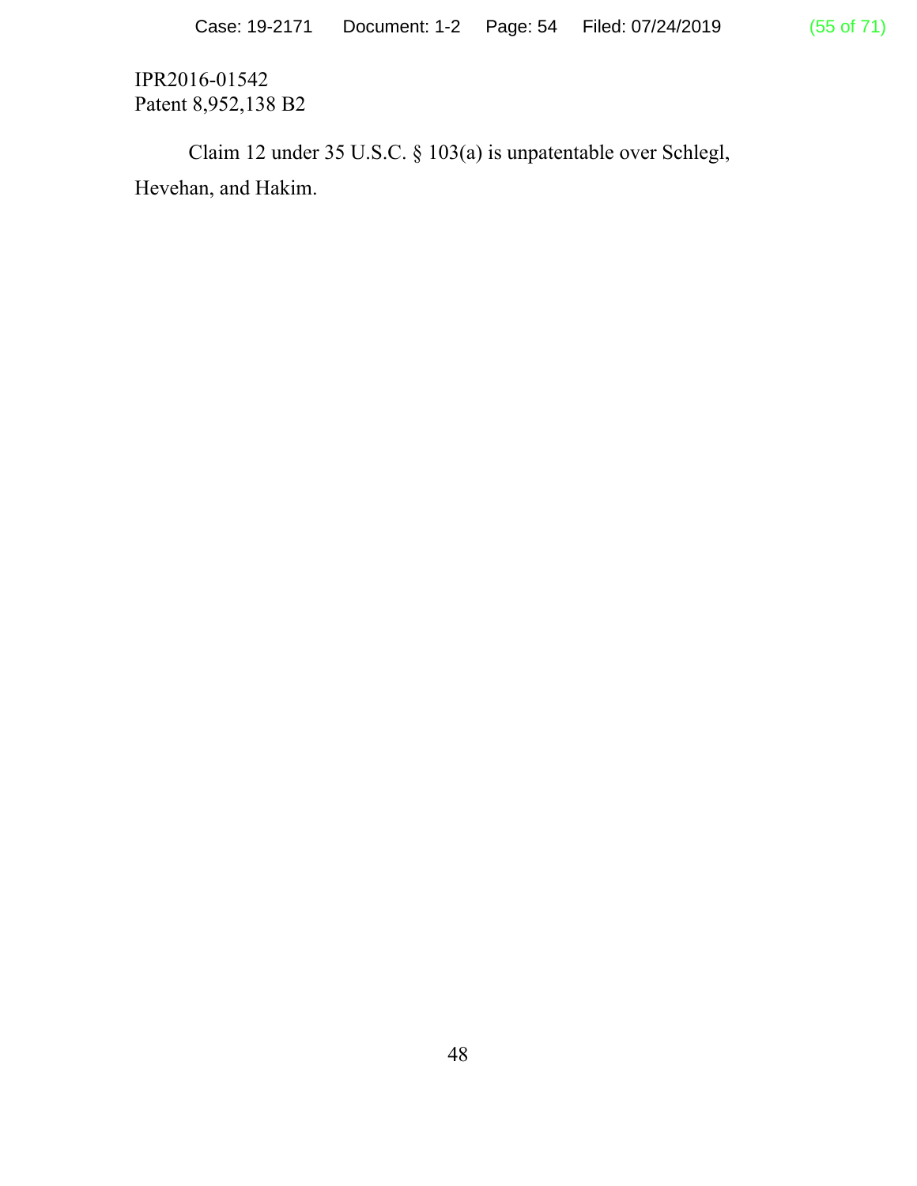Claim 12 under 35 U.S.C. § 103(a) is unpatentable over Schlegl, Hevehan, and Hakim.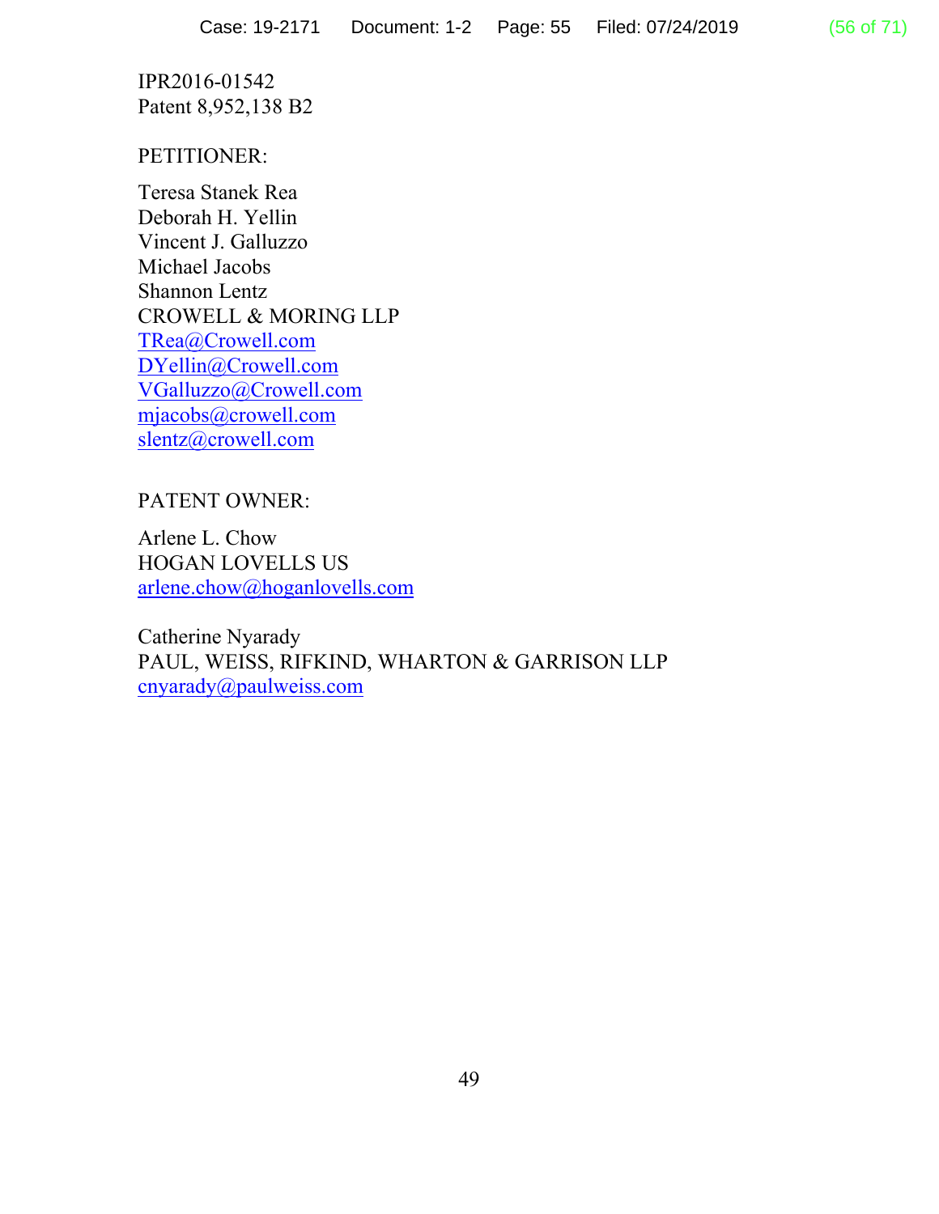IPR2016-01542
Patent 8,952,138 B2

PETITIONER:

Teresa Stanek Rea
Deborah H. Yellin
Vincent J. Galluzzo
Michael Jacobs
Shannon Lentz
CROWELL & MORING LLP
TRea@Crowell.com
DYellin@Crowell.com
VGalluzzo@Crowell.com
mjacobs@crowell.com
slentz@crowell.com

PATENT OWNER:

Arlene L. Chow
HOGAN LOVELLS US
arlene.chow@hoganlovells.com

Catherine Nyarady
PAUL, WEISS, RIFKIND, WHARTON & GARRISON LLP
cnyarady@paulweiss.com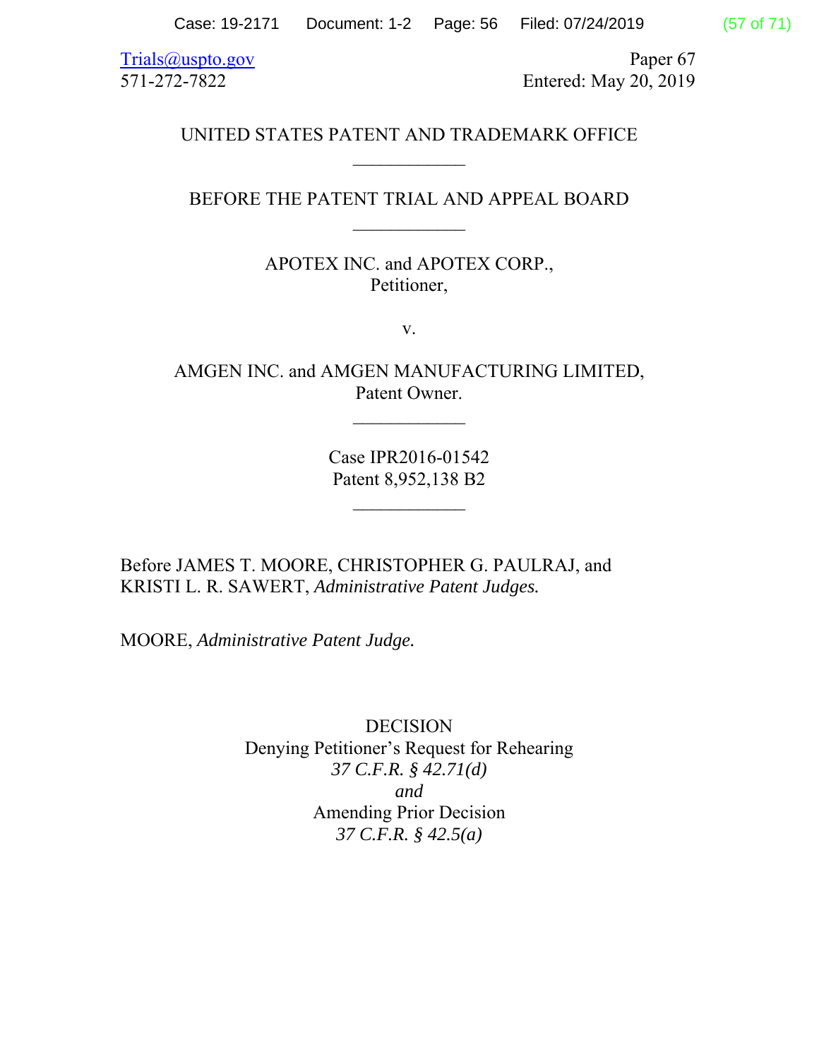Trials@uspto.gov
571-272-7822

Paper 67
Entered: May 20, 2019

UNITED STATES PATENT AND TRADEMARK OFFICE

____________

BEFORE THE PATENT TRIAL AND APPEAL BOARD

____________

APOTEX INC. and APOTEX CORP.,
Petitioner,

v.

AMGEN INC. and AMGEN MANUFACTURING LIMITED,
Patent Owner.

____________

Case IPR2016-01542
Patent 8,952,138 B2

____________

Before JAMES T. MOORE, CHRISTOPHER G. PAULRAJ, and KRISTI L. R. SAWERT, *Administrative Patent Judges.*

MOORE, *Administrative Patent Judge.*

DECISION
Denying Petitioner's Request for Rehearing
*37 C.F.R. § 42.71(d)*
*and*
Amending Prior Decision
*37 C.F.R. § 42.5(a)*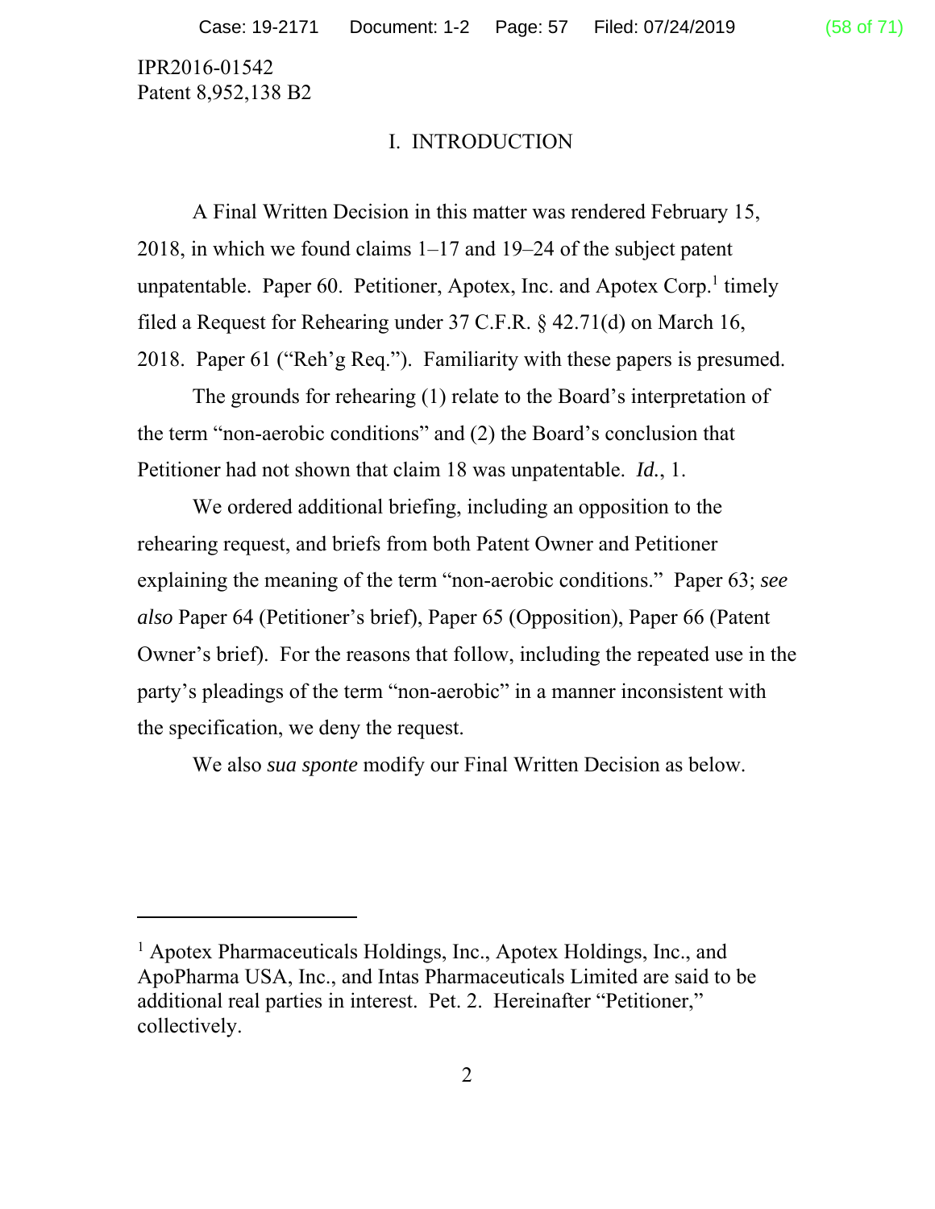IPR2016-01542
Patent 8,952,138 B2

# I. INTRODUCTION

A Final Written Decision in this matter was rendered February 15, 2018, in which we found claims 1–17 and 19–24 of the subject patent unpatentable. Paper 60. Petitioner, Apotex, Inc. and Apotex Corp.[1] timely filed a Request for Rehearing under 37 C.F.R. § 42.71(d) on March 16, 2018. Paper 61 ("Reh'g Req."). Familiarity with these papers is presumed.

The grounds for rehearing (1) relate to the Board's interpretation of the term "non-aerobic conditions" and (2) the Board's conclusion that Petitioner had not shown that claim 18 was unpatentable. *Id.*, 1.

We ordered additional briefing, including an opposition to the rehearing request, and briefs from both Patent Owner and Petitioner explaining the meaning of the term "non-aerobic conditions." Paper 63; *see also* Paper 64 (Petitioner's brief), Paper 65 (Opposition), Paper 66 (Patent Owner's brief). For the reasons that follow, including the repeated use in the party's pleadings of the term "non-aerobic" in a manner inconsistent with the specification, we deny the request.

We also *sua sponte* modify our Final Written Decision as below.

---

[1] Apotex Pharmaceuticals Holdings, Inc., Apotex Holdings, Inc., and ApoPharma USA, Inc., and Intas Pharmaceuticals Limited are said to be additional real parties in interest. Pet. 2. Hereinafter "Petitioner," collectively.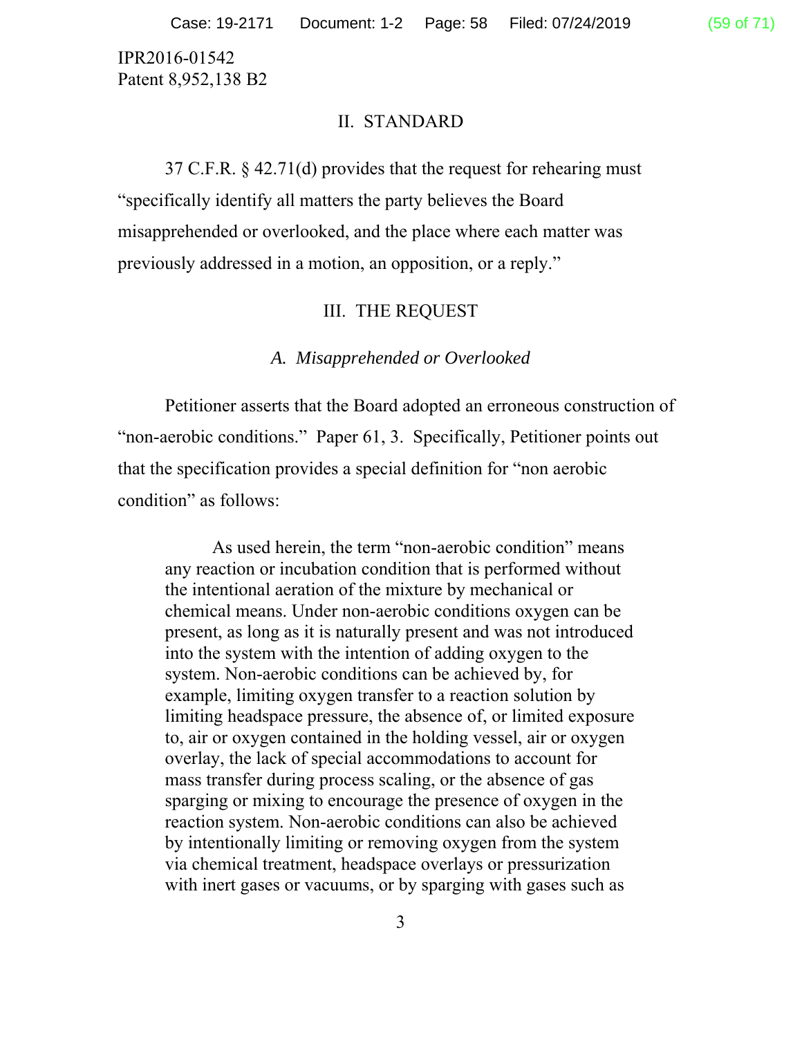IPR2016-01542
Patent 8,952,138 B2

## II. STANDARD

37 C.F.R. § 42.71(d) provides that the request for rehearing must "specifically identify all matters the party believes the Board misapprehended or overlooked, and the place where each matter was previously addressed in a motion, an opposition, or a reply."

## III. THE REQUEST

### *A. Misapprehended or Overlooked*

Petitioner asserts that the Board adopted an erroneous construction of "non-aerobic conditions." Paper 61, 3. Specifically, Petitioner points out that the specification provides a special definition for "non aerobic condition" as follows:

> As used herein, the term "non-aerobic condition" means any reaction or incubation condition that is performed without the intentional aeration of the mixture by mechanical or chemical means. Under non-aerobic conditions oxygen can be present, as long as it is naturally present and was not introduced into the system with the intention of adding oxygen to the system. Non-aerobic conditions can be achieved by, for example, limiting oxygen transfer to a reaction solution by limiting headspace pressure, the absence of, or limited exposure to, air or oxygen contained in the holding vessel, air or oxygen overlay, the lack of special accommodations to account for mass transfer during process scaling, or the absence of gas sparging or mixing to encourage the presence of oxygen in the reaction system. Non-aerobic conditions can also be achieved by intentionally limiting or removing oxygen from the system via chemical treatment, headspace overlays or pressurization with inert gases or vacuums, or by sparging with gases such as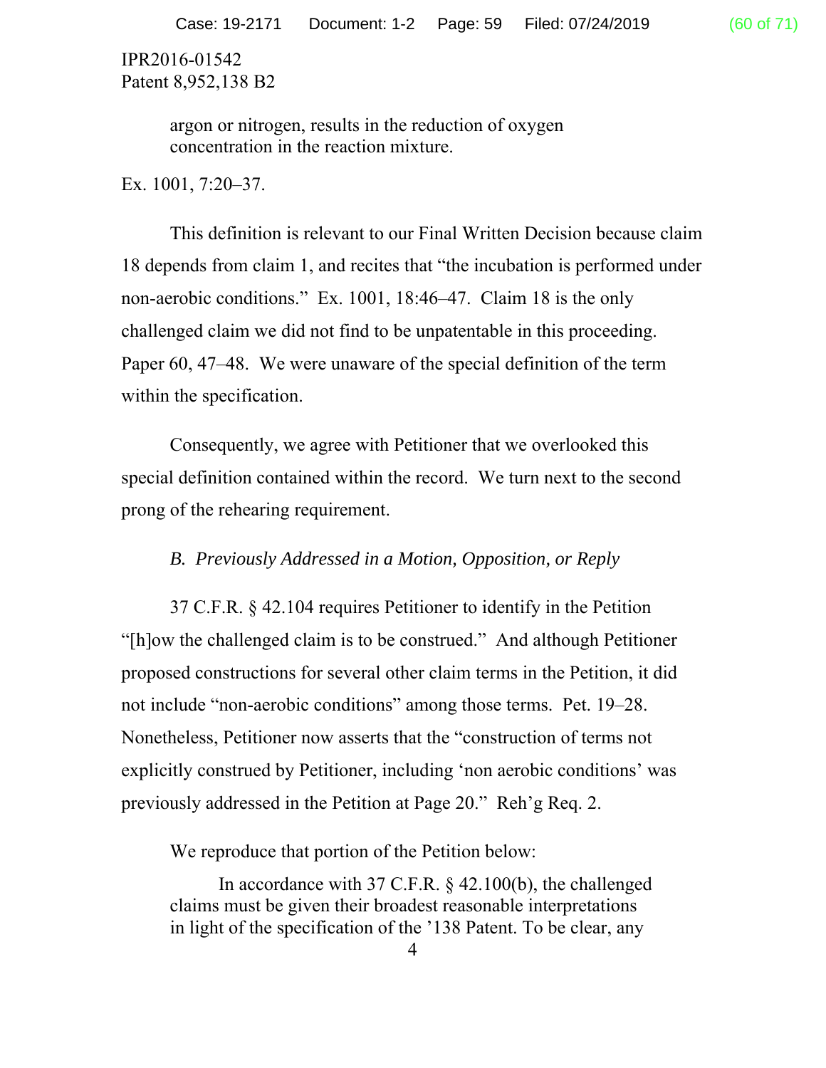IPR2016-01542
Patent 8,952,138 B2

> argon or nitrogen, results in the reduction of oxygen concentration in the reaction mixture.

Ex. 1001, 7:20–37.

This definition is relevant to our Final Written Decision because claim 18 depends from claim 1, and recites that "the incubation is performed under non-aerobic conditions." Ex. 1001, 18:46–47. Claim 18 is the only challenged claim we did not find to be unpatentable in this proceeding. Paper 60, 47–48. We were unaware of the special definition of the term within the specification.

Consequently, we agree with Petitioner that we overlooked this special definition contained within the record. We turn next to the second prong of the rehearing requirement.

### *B. Previously Addressed in a Motion, Opposition, or Reply*

37 C.F.R. § 42.104 requires Petitioner to identify in the Petition "[h]ow the challenged claim is to be construed." And although Petitioner proposed constructions for several other claim terms in the Petition, it did not include "non-aerobic conditions" among those terms. Pet. 19–28. Nonetheless, Petitioner now asserts that the "construction of terms not explicitly construed by Petitioner, including 'non aerobic conditions' was previously addressed in the Petition at Page 20." Reh'g Req. 2.

We reproduce that portion of the Petition below:

> In accordance with 37 C.F.R. § 42.100(b), the challenged claims must be given their broadest reasonable interpretations in light of the specification of the '138 Patent. To be clear, any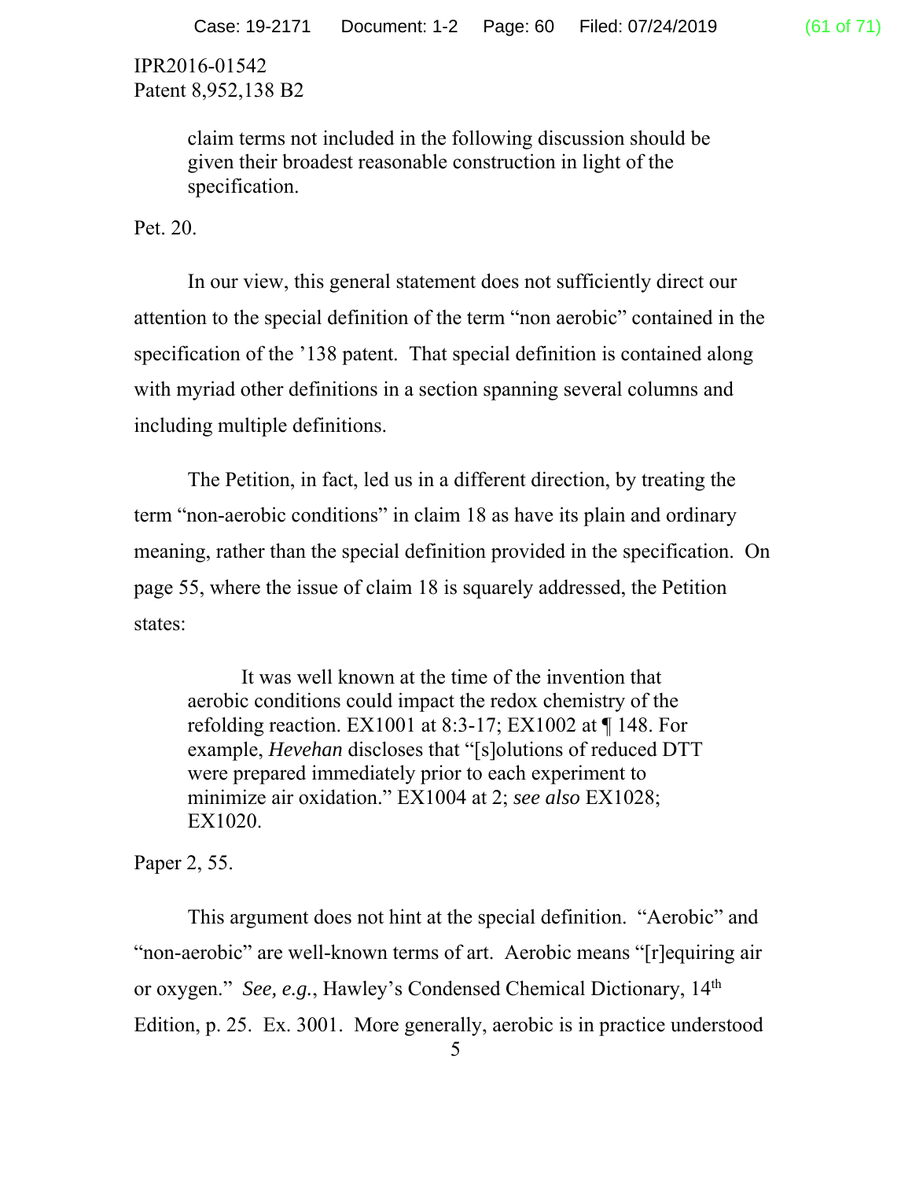> claim terms not included in the following discussion should be given their broadest reasonable construction in light of the specification.

Pet. 20.

In our view, this general statement does not sufficiently direct our attention to the special definition of the term "non aerobic" contained in the specification of the '138 patent. That special definition is contained along with myriad other definitions in a section spanning several columns and including multiple definitions.

The Petition, in fact, led us in a different direction, by treating the term "non-aerobic conditions" in claim 18 as have its plain and ordinary meaning, rather than the special definition provided in the specification. On page 55, where the issue of claim 18 is squarely addressed, the Petition states:

> It was well known at the time of the invention that aerobic conditions could impact the redox chemistry of the refolding reaction. EX1001 at 8:3-17; EX1002 at ¶ 148. For example, *Hevehan* discloses that "[s]olutions of reduced DTT were prepared immediately prior to each experiment to minimize air oxidation." EX1004 at 2; *see also* EX1028; EX1020.

Paper 2, 55.

This argument does not hint at the special definition. "Aerobic" and "non-aerobic" are well-known terms of art. Aerobic means "[r]equiring air or oxygen." *See, e.g.*, Hawley's Condensed Chemical Dictionary, 14th Edition, p. 25. Ex. 3001. More generally, aerobic is in practice understood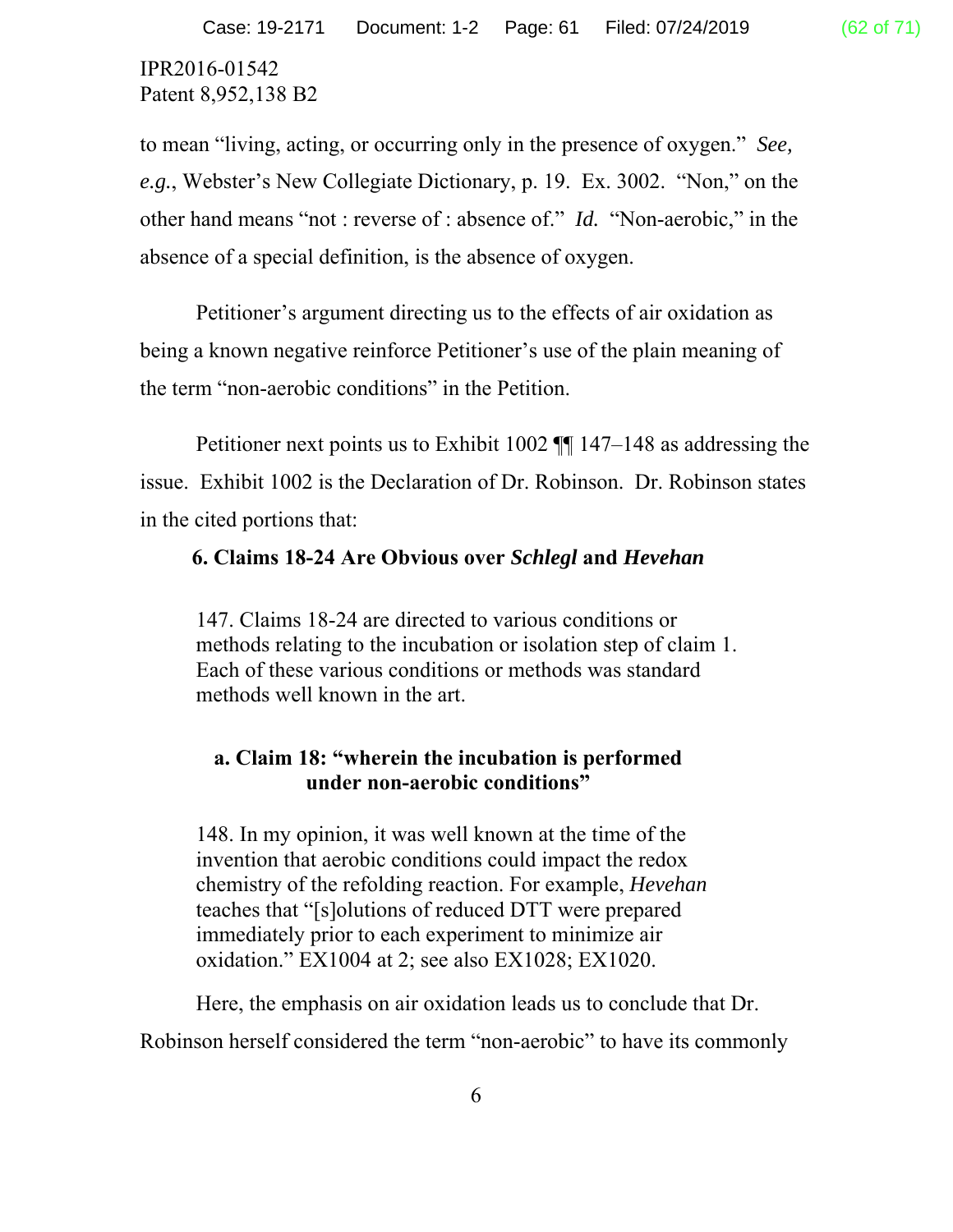IPR2016-01542
Patent 8,952,138 B2

to mean "living, acting, or occurring only in the presence of oxygen." *See, e.g.*, Webster's New Collegiate Dictionary, p. 19. Ex. 3002. "Non," on the other hand means "not : reverse of : absence of." *Id.* "Non-aerobic," in the absence of a special definition, is the absence of oxygen.

Petitioner's argument directing us to the effects of air oxidation as being a known negative reinforce Petitioner's use of the plain meaning of the term "non-aerobic conditions" in the Petition.

Petitioner next points us to Exhibit 1002 ¶¶ 147–148 as addressing the issue. Exhibit 1002 is the Declaration of Dr. Robinson. Dr. Robinson states in the cited portions that:

> **6. Claims 18-24 Are Obvious over *Schlegl* and *Hevehan***
>
> 147. Claims 18-24 are directed to various conditions or methods relating to the incubation or isolation step of claim 1. Each of these various conditions or methods was standard methods well known in the art.
>
> **a. Claim 18: "wherein the incubation is performed under non-aerobic conditions"**
>
> 148. In my opinion, it was well known at the time of the invention that aerobic conditions could impact the redox chemistry of the refolding reaction. For example, *Hevehan* teaches that "[s]olutions of reduced DTT were prepared immediately prior to each experiment to minimize air oxidation." EX1004 at 2; see also EX1028; EX1020.

Here, the emphasis on air oxidation leads us to conclude that Dr. Robinson herself considered the term "non-aerobic" to have its commonly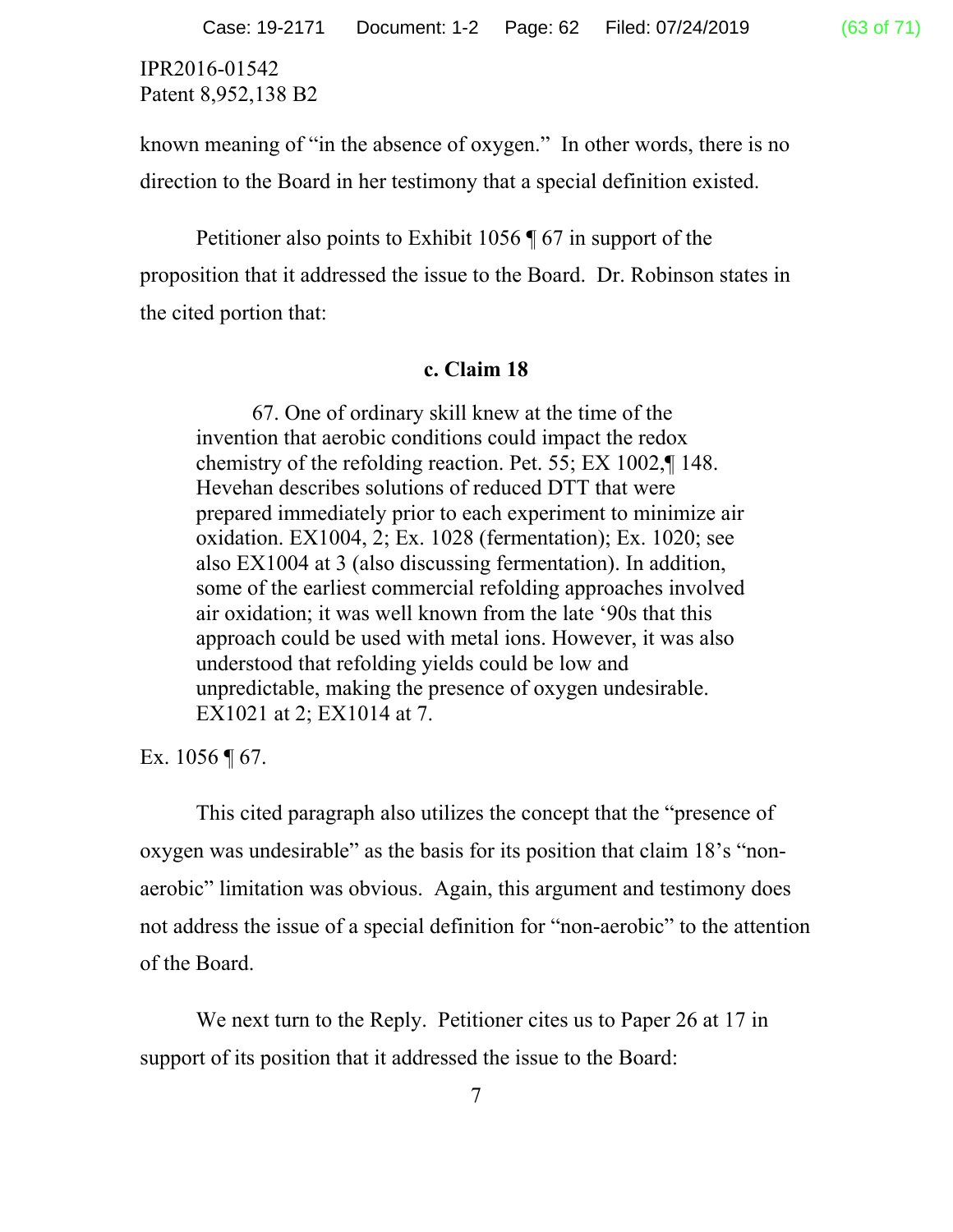known meaning of "in the absence of oxygen." In other words, there is no direction to the Board in her testimony that a special definition existed.

Petitioner also points to Exhibit 1056 ¶ 67 in support of the proposition that it addressed the issue to the Board. Dr. Robinson states in the cited portion that:

> **c. Claim 18**
>
> 67. One of ordinary skill knew at the time of the invention that aerobic conditions could impact the redox chemistry of the refolding reaction. Pet. 55; EX 1002,¶ 148. Hevehan describes solutions of reduced DTT that were prepared immediately prior to each experiment to minimize air oxidation. EX1004, 2; Ex. 1028 (fermentation); Ex. 1020; see also EX1004 at 3 (also discussing fermentation). In addition, some of the earliest commercial refolding approaches involved air oxidation; it was well known from the late '90s that this approach could be used with metal ions. However, it was also understood that refolding yields could be low and unpredictable, making the presence of oxygen undesirable. EX1021 at 2; EX1014 at 7.

Ex. 1056 ¶ 67.

This cited paragraph also utilizes the concept that the "presence of oxygen was undesirable" as the basis for its position that claim 18's "non-aerobic" limitation was obvious. Again, this argument and testimony does not address the issue of a special definition for "non-aerobic" to the attention of the Board.

We next turn to the Reply. Petitioner cites us to Paper 26 at 17 in support of its position that it addressed the issue to the Board: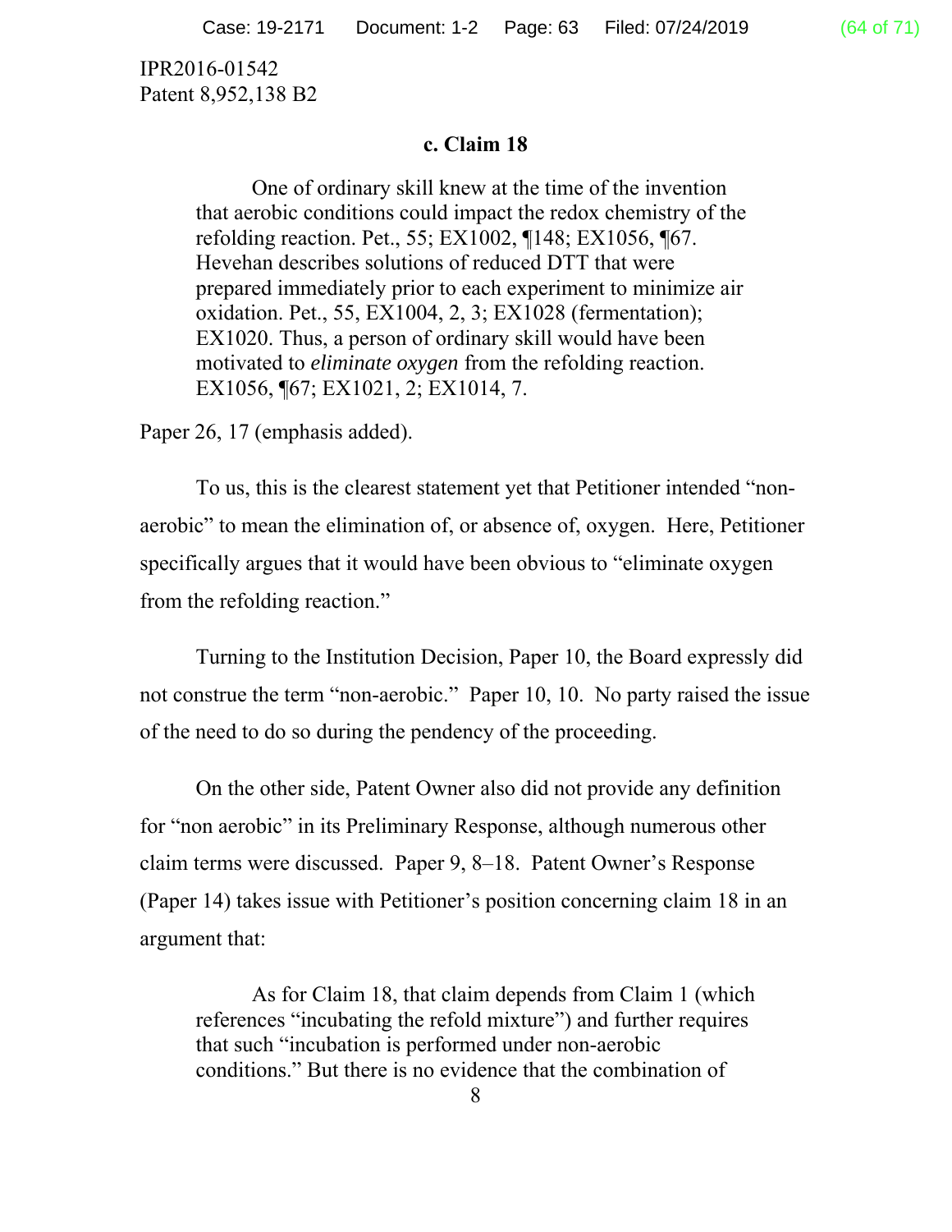IPR2016-01542
Patent 8,952,138 B2

**c. Claim 18**

> One of ordinary skill knew at the time of the invention that aerobic conditions could impact the redox chemistry of the refolding reaction. Pet., 55; EX1002, ¶148; EX1056, ¶67. Hevehan describes solutions of reduced DTT that were prepared immediately prior to each experiment to minimize air oxidation. Pet., 55, EX1004, 2, 3; EX1028 (fermentation); EX1020. Thus, a person of ordinary skill would have been motivated to *eliminate oxygen* from the refolding reaction. EX1056, ¶67; EX1021, 2; EX1014, 7.

Paper 26, 17 (emphasis added).

To us, this is the clearest statement yet that Petitioner intended "non-aerobic" to mean the elimination of, or absence of, oxygen. Here, Petitioner specifically argues that it would have been obvious to "eliminate oxygen from the refolding reaction."

Turning to the Institution Decision, Paper 10, the Board expressly did not construe the term "non-aerobic." Paper 10, 10. No party raised the issue of the need to do so during the pendency of the proceeding.

On the other side, Patent Owner also did not provide any definition for "non aerobic" in its Preliminary Response, although numerous other claim terms were discussed. Paper 9, 8–18. Patent Owner's Response (Paper 14) takes issue with Petitioner's position concerning claim 18 in an argument that:

> As for Claim 18, that claim depends from Claim 1 (which references "incubating the refold mixture") and further requires that such "incubation is performed under non-aerobic conditions." But there is no evidence that the combination of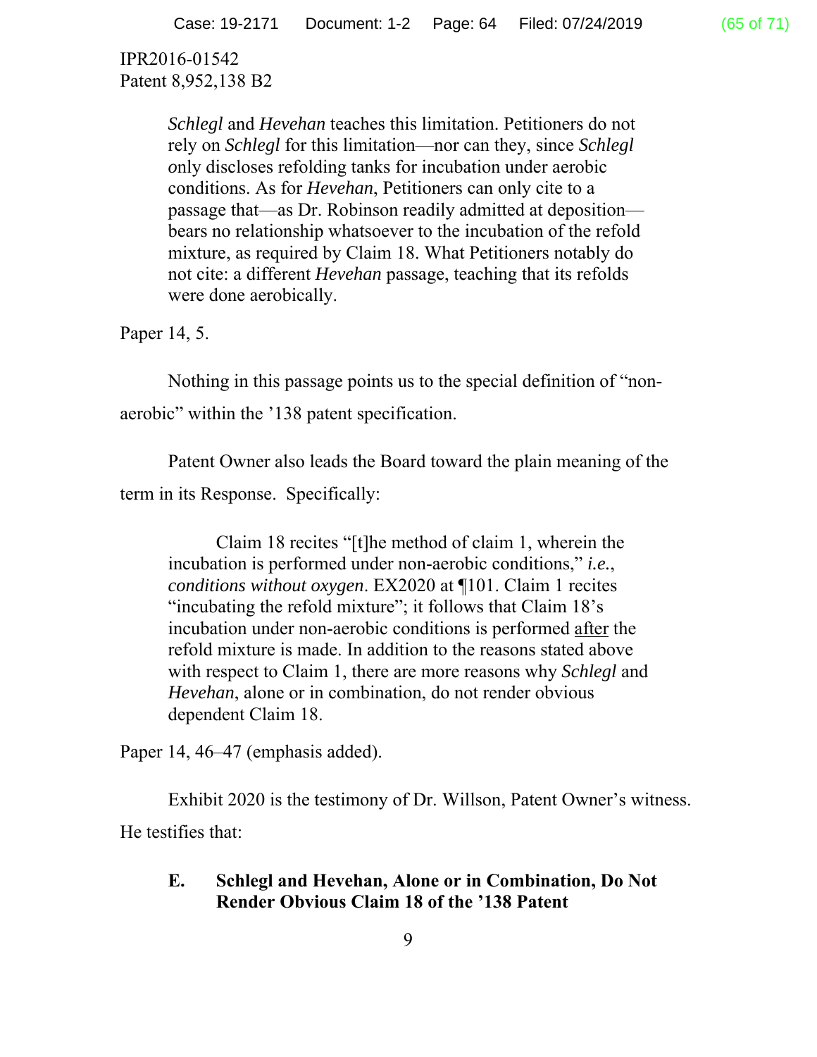IPR2016-01542
Patent 8,952,138 B2

> *Schlegl* and *Hevehan* teaches this limitation. Petitioners do not rely on *Schlegl* for this limitation—nor can they, since *Schlegl only* discloses refolding tanks for incubation under aerobic conditions. As for *Hevehan*, Petitioners can only cite to a passage that—as Dr. Robinson readily admitted at deposition—bears no relationship whatsoever to the incubation of the refold mixture, as required by Claim 18. What Petitioners notably do not cite: a different *Hevehan* passage, teaching that its refolds were done aerobically.

Paper 14, 5.

Nothing in this passage points us to the special definition of "non-aerobic" within the '138 patent specification.

Patent Owner also leads the Board toward the plain meaning of the term in its Response. Specifically:

> Claim 18 recites "[t]he method of claim 1, wherein the incubation is performed under non-aerobic conditions," *i.e.*, *conditions without oxygen*. EX2020 at ¶101. Claim 1 recites "incubating the refold mixture"; it follows that Claim 18's incubation under non-aerobic conditions is performed <u>after</u> the refold mixture is made. In addition to the reasons stated above with respect to Claim 1, there are more reasons why *Schlegl* and *Hevehan*, alone or in combination, do not render obvious dependent Claim 18.

Paper 14, 46–47 (emphasis added).

Exhibit 2020 is the testimony of Dr. Willson, Patent Owner's witness. He testifies that:

> **E. Schlegl and Hevehan, Alone or in Combination, Do Not Render Obvious Claim 18 of the '138 Patent**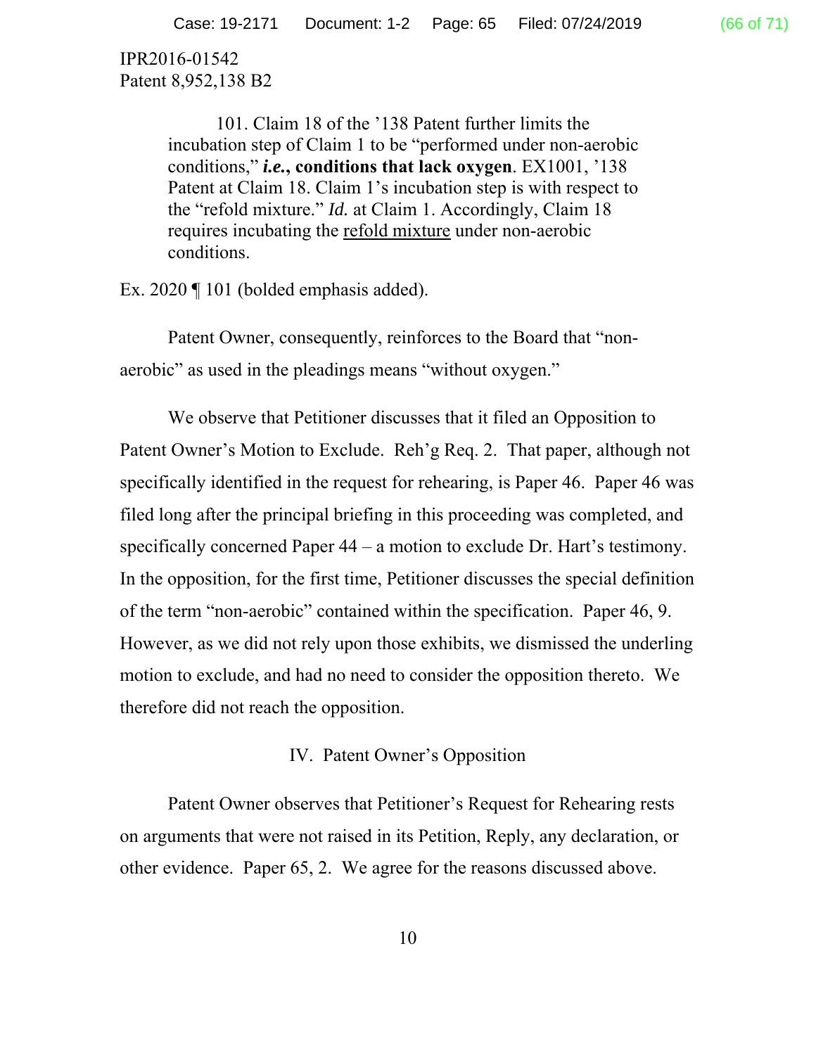IPR2016-01542
Patent 8,952,138 B2

> 101. Claim 18 of the '138 Patent further limits the incubation step of Claim 1 to be "performed under non-aerobic conditions," ***i.e.*, conditions that lack oxygen**. EX1001, '138 Patent at Claim 18. Claim 1's incubation step is with respect to the "refold mixture." *Id.* at Claim 1. Accordingly, Claim 18 requires incubating the <u>refold mixture</u> under non-aerobic conditions.

Ex. 2020 ¶ 101 (bolded emphasis added).

Patent Owner, consequently, reinforces to the Board that "non-aerobic" as used in the pleadings means "without oxygen."

We observe that Petitioner discusses that it filed an Opposition to Patent Owner's Motion to Exclude. Reh'g Req. 2. That paper, although not specifically identified in the request for rehearing, is Paper 46. Paper 46 was filed long after the principal briefing in this proceeding was completed, and specifically concerned Paper 44 – a motion to exclude Dr. Hart's testimony. In the opposition, for the first time, Petitioner discusses the special definition of the term "non-aerobic" contained within the specification. Paper 46, 9. However, as we did not rely upon those exhibits, we dismissed the underling motion to exclude, and had no need to consider the opposition thereto. We therefore did not reach the opposition.

## IV. Patent Owner's Opposition

Patent Owner observes that Petitioner's Request for Rehearing rests on arguments that were not raised in its Petition, Reply, any declaration, or other evidence. Paper 65, 2. We agree for the reasons discussed above.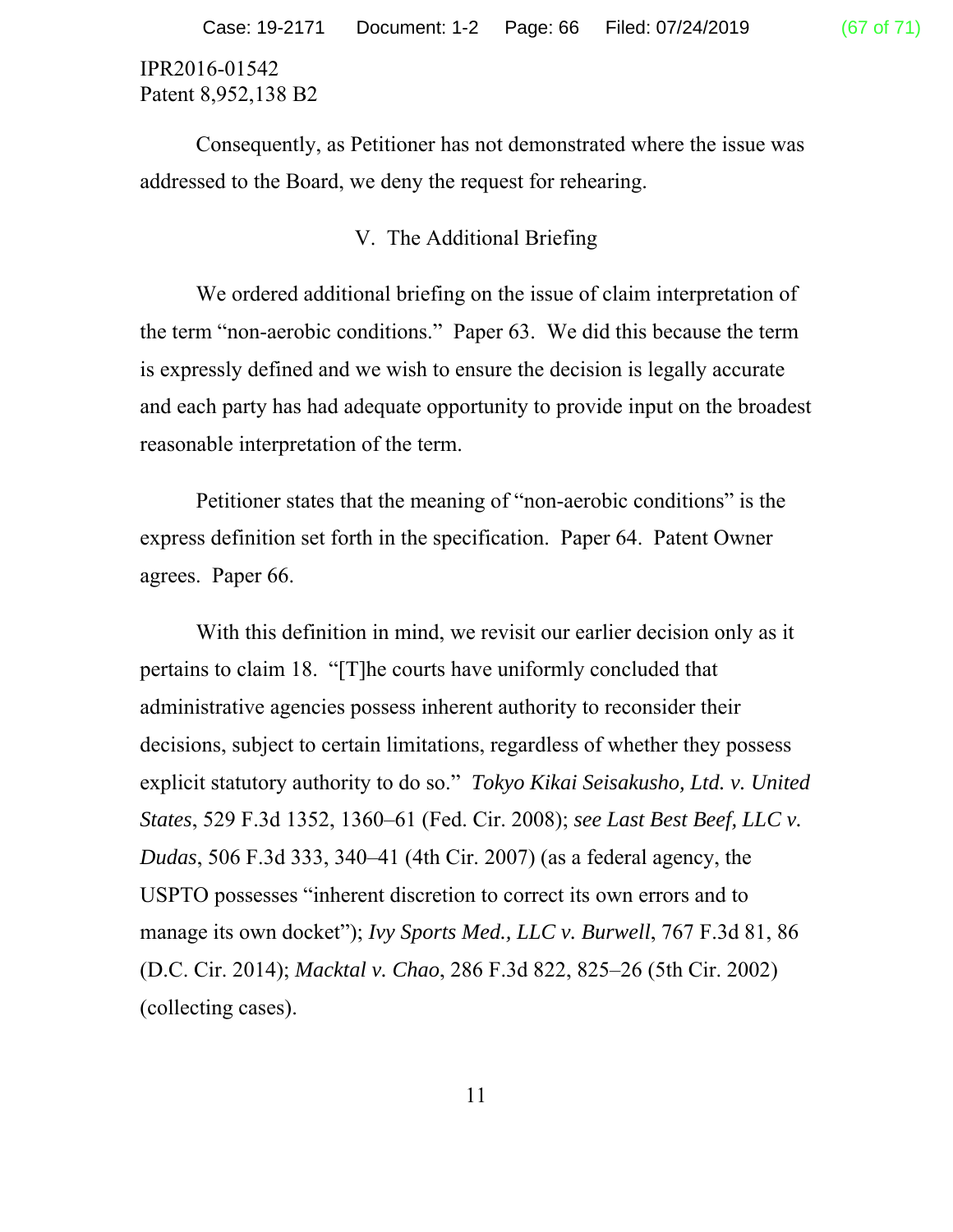IPR2016-01542
Patent 8,952,138 B2

Consequently, as Petitioner has not demonstrated where the issue was addressed to the Board, we deny the request for rehearing.

## V. The Additional Briefing

We ordered additional briefing on the issue of claim interpretation of the term "non-aerobic conditions." Paper 63. We did this because the term is expressly defined and we wish to ensure the decision is legally accurate and each party has had adequate opportunity to provide input on the broadest reasonable interpretation of the term.

Petitioner states that the meaning of "non-aerobic conditions" is the express definition set forth in the specification. Paper 64. Patent Owner agrees. Paper 66.

With this definition in mind, we revisit our earlier decision only as it pertains to claim 18. "[T]he courts have uniformly concluded that administrative agencies possess inherent authority to reconsider their decisions, subject to certain limitations, regardless of whether they possess explicit statutory authority to do so." *Tokyo Kikai Seisakusho, Ltd. v. United States*, 529 F.3d 1352, 1360–61 (Fed. Cir. 2008); *see Last Best Beef, LLC v. Dudas*, 506 F.3d 333, 340–41 (4th Cir. 2007) (as a federal agency, the USPTO possesses "inherent discretion to correct its own errors and to manage its own docket"); *Ivy Sports Med., LLC v. Burwell*, 767 F.3d 81, 86 (D.C. Cir. 2014); *Macktal v. Chao*, 286 F.3d 822, 825–26 (5th Cir. 2002) (collecting cases).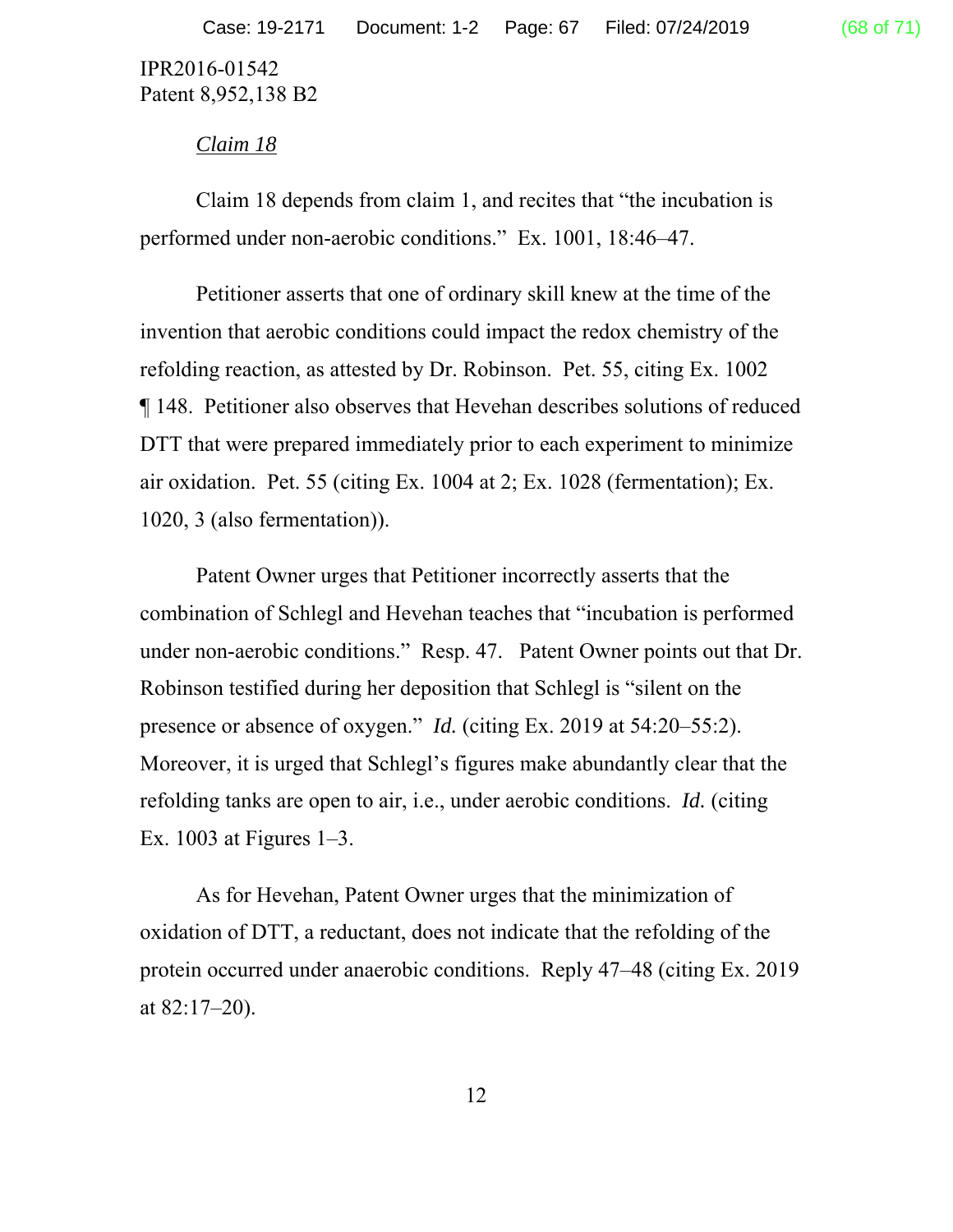IPR2016-01542
Patent 8,952,138 B2

*Claim 18*

Claim 18 depends from claim 1, and recites that "the incubation is performed under non-aerobic conditions." Ex. 1001, 18:46–47.

Petitioner asserts that one of ordinary skill knew at the time of the invention that aerobic conditions could impact the redox chemistry of the refolding reaction, as attested by Dr. Robinson. Pet. 55, citing Ex. 1002 ¶ 148. Petitioner also observes that Hevehan describes solutions of reduced DTT that were prepared immediately prior to each experiment to minimize air oxidation. Pet. 55 (citing Ex. 1004 at 2; Ex. 1028 (fermentation); Ex. 1020, 3 (also fermentation)).

Patent Owner urges that Petitioner incorrectly asserts that the combination of Schlegl and Hevehan teaches that "incubation is performed under non-aerobic conditions." Resp. 47. Patent Owner points out that Dr. Robinson testified during her deposition that Schlegl is "silent on the presence or absence of oxygen." *Id.* (citing Ex. 2019 at 54:20–55:2). Moreover, it is urged that Schlegl's figures make abundantly clear that the refolding tanks are open to air, i.e., under aerobic conditions. *Id.* (citing Ex. 1003 at Figures 1–3.

As for Hevehan, Patent Owner urges that the minimization of oxidation of DTT, a reductant, does not indicate that the refolding of the protein occurred under anaerobic conditions. Reply 47–48 (citing Ex. 2019 at 82:17–20).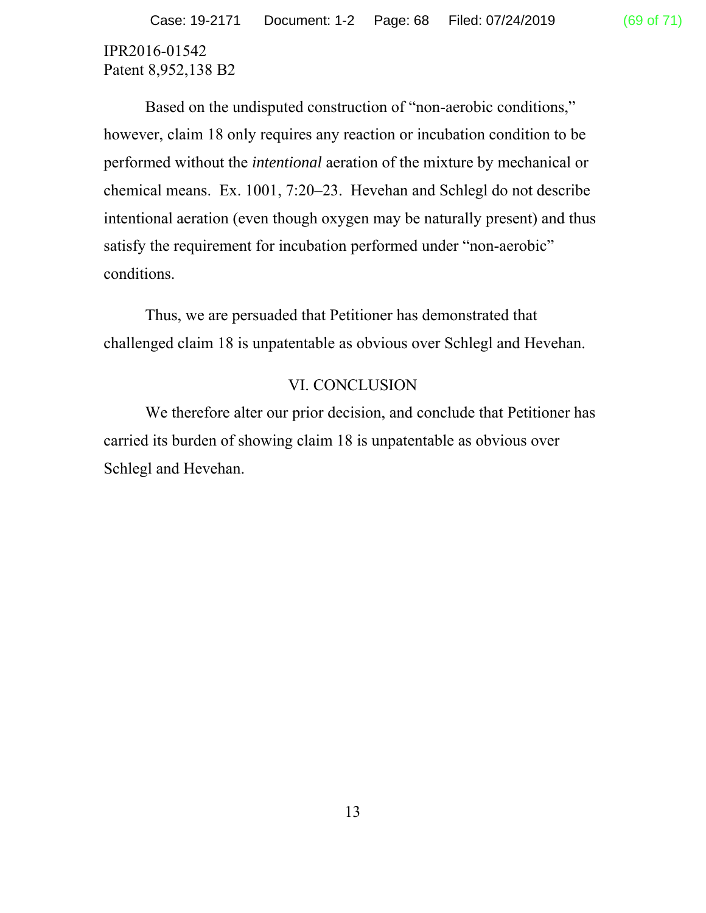IPR2016-01542
Patent 8,952,138 B2

Based on the undisputed construction of "non-aerobic conditions," however, claim 18 only requires any reaction or incubation condition to be performed without the *intentional* aeration of the mixture by mechanical or chemical means. Ex. 1001, 7:20–23. Hevehan and Schlegl do not describe intentional aeration (even though oxygen may be naturally present) and thus satisfy the requirement for incubation performed under "non-aerobic" conditions.

Thus, we are persuaded that Petitioner has demonstrated that challenged claim 18 is unpatentable as obvious over Schlegl and Hevehan.

## VI. CONCLUSION

We therefore alter our prior decision, and conclude that Petitioner has carried its burden of showing claim 18 is unpatentable as obvious over Schlegl and Hevehan.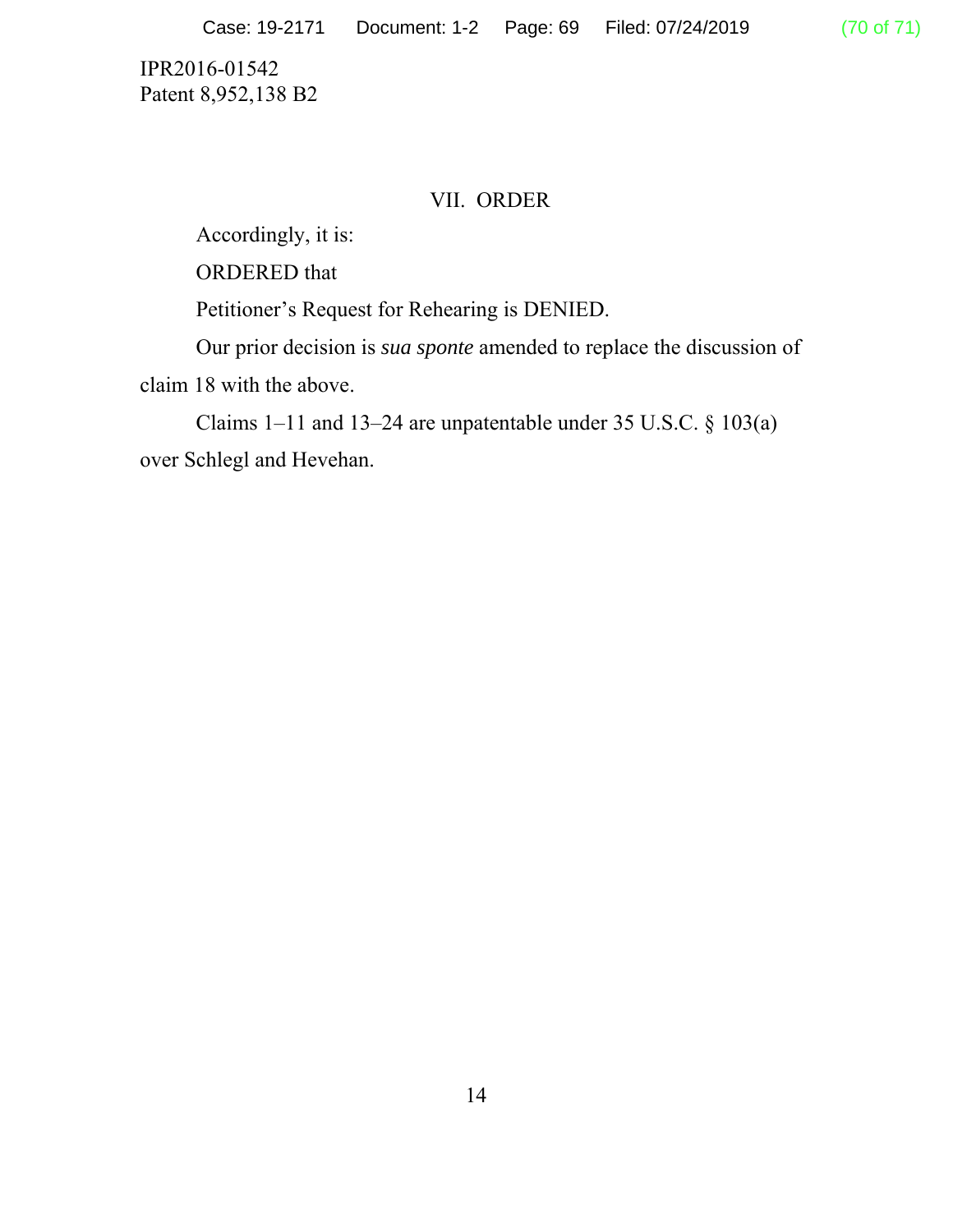IPR2016-01542
Patent 8,952,138 B2

## VII. ORDER

Accordingly, it is:

ORDERED that

Petitioner's Request for Rehearing is DENIED.

Our prior decision is *sua sponte* amended to replace the discussion of claim 18 with the above.

Claims 1–11 and 13–24 are unpatentable under 35 U.S.C. § 103(a) over Schlegl and Hevehan.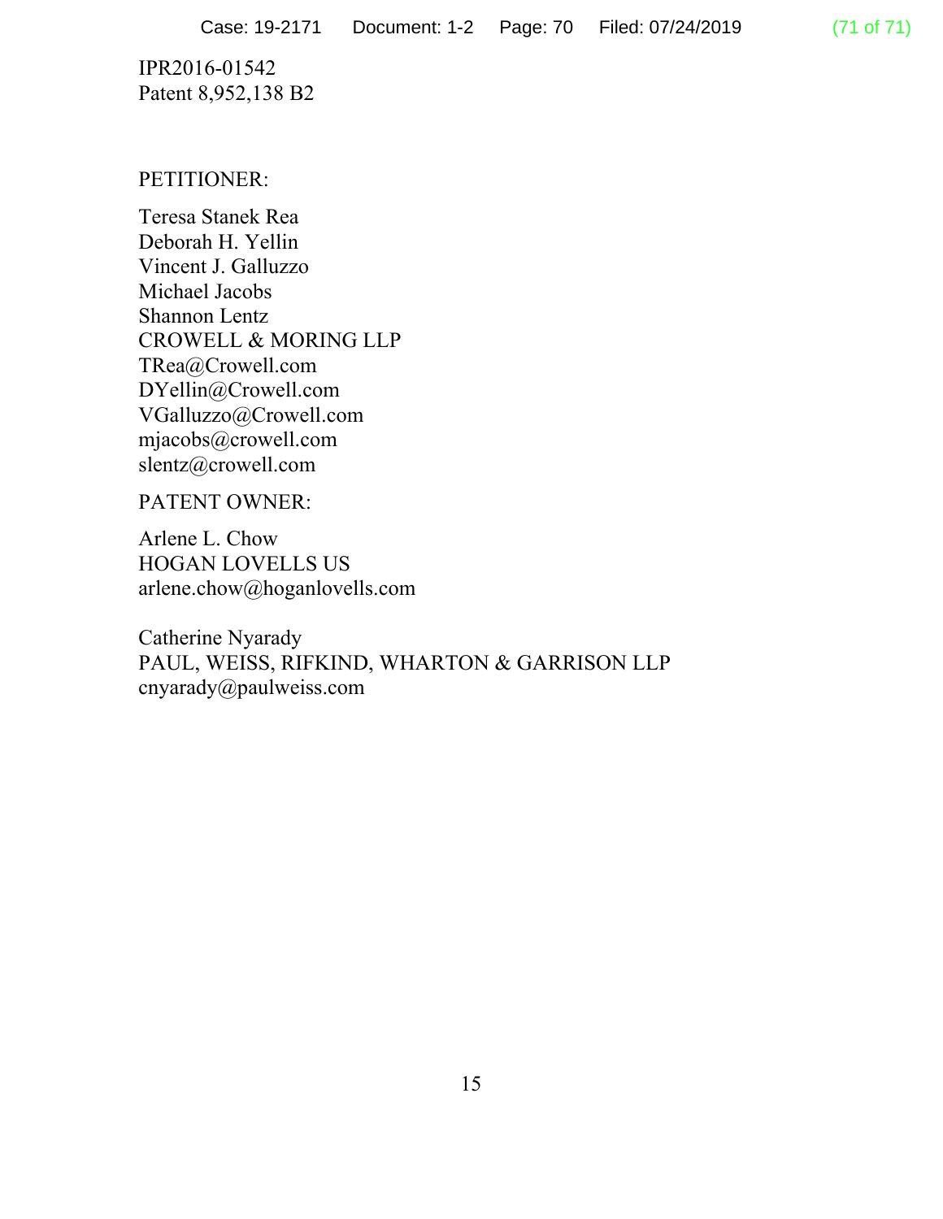IPR2016-01542
Patent 8,952,138 B2

PETITIONER:

Teresa Stanek Rea
Deborah H. Yellin
Vincent J. Galluzzo
Michael Jacobs
Shannon Lentz
CROWELL & MORING LLP
TRea@Crowell.com
DYellin@Crowell.com
VGalluzzo@Crowell.com
mjacobs@crowell.com
slentz@crowell.com

PATENT OWNER:

Arlene L. Chow
HOGAN LOVELLS US
arlene.chow@hoganlovells.com

Catherine Nyarady
PAUL, WEISS, RIFKIND, WHARTON & GARRISON LLP
cnyarady@paulweiss.com